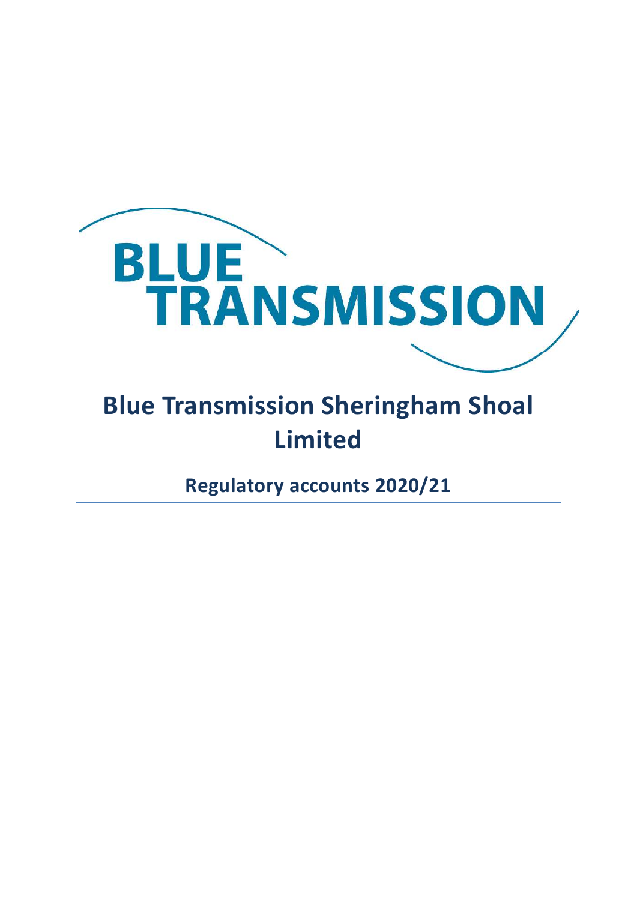BLUE TRANSMISSION

# Blue Transmission Sheringham Shoal Limited

## Regulatory accounts 2020/21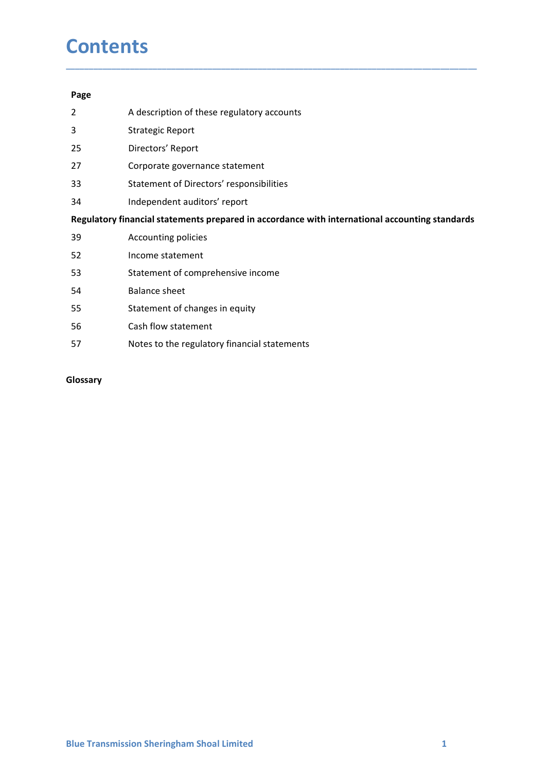# Contents

| Page | |
|---|---|
| 2 | A description of these regulatory accounts |
| 3 | Strategic Report |
| 25 | Directors' Report |
| 27 | Corporate governance statement |
| 33 | Statement of Directors' responsibilities |
| 34 | Independent auditors' report |
| **Regulatory financial statements prepared in accordance with international accounting standards** | |
| 39 | Accounting policies |
| 52 | Income statement |
| 53 | Statement of comprehensive income |
| 54 | Balance sheet |
| 55 | Statement of changes in equity |
| 56 | Cash flow statement |
| 57 | Notes to the regulatory financial statements |

**Glossary**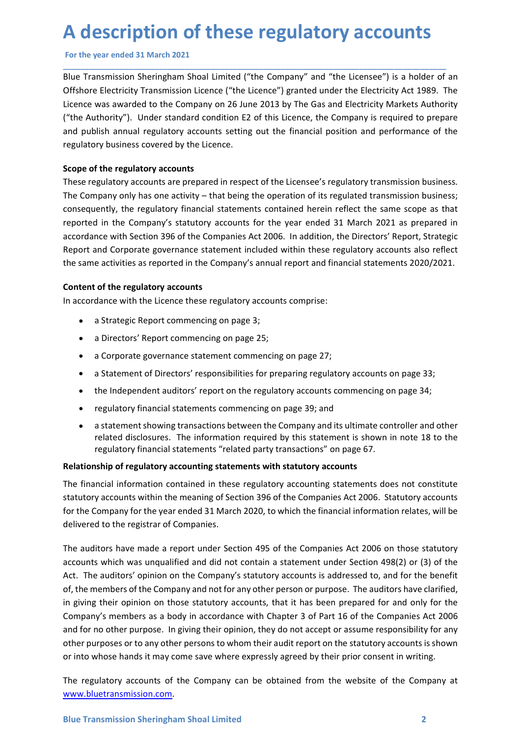# A description of these regulatory accounts

For the year ended 31 March 2021

Blue Transmission Sheringham Shoal Limited ("the Company" and "the Licensee") is a holder of an Offshore Electricity Transmission Licence ("the Licence") granted under the Electricity Act 1989. The Licence was awarded to the Company on 26 June 2013 by The Gas and Electricity Markets Authority ("the Authority"). Under standard condition E2 of this Licence, the Company is required to prepare and publish annual regulatory accounts setting out the financial position and performance of the regulatory business covered by the Licence.

**Scope of the regulatory accounts**

These regulatory accounts are prepared in respect of the Licensee's regulatory transmission business. The Company only has one activity – that being the operation of its regulated transmission business; consequently, the regulatory financial statements contained herein reflect the same scope as that reported in the Company's statutory accounts for the year ended 31 March 2021 as prepared in accordance with Section 396 of the Companies Act 2006. In addition, the Directors' Report, Strategic Report and Corporate governance statement included within these regulatory accounts also reflect the same activities as reported in the Company's annual report and financial statements 2020/2021.

**Content of the regulatory accounts**

In accordance with the Licence these regulatory accounts comprise:

- a Strategic Report commencing on page 3;
- a Directors' Report commencing on page 25;
- a Corporate governance statement commencing on page 27;
- a Statement of Directors' responsibilities for preparing regulatory accounts on page 33;
- the Independent auditors' report on the regulatory accounts commencing on page 34;
- regulatory financial statements commencing on page 39; and
- a statement showing transactions between the Company and its ultimate controller and other related disclosures. The information required by this statement is shown in note 18 to the regulatory financial statements "related party transactions" on page 67.

**Relationship of regulatory accounting statements with statutory accounts**

The financial information contained in these regulatory accounting statements does not constitute statutory accounts within the meaning of Section 396 of the Companies Act 2006. Statutory accounts for the Company for the year ended 31 March 2020, to which the financial information relates, will be delivered to the registrar of Companies.

The auditors have made a report under Section 495 of the Companies Act 2006 on those statutory accounts which was unqualified and did not contain a statement under Section 498(2) or (3) of the Act. The auditors' opinion on the Company's statutory accounts is addressed to, and for the benefit of, the members of the Company and not for any other person or purpose. The auditors have clarified, in giving their opinion on those statutory accounts, that it has been prepared for and only for the Company's members as a body in accordance with Chapter 3 of Part 16 of the Companies Act 2006 and for no other purpose. In giving their opinion, they do not accept or assume responsibility for any other purposes or to any other persons to whom their audit report on the statutory accounts is shown or into whose hands it may come save where expressly agreed by their prior consent in writing.

The regulatory accounts of the Company can be obtained from the website of the Company at www.bluetransmission.com.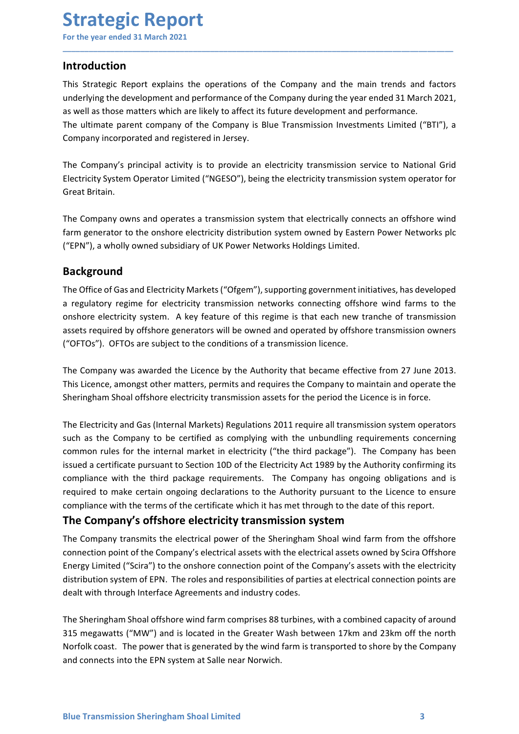# Strategic Report

For the year ended 31 March 2021

## Introduction

This Strategic Report explains the operations of the Company and the main trends and factors underlying the development and performance of the Company during the year ended 31 March 2021, as well as those matters which are likely to affect its future development and performance.
The ultimate parent company of the Company is Blue Transmission Investments Limited ("BTI"), a Company incorporated and registered in Jersey.

The Company's principal activity is to provide an electricity transmission service to National Grid Electricity System Operator Limited ("NGESO"), being the electricity transmission system operator for Great Britain.

The Company owns and operates a transmission system that electrically connects an offshore wind farm generator to the onshore electricity distribution system owned by Eastern Power Networks plc ("EPN"), a wholly owned subsidiary of UK Power Networks Holdings Limited.

## Background

The Office of Gas and Electricity Markets ("Ofgem"), supporting government initiatives, has developed a regulatory regime for electricity transmission networks connecting offshore wind farms to the onshore electricity system. A key feature of this regime is that each new tranche of transmission assets required by offshore generators will be owned and operated by offshore transmission owners ("OFTOs"). OFTOs are subject to the conditions of a transmission licence.

The Company was awarded the Licence by the Authority that became effective from 27 June 2013. This Licence, amongst other matters, permits and requires the Company to maintain and operate the Sheringham Shoal offshore electricity transmission assets for the period the Licence is in force.

The Electricity and Gas (Internal Markets) Regulations 2011 require all transmission system operators such as the Company to be certified as complying with the unbundling requirements concerning common rules for the internal market in electricity ("the third package"). The Company has been issued a certificate pursuant to Section 10D of the Electricity Act 1989 by the Authority confirming its compliance with the third package requirements. The Company has ongoing obligations and is required to make certain ongoing declarations to the Authority pursuant to the Licence to ensure compliance with the terms of the certificate which it has met through to the date of this report.

## The Company's offshore electricity transmission system

The Company transmits the electrical power of the Sheringham Shoal wind farm from the offshore connection point of the Company's electrical assets with the electrical assets owned by Scira Offshore Energy Limited ("Scira") to the onshore connection point of the Company's assets with the electricity distribution system of EPN. The roles and responsibilities of parties at electrical connection points are dealt with through Interface Agreements and industry codes.

The Sheringham Shoal offshore wind farm comprises 88 turbines, with a combined capacity of around 315 megawatts ("MW") and is located in the Greater Wash between 17km and 23km off the north Norfolk coast. The power that is generated by the wind farm is transported to shore by the Company and connects into the EPN system at Salle near Norwich.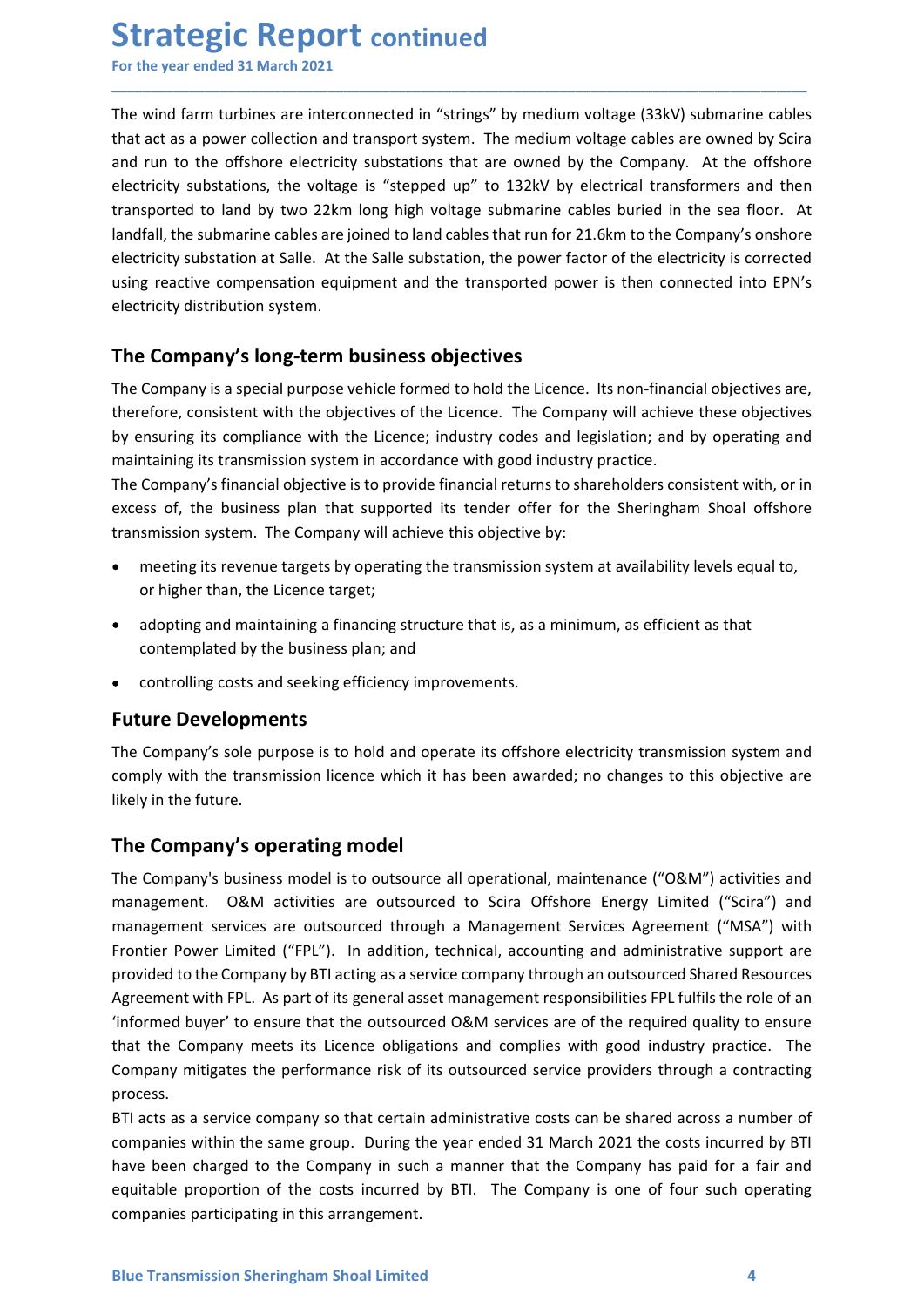The wind farm turbines are interconnected in "strings" by medium voltage (33kV) submarine cables that act as a power collection and transport system. The medium voltage cables are owned by Scira and run to the offshore electricity substations that are owned by the Company. At the offshore electricity substations, the voltage is "stepped up" to 132kV by electrical transformers and then transported to land by two 22km long high voltage submarine cables buried in the sea floor. At landfall, the submarine cables are joined to land cables that run for 21.6km to the Company's onshore electricity substation at Salle. At the Salle substation, the power factor of the electricity is corrected using reactive compensation equipment and the transported power is then connected into EPN's electricity distribution system.

## The Company's long-term business objectives

The Company is a special purpose vehicle formed to hold the Licence. Its non-financial objectives are, therefore, consistent with the objectives of the Licence. The Company will achieve these objectives by ensuring its compliance with the Licence; industry codes and legislation; and by operating and maintaining its transmission system in accordance with good industry practice.

The Company's financial objective is to provide financial returns to shareholders consistent with, or in excess of, the business plan that supported its tender offer for the Sheringham Shoal offshore transmission system. The Company will achieve this objective by:

- meeting its revenue targets by operating the transmission system at availability levels equal to, or higher than, the Licence target;
- adopting and maintaining a financing structure that is, as a minimum, as efficient as that contemplated by the business plan; and
- controlling costs and seeking efficiency improvements.

## Future Developments

The Company's sole purpose is to hold and operate its offshore electricity transmission system and comply with the transmission licence which it has been awarded; no changes to this objective are likely in the future.

## The Company's operating model

The Company's business model is to outsource all operational, maintenance ("O&M") activities and management. O&M activities are outsourced to Scira Offshore Energy Limited ("Scira") and management services are outsourced through a Management Services Agreement ("MSA") with Frontier Power Limited ("FPL"). In addition, technical, accounting and administrative support are provided to the Company by BTI acting as a service company through an outsourced Shared Resources Agreement with FPL. As part of its general asset management responsibilities FPL fulfils the role of an 'informed buyer' to ensure that the outsourced O&M services are of the required quality to ensure that the Company meets its Licence obligations and complies with good industry practice. The Company mitigates the performance risk of its outsourced service providers through a contracting process.

BTI acts as a service company so that certain administrative costs can be shared across a number of companies within the same group. During the year ended 31 March 2021 the costs incurred by BTI have been charged to the Company in such a manner that the Company has paid for a fair and equitable proportion of the costs incurred by BTI. The Company is one of four such operating companies participating in this arrangement.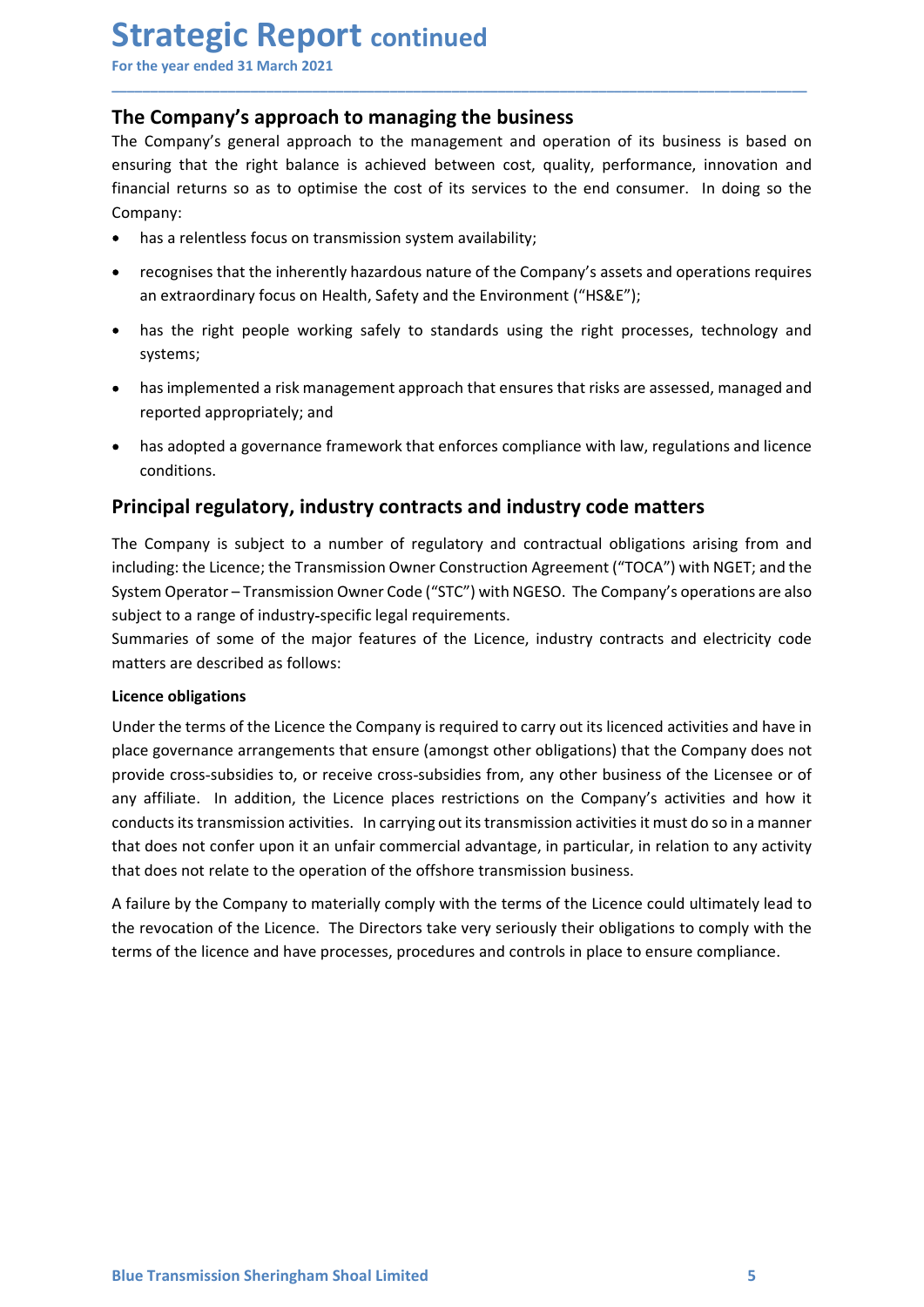# Strategic Report continued

For the year ended 31 March 2021

## The Company's approach to managing the business

The Company's general approach to the management and operation of its business is based on ensuring that the right balance is achieved between cost, quality, performance, innovation and financial returns so as to optimise the cost of its services to the end consumer. In doing so the Company:

- has a relentless focus on transmission system availability;
- recognises that the inherently hazardous nature of the Company's assets and operations requires an extraordinary focus on Health, Safety and the Environment ("HS&E");
- has the right people working safely to standards using the right processes, technology and systems;
- has implemented a risk management approach that ensures that risks are assessed, managed and reported appropriately; and
- has adopted a governance framework that enforces compliance with law, regulations and licence conditions.

## Principal regulatory, industry contracts and industry code matters

The Company is subject to a number of regulatory and contractual obligations arising from and including: the Licence; the Transmission Owner Construction Agreement ("TOCA") with NGET; and the System Operator – Transmission Owner Code ("STC") with NGESO. The Company's operations are also subject to a range of industry-specific legal requirements.

Summaries of some of the major features of the Licence, industry contracts and electricity code matters are described as follows:

**Licence obligations**

Under the terms of the Licence the Company is required to carry out its licenced activities and have in place governance arrangements that ensure (amongst other obligations) that the Company does not provide cross-subsidies to, or receive cross-subsidies from, any other business of the Licensee or of any affiliate. In addition, the Licence places restrictions on the Company's activities and how it conducts its transmission activities. In carrying out its transmission activities it must do so in a manner that does not confer upon it an unfair commercial advantage, in particular, in relation to any activity that does not relate to the operation of the offshore transmission business.

A failure by the Company to materially comply with the terms of the Licence could ultimately lead to the revocation of the Licence. The Directors take very seriously their obligations to comply with the terms of the licence and have processes, procedures and controls in place to ensure compliance.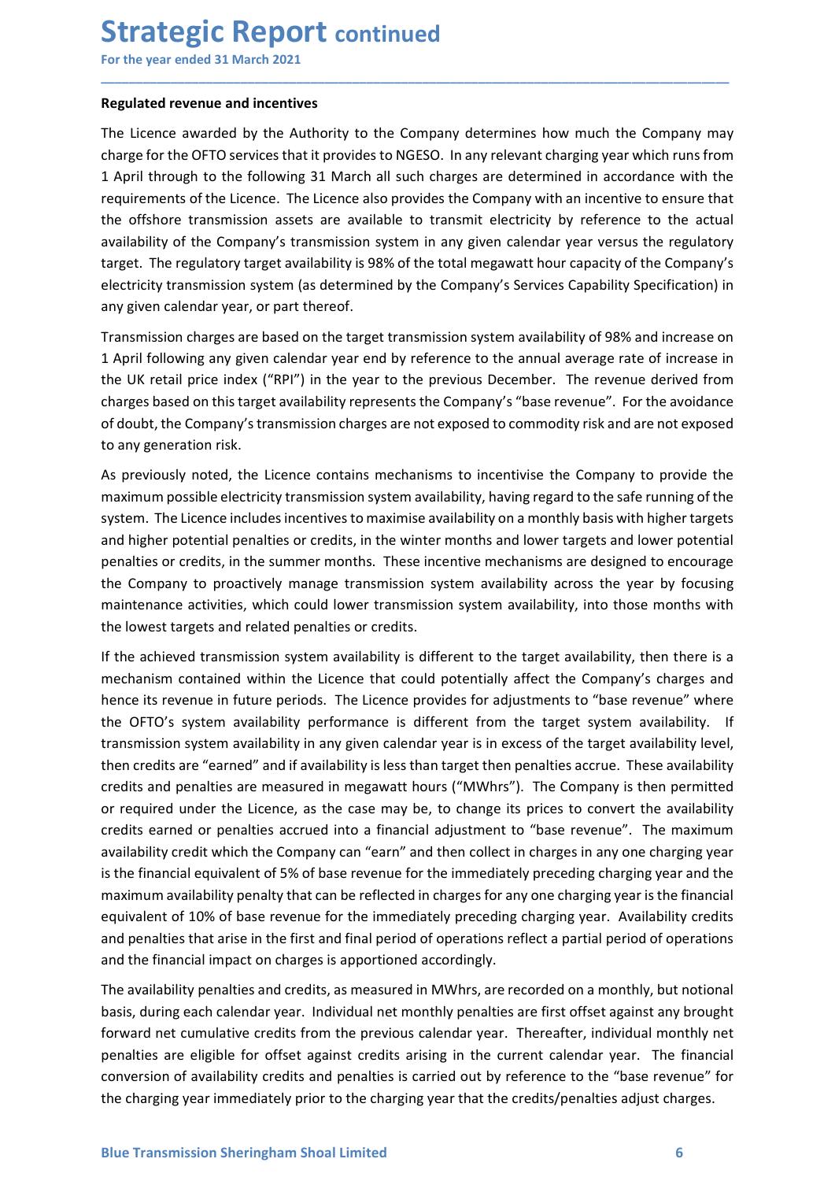## Regulated revenue and incentives

The Licence awarded by the Authority to the Company determines how much the Company may charge for the OFTO services that it provides to NGESO. In any relevant charging year which runs from 1 April through to the following 31 March all such charges are determined in accordance with the requirements of the Licence. The Licence also provides the Company with an incentive to ensure that the offshore transmission assets are available to transmit electricity by reference to the actual availability of the Company's transmission system in any given calendar year versus the regulatory target. The regulatory target availability is 98% of the total megawatt hour capacity of the Company's electricity transmission system (as determined by the Company's Services Capability Specification) in any given calendar year, or part thereof.

Transmission charges are based on the target transmission system availability of 98% and increase on 1 April following any given calendar year end by reference to the annual average rate of increase in the UK retail price index ("RPI") in the year to the previous December. The revenue derived from charges based on this target availability represents the Company's "base revenue". For the avoidance of doubt, the Company's transmission charges are not exposed to commodity risk and are not exposed to any generation risk.

As previously noted, the Licence contains mechanisms to incentivise the Company to provide the maximum possible electricity transmission system availability, having regard to the safe running of the system. The Licence includes incentives to maximise availability on a monthly basis with higher targets and higher potential penalties or credits, in the winter months and lower targets and lower potential penalties or credits, in the summer months. These incentive mechanisms are designed to encourage the Company to proactively manage transmission system availability across the year by focusing maintenance activities, which could lower transmission system availability, into those months with the lowest targets and related penalties or credits.

If the achieved transmission system availability is different to the target availability, then there is a mechanism contained within the Licence that could potentially affect the Company's charges and hence its revenue in future periods. The Licence provides for adjustments to "base revenue" where the OFTO's system availability performance is different from the target system availability. If transmission system availability in any given calendar year is in excess of the target availability level, then credits are "earned" and if availability is less than target then penalties accrue. These availability credits and penalties are measured in megawatt hours ("MWhrs"). The Company is then permitted or required under the Licence, as the case may be, to change its prices to convert the availability credits earned or penalties accrued into a financial adjustment to "base revenue". The maximum availability credit which the Company can "earn" and then collect in charges in any one charging year is the financial equivalent of 5% of base revenue for the immediately preceding charging year and the maximum availability penalty that can be reflected in charges for any one charging year is the financial equivalent of 10% of base revenue for the immediately preceding charging year. Availability credits and penalties that arise in the first and final period of operations reflect a partial period of operations and the financial impact on charges is apportioned accordingly.

The availability penalties and credits, as measured in MWhrs, are recorded on a monthly, but notional basis, during each calendar year. Individual net monthly penalties are first offset against any brought forward net cumulative credits from the previous calendar year. Thereafter, individual monthly net penalties are eligible for offset against credits arising in the current calendar year. The financial conversion of availability credits and penalties is carried out by reference to the "base revenue" for the charging year immediately prior to the charging year that the credits/penalties adjust charges.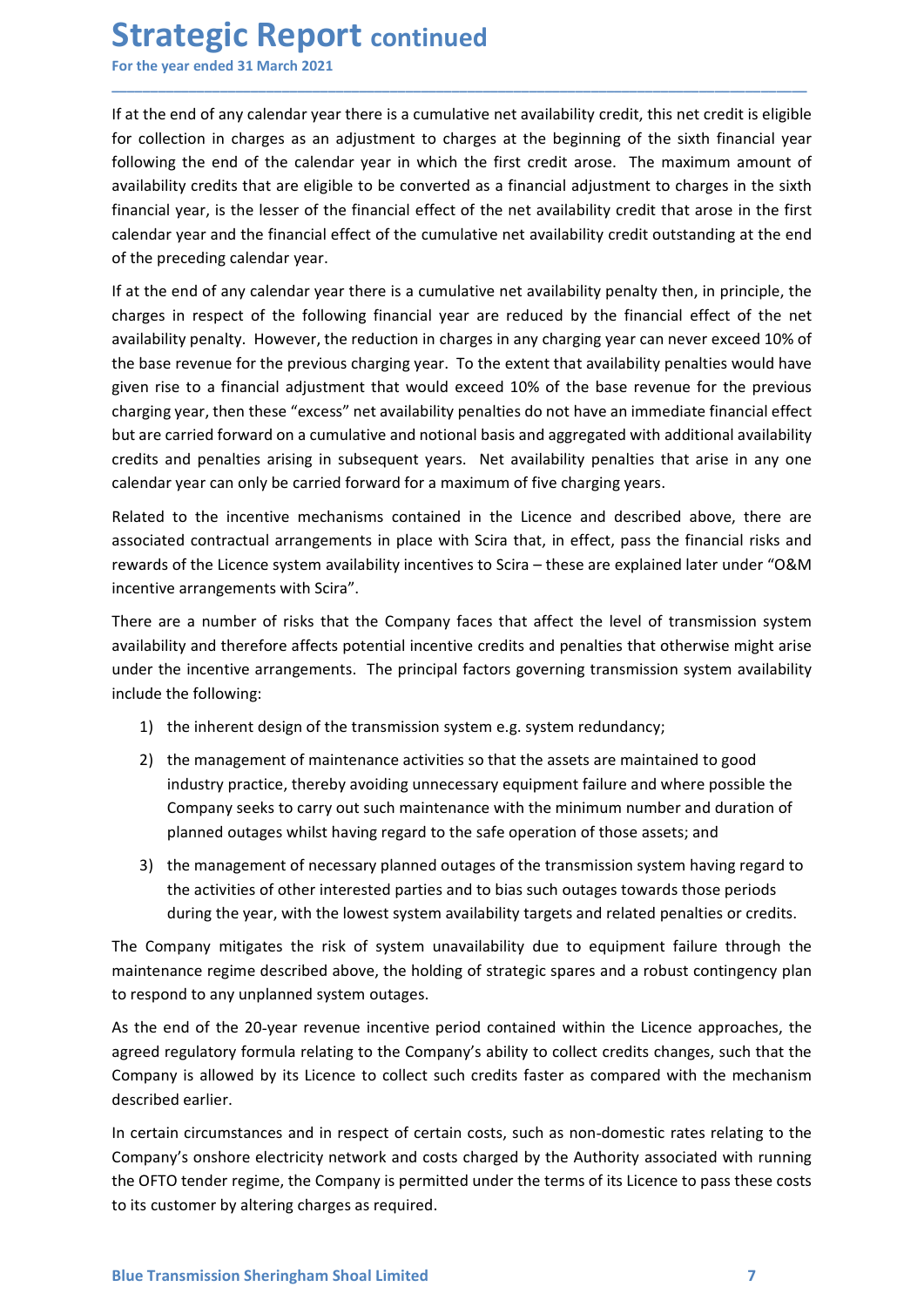If at the end of any calendar year there is a cumulative net availability credit, this net credit is eligible for collection in charges as an adjustment to charges at the beginning of the sixth financial year following the end of the calendar year in which the first credit arose. The maximum amount of availability credits that are eligible to be converted as a financial adjustment to charges in the sixth financial year, is the lesser of the financial effect of the net availability credit that arose in the first calendar year and the financial effect of the cumulative net availability credit outstanding at the end of the preceding calendar year.

If at the end of any calendar year there is a cumulative net availability penalty then, in principle, the charges in respect of the following financial year are reduced by the financial effect of the net availability penalty. However, the reduction in charges in any charging year can never exceed 10% of the base revenue for the previous charging year. To the extent that availability penalties would have given rise to a financial adjustment that would exceed 10% of the base revenue for the previous charging year, then these "excess" net availability penalties do not have an immediate financial effect but are carried forward on a cumulative and notional basis and aggregated with additional availability credits and penalties arising in subsequent years. Net availability penalties that arise in any one calendar year can only be carried forward for a maximum of five charging years.

Related to the incentive mechanisms contained in the Licence and described above, there are associated contractual arrangements in place with Scira that, in effect, pass the financial risks and rewards of the Licence system availability incentives to Scira – these are explained later under "O&M incentive arrangements with Scira".

There are a number of risks that the Company faces that affect the level of transmission system availability and therefore affects potential incentive credits and penalties that otherwise might arise under the incentive arrangements. The principal factors governing transmission system availability include the following:

1) the inherent design of the transmission system e.g. system redundancy;
2) the management of maintenance activities so that the assets are maintained to good industry practice, thereby avoiding unnecessary equipment failure and where possible the Company seeks to carry out such maintenance with the minimum number and duration of planned outages whilst having regard to the safe operation of those assets; and
3) the management of necessary planned outages of the transmission system having regard to the activities of other interested parties and to bias such outages towards those periods during the year, with the lowest system availability targets and related penalties or credits.

The Company mitigates the risk of system unavailability due to equipment failure through the maintenance regime described above, the holding of strategic spares and a robust contingency plan to respond to any unplanned system outages.

As the end of the 20-year revenue incentive period contained within the Licence approaches, the agreed regulatory formula relating to the Company's ability to collect credits changes, such that the Company is allowed by its Licence to collect such credits faster as compared with the mechanism described earlier.

In certain circumstances and in respect of certain costs, such as non-domestic rates relating to the Company's onshore electricity network and costs charged by the Authority associated with running the OFTO tender regime, the Company is permitted under the terms of its Licence to pass these costs to its customer by altering charges as required.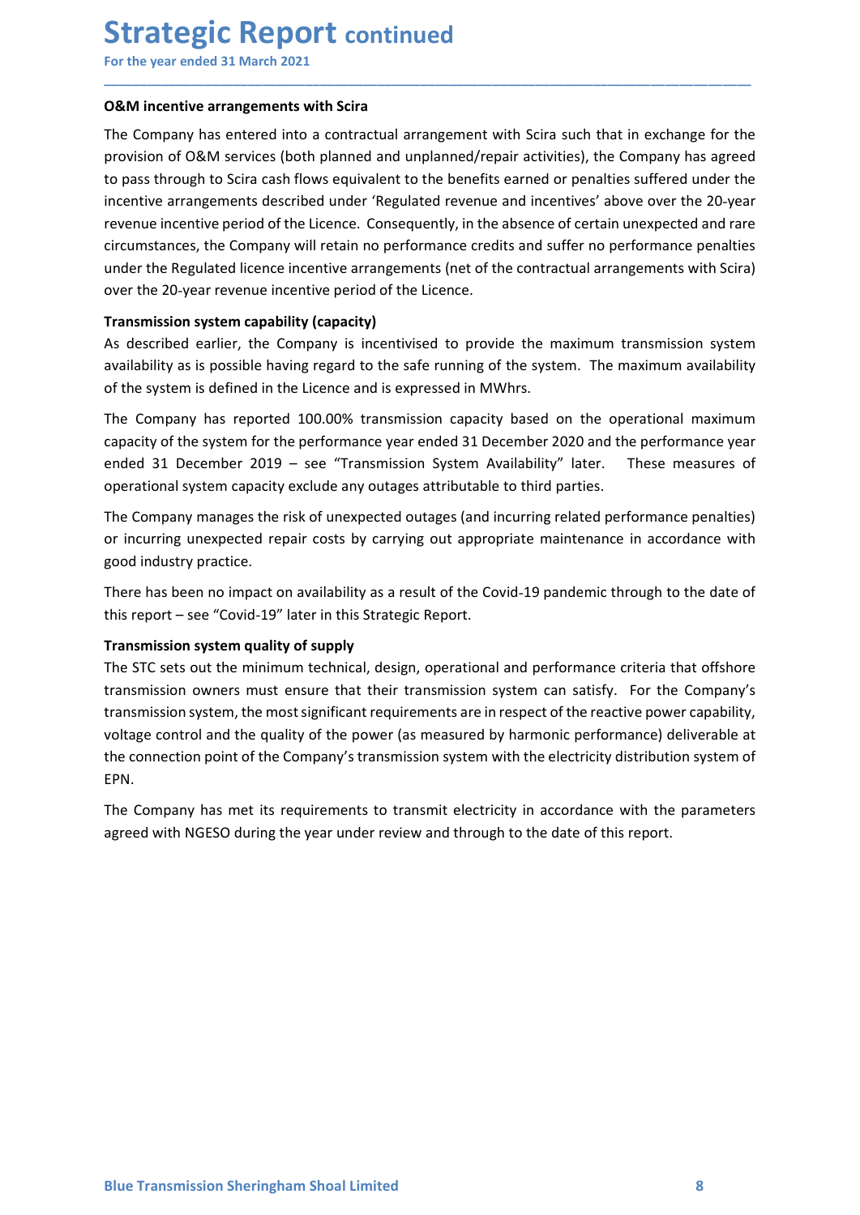### O&M incentive arrangements with Scira

The Company has entered into a contractual arrangement with Scira such that in exchange for the provision of O&M services (both planned and unplanned/repair activities), the Company has agreed to pass through to Scira cash flows equivalent to the benefits earned or penalties suffered under the incentive arrangements described under 'Regulated revenue and incentives' above over the 20-year revenue incentive period of the Licence. Consequently, in the absence of certain unexpected and rare circumstances, the Company will retain no performance credits and suffer no performance penalties under the Regulated licence incentive arrangements (net of the contractual arrangements with Scira) over the 20-year revenue incentive period of the Licence.

### Transmission system capability (capacity)

As described earlier, the Company is incentivised to provide the maximum transmission system availability as is possible having regard to the safe running of the system. The maximum availability of the system is defined in the Licence and is expressed in MWhrs.

The Company has reported 100.00% transmission capacity based on the operational maximum capacity of the system for the performance year ended 31 December 2020 and the performance year ended 31 December 2019 – see "Transmission System Availability" later. These measures of operational system capacity exclude any outages attributable to third parties.

The Company manages the risk of unexpected outages (and incurring related performance penalties) or incurring unexpected repair costs by carrying out appropriate maintenance in accordance with good industry practice.

There has been no impact on availability as a result of the Covid-19 pandemic through to the date of this report – see "Covid-19" later in this Strategic Report.

### Transmission system quality of supply

The STC sets out the minimum technical, design, operational and performance criteria that offshore transmission owners must ensure that their transmission system can satisfy. For the Company's transmission system, the most significant requirements are in respect of the reactive power capability, voltage control and the quality of the power (as measured by harmonic performance) deliverable at the connection point of the Company's transmission system with the electricity distribution system of EPN.

The Company has met its requirements to transmit electricity in accordance with the parameters agreed with NGESO during the year under review and through to the date of this report.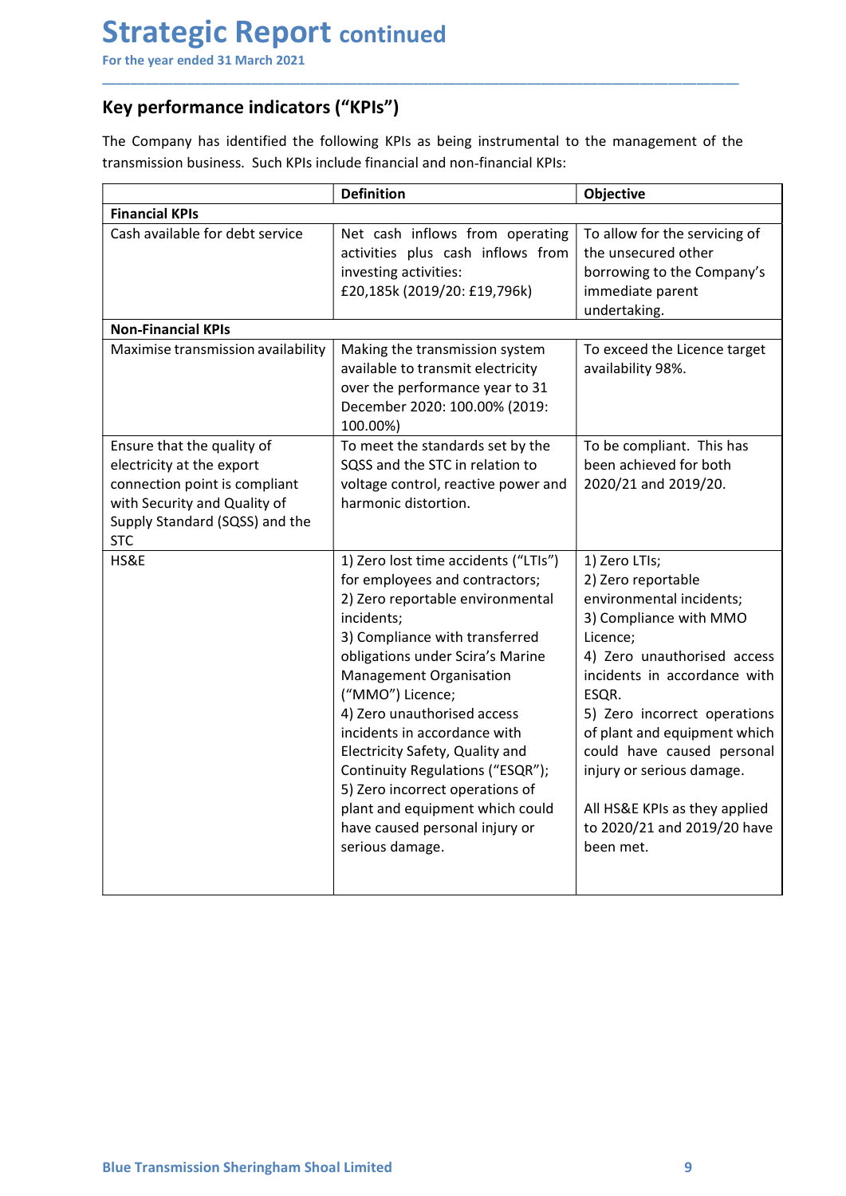# Strategic Report continued

For the year ended 31 March 2021

## Key performance indicators ("KPIs")

The Company has identified the following KPIs as being instrumental to the management of the transmission business. Such KPIs include financial and non-financial KPIs:

| | Definition | Objective |
|---|---|---|
| **Financial KPIs** | | |
| Cash available for debt service | Net cash inflows from operating activities plus cash inflows from investing activities: £20,185k (2019/20: £19,796k) | To allow for the servicing of the unsecured other borrowing to the Company's immediate parent undertaking. |
| **Non-Financial KPIs** | | |
| Maximise transmission availability | Making the transmission system available to transmit electricity over the performance year to 31 December 2020: 100.00% (2019: 100.00%) | To exceed the Licence target availability 98%. |
| Ensure that the quality of electricity at the export connection point is compliant with Security and Quality of Supply Standard (SQSS) and the STC | To meet the standards set by the SQSS and the STC in relation to voltage control, reactive power and harmonic distortion. | To be compliant. This has been achieved for both 2020/21 and 2019/20. |
| HS&E | 1) Zero lost time accidents ("LTIs") for employees and contractors;<br>2) Zero reportable environmental incidents;<br>3) Compliance with transferred obligations under Scira's Marine Management Organisation ("MMO") Licence;<br>4) Zero unauthorised access incidents in accordance with Electricity Safety, Quality and Continuity Regulations ("ESQR");<br>5) Zero incorrect operations of plant and equipment which could have caused personal injury or serious damage. | 1) Zero LTIs;<br>2) Zero reportable environmental incidents;<br>3) Compliance with MMO Licence;<br>4) Zero unauthorised access incidents in accordance with ESQR.<br>5) Zero incorrect operations of plant and equipment which could have caused personal injury or serious damage.<br><br>All HS&E KPIs as they applied to 2020/21 and 2019/20 have been met. |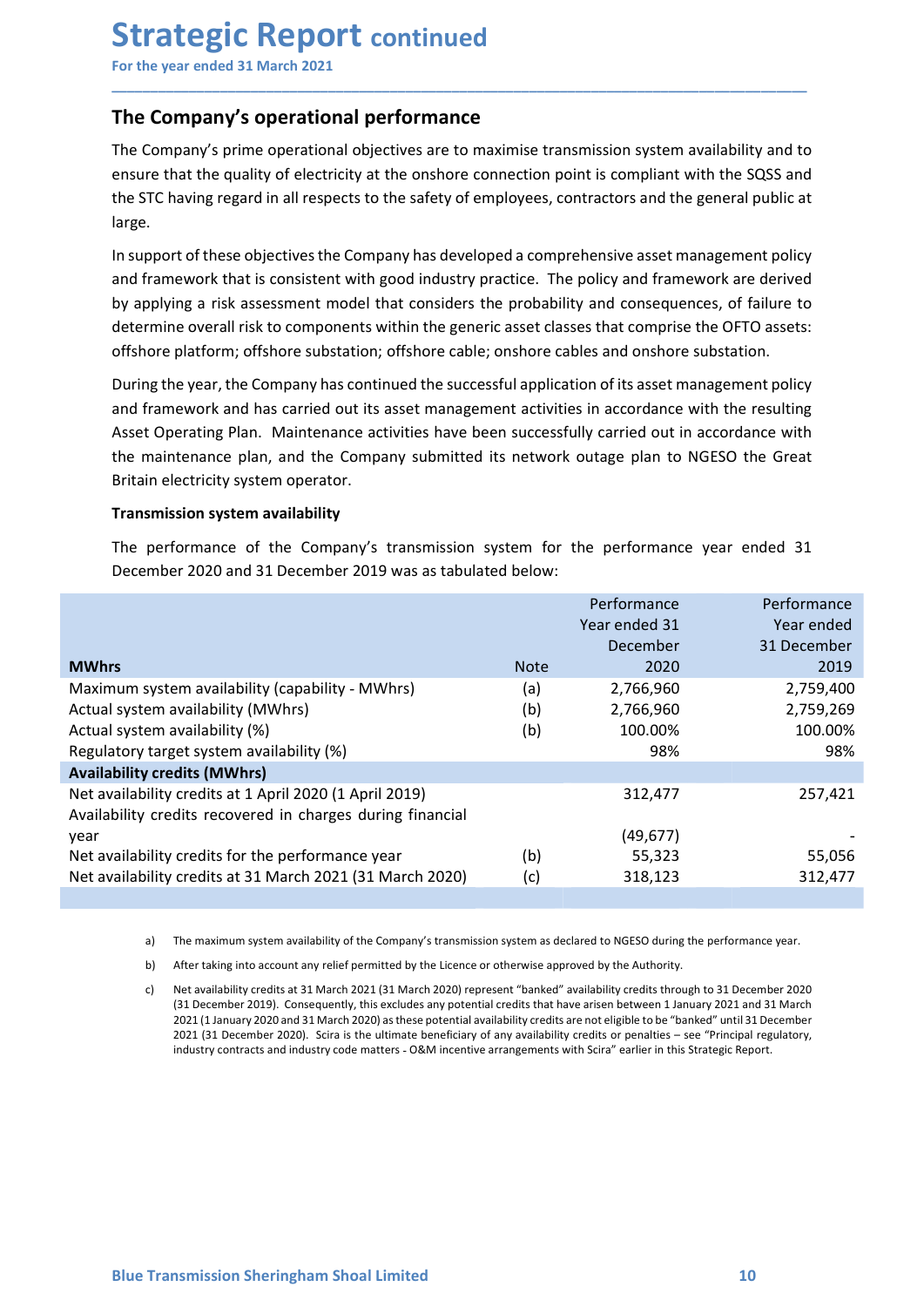# Strategic Report continued

For the year ended 31 March 2021

## The Company's operational performance

The Company's prime operational objectives are to maximise transmission system availability and to ensure that the quality of electricity at the onshore connection point is compliant with the SQSS and the STC having regard in all respects to the safety of employees, contractors and the general public at large.

In support of these objectives the Company has developed a comprehensive asset management policy and framework that is consistent with good industry practice. The policy and framework are derived by applying a risk assessment model that considers the probability and consequences, of failure to determine overall risk to components within the generic asset classes that comprise the OFTO assets: offshore platform; offshore substation; offshore cable; onshore cables and onshore substation.

During the year, the Company has continued the successful application of its asset management policy and framework and has carried out its asset management activities in accordance with the resulting Asset Operating Plan. Maintenance activities have been successfully carried out in accordance with the maintenance plan, and the Company submitted its network outage plan to NGESO the Great Britain electricity system operator.

**Transmission system availability**

The performance of the Company's transmission system for the performance year ended 31 December 2020 and 31 December 2019 was as tabulated below:

| MWhrs | Note | Performance Year ended 31 December 2020 | Performance Year ended 31 December 2019 |
|---|---|---|---|
| Maximum system availability (capability - MWhrs) | (a) | 2,766,960 | 2,759,400 |
| Actual system availability (MWhrs) | (b) | 2,766,960 | 2,759,269 |
| Actual system availability (%) | (b) | 100.00% | 100.00% |
| Regulatory target system availability (%) | | 98% | 98% |
| **Availability credits (MWhrs)** | | | |
| Net availability credits at 1 April 2020 (1 April 2019) | | 312,477 | 257,421 |
| Availability credits recovered in charges during financial year | | (49,677) | - |
| Net availability credits for the performance year | (b) | 55,323 | 55,056 |
| Net availability credits at 31 March 2021 (31 March 2020) | (c) | 318,123 | 312,477 |

a) The maximum system availability of the Company's transmission system as declared to NGESO during the performance year.

b) After taking into account any relief permitted by the Licence or otherwise approved by the Authority.

c) Net availability credits at 31 March 2021 (31 March 2020) represent "banked" availability credits through to 31 December 2020 (31 December 2019). Consequently, this excludes any potential credits that have arisen between 1 January 2021 and 31 March 2021 (1 January 2020 and 31 March 2020) as these potential availability credits are not eligible to be "banked" until 31 December 2021 (31 December 2020). Scira is the ultimate beneficiary of any availability credits or penalties – see "Principal regulatory, industry contracts and industry code matters - O&M incentive arrangements with Scira" earlier in this Strategic Report.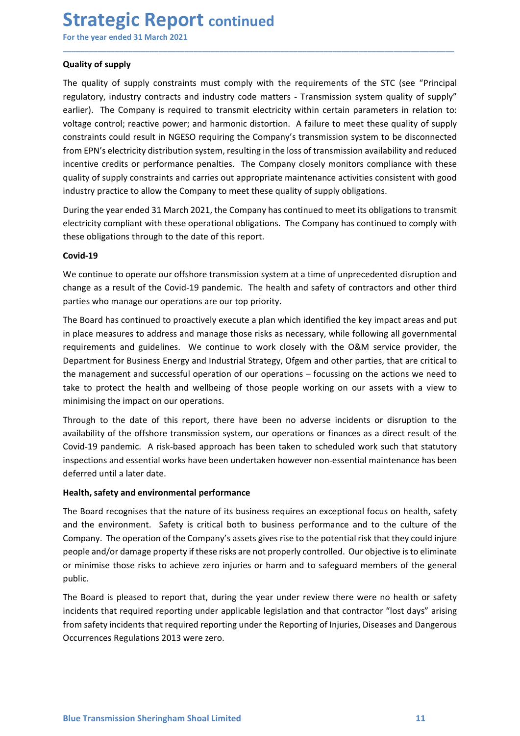# Strategic Report continued

For the year ended 31 March 2021

**Quality of supply**

The quality of supply constraints must comply with the requirements of the STC (see "Principal regulatory, industry contracts and industry code matters - Transmission system quality of supply" earlier). The Company is required to transmit electricity within certain parameters in relation to: voltage control; reactive power; and harmonic distortion. A failure to meet these quality of supply constraints could result in NGESO requiring the Company's transmission system to be disconnected from EPN's electricity distribution system, resulting in the loss of transmission availability and reduced incentive credits or performance penalties. The Company closely monitors compliance with these quality of supply constraints and carries out appropriate maintenance activities consistent with good industry practice to allow the Company to meet these quality of supply obligations.

During the year ended 31 March 2021, the Company has continued to meet its obligations to transmit electricity compliant with these operational obligations. The Company has continued to comply with these obligations through to the date of this report.

**Covid-19**

We continue to operate our offshore transmission system at a time of unprecedented disruption and change as a result of the Covid-19 pandemic. The health and safety of contractors and other third parties who manage our operations are our top priority.

The Board has continued to proactively execute a plan which identified the key impact areas and put in place measures to address and manage those risks as necessary, while following all governmental requirements and guidelines. We continue to work closely with the O&M service provider, the Department for Business Energy and Industrial Strategy, Ofgem and other parties, that are critical to the management and successful operation of our operations – focussing on the actions we need to take to protect the health and wellbeing of those people working on our assets with a view to minimising the impact on our operations.

Through to the date of this report, there have been no adverse incidents or disruption to the availability of the offshore transmission system, our operations or finances as a direct result of the Covid-19 pandemic. A risk-based approach has been taken to scheduled work such that statutory inspections and essential works have been undertaken however non-essential maintenance has been deferred until a later date.

**Health, safety and environmental performance**

The Board recognises that the nature of its business requires an exceptional focus on health, safety and the environment. Safety is critical both to business performance and to the culture of the Company. The operation of the Company's assets gives rise to the potential risk that they could injure people and/or damage property if these risks are not properly controlled. Our objective is to eliminate or minimise those risks to achieve zero injuries or harm and to safeguard members of the general public.

The Board is pleased to report that, during the year under review there were no health or safety incidents that required reporting under applicable legislation and that contractor "lost days" arising from safety incidents that required reporting under the Reporting of Injuries, Diseases and Dangerous Occurrences Regulations 2013 were zero.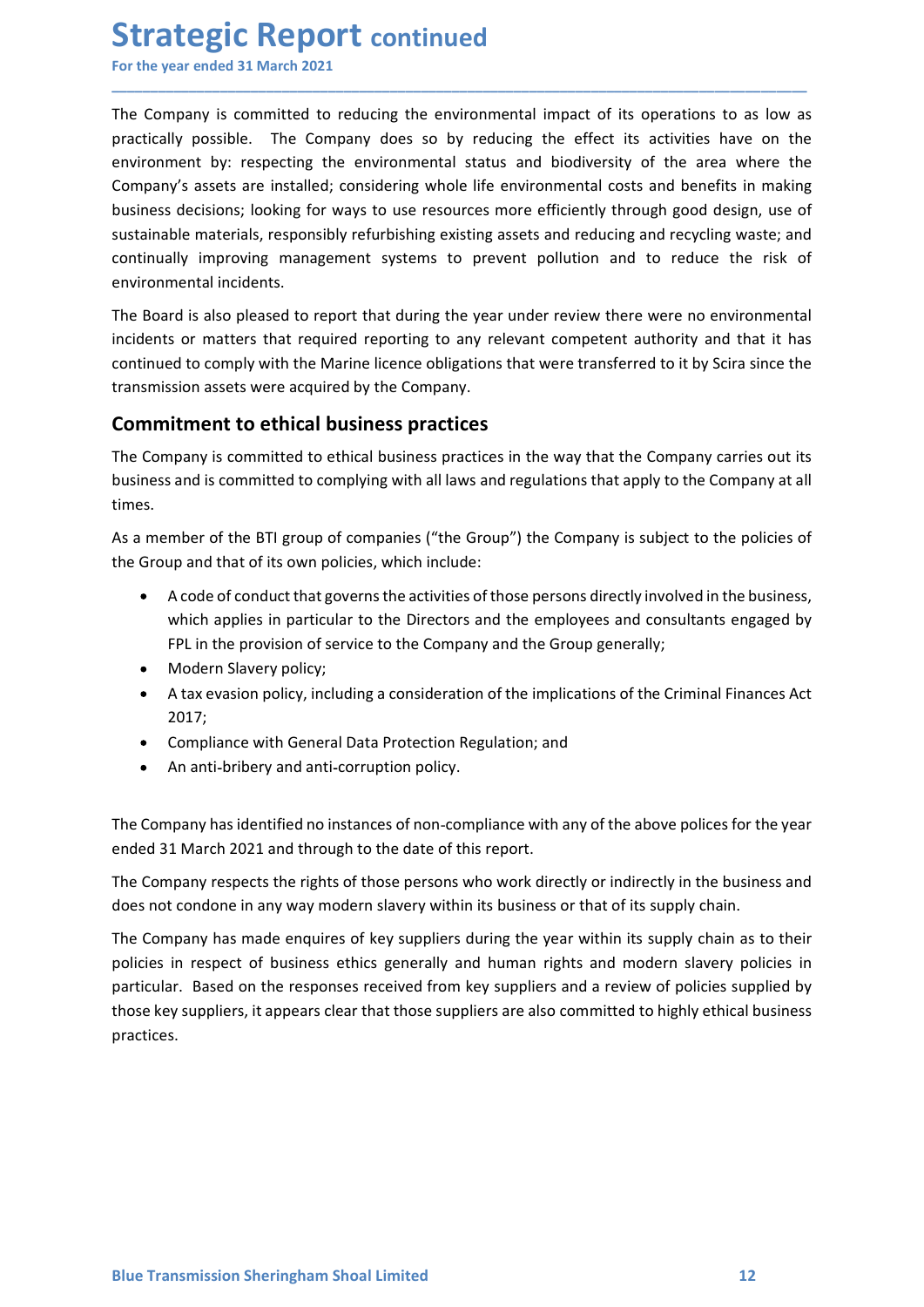The Company is committed to reducing the environmental impact of its operations to as low as practically possible. The Company does so by reducing the effect its activities have on the environment by: respecting the environmental status and biodiversity of the area where the Company's assets are installed; considering whole life environmental costs and benefits in making business decisions; looking for ways to use resources more efficiently through good design, use of sustainable materials, responsibly refurbishing existing assets and reducing and recycling waste; and continually improving management systems to prevent pollution and to reduce the risk of environmental incidents.

The Board is also pleased to report that during the year under review there were no environmental incidents or matters that required reporting to any relevant competent authority and that it has continued to comply with the Marine licence obligations that were transferred to it by Scira since the transmission assets were acquired by the Company.

## Commitment to ethical business practices

The Company is committed to ethical business practices in the way that the Company carries out its business and is committed to complying with all laws and regulations that apply to the Company at all times.

As a member of the BTI group of companies ("the Group") the Company is subject to the policies of the Group and that of its own policies, which include:

- A code of conduct that governs the activities of those persons directly involved in the business, which applies in particular to the Directors and the employees and consultants engaged by FPL in the provision of service to the Company and the Group generally;
- Modern Slavery policy;
- A tax evasion policy, including a consideration of the implications of the Criminal Finances Act 2017;
- Compliance with General Data Protection Regulation; and
- An anti-bribery and anti-corruption policy.

The Company has identified no instances of non-compliance with any of the above polices for the year ended 31 March 2021 and through to the date of this report.

The Company respects the rights of those persons who work directly or indirectly in the business and does not condone in any way modern slavery within its business or that of its supply chain.

The Company has made enquires of key suppliers during the year within its supply chain as to their policies in respect of business ethics generally and human rights and modern slavery policies in particular. Based on the responses received from key suppliers and a review of policies supplied by those key suppliers, it appears clear that those suppliers are also committed to highly ethical business practices.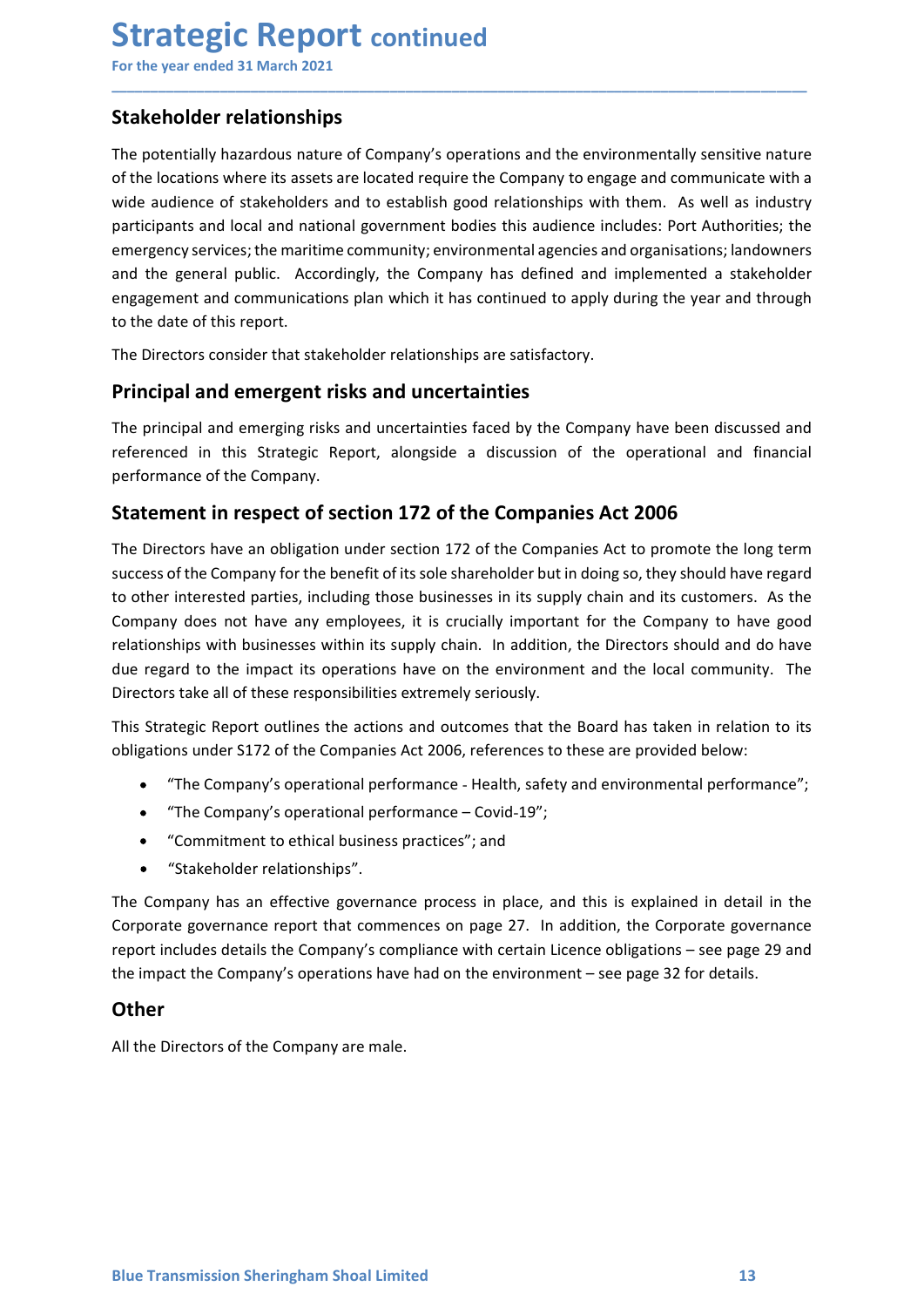# Strategic Report continued

For the year ended 31 March 2021

## Stakeholder relationships

The potentially hazardous nature of Company's operations and the environmentally sensitive nature of the locations where its assets are located require the Company to engage and communicate with a wide audience of stakeholders and to establish good relationships with them. As well as industry participants and local and national government bodies this audience includes: Port Authorities; the emergency services; the maritime community; environmental agencies and organisations; landowners and the general public. Accordingly, the Company has defined and implemented a stakeholder engagement and communications plan which it has continued to apply during the year and through to the date of this report.

The Directors consider that stakeholder relationships are satisfactory.

## Principal and emergent risks and uncertainties

The principal and emerging risks and uncertainties faced by the Company have been discussed and referenced in this Strategic Report, alongside a discussion of the operational and financial performance of the Company.

## Statement in respect of section 172 of the Companies Act 2006

The Directors have an obligation under section 172 of the Companies Act to promote the long term success of the Company for the benefit of its sole shareholder but in doing so, they should have regard to other interested parties, including those businesses in its supply chain and its customers. As the Company does not have any employees, it is crucially important for the Company to have good relationships with businesses within its supply chain. In addition, the Directors should and do have due regard to the impact its operations have on the environment and the local community. The Directors take all of these responsibilities extremely seriously.

This Strategic Report outlines the actions and outcomes that the Board has taken in relation to its obligations under S172 of the Companies Act 2006, references to these are provided below:

- "The Company's operational performance - Health, safety and environmental performance";
- "The Company's operational performance – Covid-19";
- "Commitment to ethical business practices"; and
- "Stakeholder relationships".

The Company has an effective governance process in place, and this is explained in detail in the Corporate governance report that commences on page 27. In addition, the Corporate governance report includes details the Company's compliance with certain Licence obligations – see page 29 and the impact the Company's operations have had on the environment – see page 32 for details.

## Other

All the Directors of the Company are male.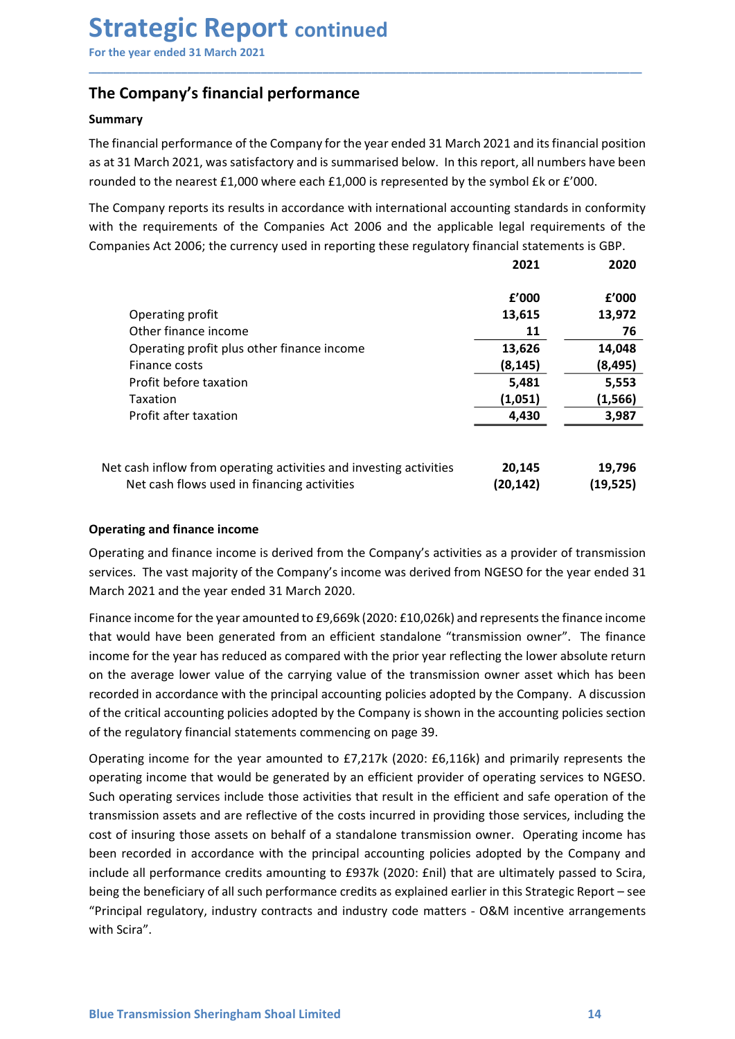# Strategic Report continued

For the year ended 31 March 2021

## The Company's financial performance

### Summary

The financial performance of the Company for the year ended 31 March 2021 and its financial position as at 31 March 2021, was satisfactory and is summarised below. In this report, all numbers have been rounded to the nearest £1,000 where each £1,000 is represented by the symbol £k or £'000.

The Company reports its results in accordance with international accounting standards in conformity with the requirements of the Companies Act 2006 and the applicable legal requirements of the Companies Act 2006; the currency used in reporting these regulatory financial statements is GBP.

| | 2021 | 2020 |
|---|---|---|
| | £'000 | £'000 |
| Operating profit | 13,615 | 13,972 |
| Other finance income | 11 | 76 |
| Operating profit plus other finance income | 13,626 | 14,048 |
| Finance costs | (8,145) | (8,495) |
| Profit before taxation | 5,481 | 5,553 |
| Taxation | (1,051) | (1,566) |
| Profit after taxation | 4,430 | 3,987 |
| | | |
| Net cash inflow from operating activities and investing activities | 20,145 | 19,796 |
| Net cash flows used in financing activities | (20,142) | (19,525) |

### Operating and finance income

Operating and finance income is derived from the Company's activities as a provider of transmission services. The vast majority of the Company's income was derived from NGESO for the year ended 31 March 2021 and the year ended 31 March 2020.

Finance income for the year amounted to £9,669k (2020: £10,026k) and represents the finance income that would have been generated from an efficient standalone "transmission owner". The finance income for the year has reduced as compared with the prior year reflecting the lower absolute return on the average lower value of the carrying value of the transmission owner asset which has been recorded in accordance with the principal accounting policies adopted by the Company. A discussion of the critical accounting policies adopted by the Company is shown in the accounting policies section of the regulatory financial statements commencing on page 39.

Operating income for the year amounted to £7,217k (2020: £6,116k) and primarily represents the operating income that would be generated by an efficient provider of operating services to NGESO. Such operating services include those activities that result in the efficient and safe operation of the transmission assets and are reflective of the costs incurred in providing those services, including the cost of insuring those assets on behalf of a standalone transmission owner. Operating income has been recorded in accordance with the principal accounting policies adopted by the Company and include all performance credits amounting to £937k (2020: £nil) that are ultimately passed to Scira, being the beneficiary of all such performance credits as explained earlier in this Strategic Report – see "Principal regulatory, industry contracts and industry code matters - O&M incentive arrangements with Scira".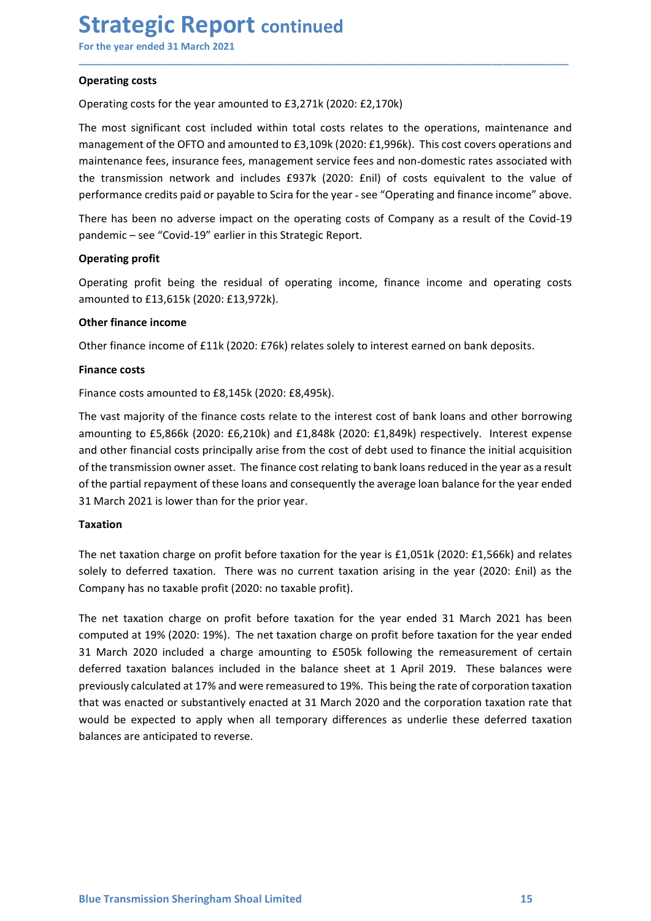# Strategic Report continued

For the year ended 31 March 2021

**Operating costs**

Operating costs for the year amounted to £3,271k (2020: £2,170k)

The most significant cost included within total costs relates to the operations, maintenance and management of the OFTO and amounted to £3,109k (2020: £1,996k). This cost covers operations and maintenance fees, insurance fees, management service fees and non-domestic rates associated with the transmission network and includes £937k (2020: £nil) of costs equivalent to the value of performance credits paid or payable to Scira for the year - see "Operating and finance income" above.

There has been no adverse impact on the operating costs of Company as a result of the Covid-19 pandemic – see "Covid-19" earlier in this Strategic Report.

**Operating profit**

Operating profit being the residual of operating income, finance income and operating costs amounted to £13,615k (2020: £13,972k).

**Other finance income**

Other finance income of £11k (2020: £76k) relates solely to interest earned on bank deposits.

**Finance costs**

Finance costs amounted to £8,145k (2020: £8,495k).

The vast majority of the finance costs relate to the interest cost of bank loans and other borrowing amounting to £5,866k (2020: £6,210k) and £1,848k (2020: £1,849k) respectively. Interest expense and other financial costs principally arise from the cost of debt used to finance the initial acquisition of the transmission owner asset. The finance cost relating to bank loans reduced in the year as a result of the partial repayment of these loans and consequently the average loan balance for the year ended 31 March 2021 is lower than for the prior year.

**Taxation**

The net taxation charge on profit before taxation for the year is £1,051k (2020: £1,566k) and relates solely to deferred taxation. There was no current taxation arising in the year (2020: £nil) as the Company has no taxable profit (2020: no taxable profit).

The net taxation charge on profit before taxation for the year ended 31 March 2021 has been computed at 19% (2020: 19%). The net taxation charge on profit before taxation for the year ended 31 March 2020 included a charge amounting to £505k following the remeasurement of certain deferred taxation balances included in the balance sheet at 1 April 2019. These balances were previously calculated at 17% and were remeasured to 19%. This being the rate of corporation taxation that was enacted or substantively enacted at 31 March 2020 and the corporation taxation rate that would be expected to apply when all temporary differences as underlie these deferred taxation balances are anticipated to reverse.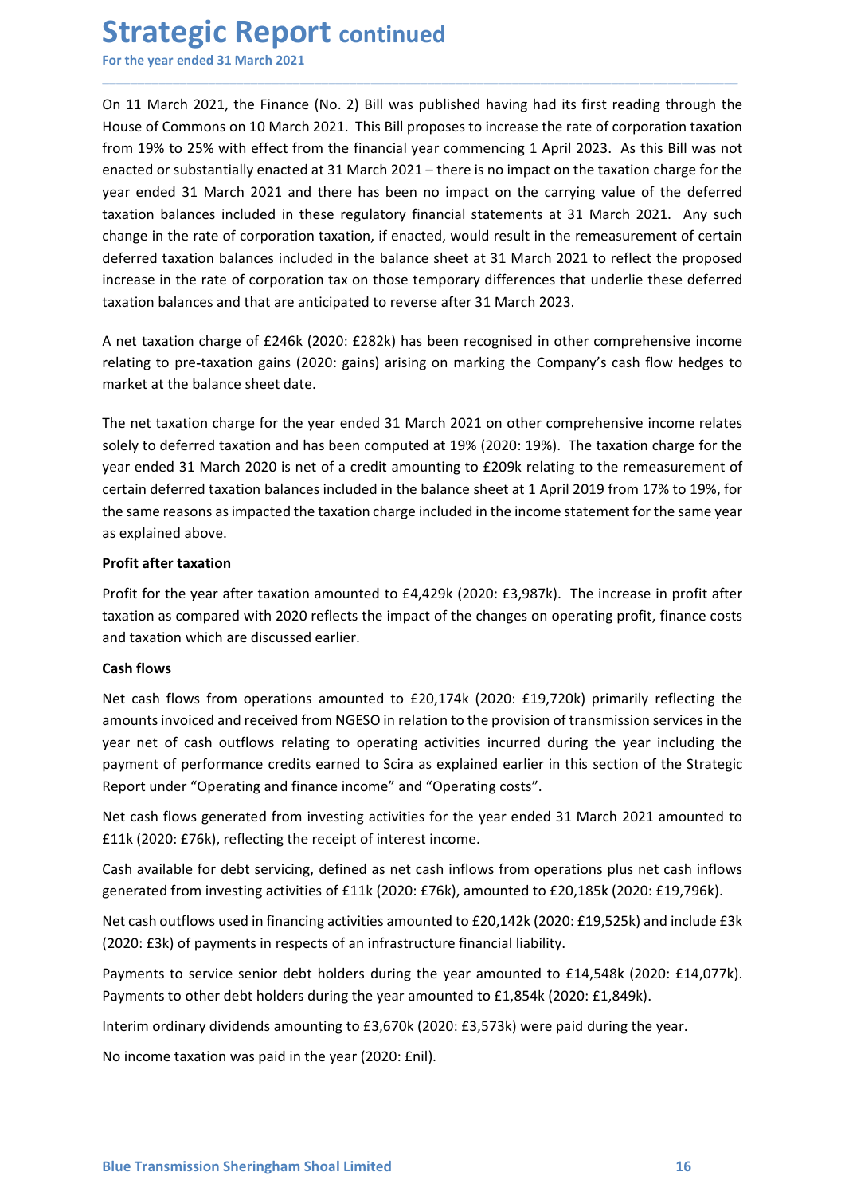On 11 March 2021, the Finance (No. 2) Bill was published having had its first reading through the House of Commons on 10 March 2021. This Bill proposes to increase the rate of corporation taxation from 19% to 25% with effect from the financial year commencing 1 April 2023. As this Bill was not enacted or substantially enacted at 31 March 2021 – there is no impact on the taxation charge for the year ended 31 March 2021 and there has been no impact on the carrying value of the deferred taxation balances included in these regulatory financial statements at 31 March 2021. Any such change in the rate of corporation taxation, if enacted, would result in the remeasurement of certain deferred taxation balances included in the balance sheet at 31 March 2021 to reflect the proposed increase in the rate of corporation tax on those temporary differences that underlie these deferred taxation balances and that are anticipated to reverse after 31 March 2023.

A net taxation charge of £246k (2020: £282k) has been recognised in other comprehensive income relating to pre-taxation gains (2020: gains) arising on marking the Company's cash flow hedges to market at the balance sheet date.

The net taxation charge for the year ended 31 March 2021 on other comprehensive income relates solely to deferred taxation and has been computed at 19% (2020: 19%). The taxation charge for the year ended 31 March 2020 is net of a credit amounting to £209k relating to the remeasurement of certain deferred taxation balances included in the balance sheet at 1 April 2019 from 17% to 19%, for the same reasons as impacted the taxation charge included in the income statement for the same year as explained above.

**Profit after taxation**

Profit for the year after taxation amounted to £4,429k (2020: £3,987k). The increase in profit after taxation as compared with 2020 reflects the impact of the changes on operating profit, finance costs and taxation which are discussed earlier.

**Cash flows**

Net cash flows from operations amounted to £20,174k (2020: £19,720k) primarily reflecting the amounts invoiced and received from NGESO in relation to the provision of transmission services in the year net of cash outflows relating to operating activities incurred during the year including the payment of performance credits earned to Scira as explained earlier in this section of the Strategic Report under "Operating and finance income" and "Operating costs".

Net cash flows generated from investing activities for the year ended 31 March 2021 amounted to £11k (2020: £76k), reflecting the receipt of interest income.

Cash available for debt servicing, defined as net cash inflows from operations plus net cash inflows generated from investing activities of £11k (2020: £76k), amounted to £20,185k (2020: £19,796k).

Net cash outflows used in financing activities amounted to £20,142k (2020: £19,525k) and include £3k (2020: £3k) of payments in respects of an infrastructure financial liability.

Payments to service senior debt holders during the year amounted to £14,548k (2020: £14,077k). Payments to other debt holders during the year amounted to £1,854k (2020: £1,849k).

Interim ordinary dividends amounting to £3,670k (2020: £3,573k) were paid during the year.

No income taxation was paid in the year (2020: £nil).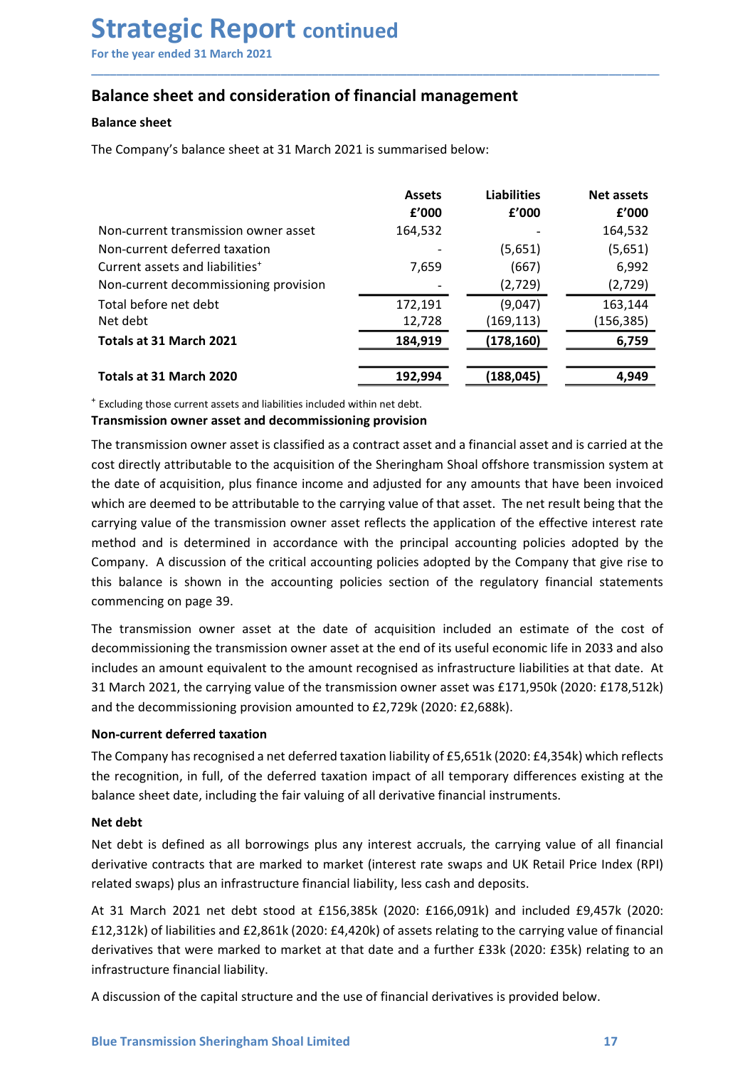# Strategic Report continued

For the year ended 31 March 2021

## Balance sheet and consideration of financial management

### Balance sheet

The Company's balance sheet at 31 March 2021 is summarised below:

| | Assets £'000 | Liabilities £'000 | Net assets £'000 |
|---|---|---|---|
| Non-current transmission owner asset | 164,532 | - | 164,532 |
| Non-current deferred taxation | - | (5,651) | (5,651) |
| Current assets and liabilities⁺ | 7,659 | (667) | 6,992 |
| Non-current decommissioning provision | - | (2,729) | (2,729) |
| Total before net debt | 172,191 | (9,047) | 163,144 |
| Net debt | 12,728 | (169,113) | (156,385) |
| **Totals at 31 March 2021** | **184,919** | **(178,160)** | **6,759** |
| **Totals at 31 March 2020** | **192,994** | **(188,045)** | **4,949** |

⁺ Excluding those current assets and liabilities included within net debt.

### Transmission owner asset and decommissioning provision

The transmission owner asset is classified as a contract asset and a financial asset and is carried at the cost directly attributable to the acquisition of the Sheringham Shoal offshore transmission system at the date of acquisition, plus finance income and adjusted for any amounts that have been invoiced which are deemed to be attributable to the carrying value of that asset. The net result being that the carrying value of the transmission owner asset reflects the application of the effective interest rate method and is determined in accordance with the principal accounting policies adopted by the Company. A discussion of the critical accounting policies adopted by the Company that give rise to this balance is shown in the accounting policies section of the regulatory financial statements commencing on page 39.

The transmission owner asset at the date of acquisition included an estimate of the cost of decommissioning the transmission owner asset at the end of its useful economic life in 2033 and also includes an amount equivalent to the amount recognised as infrastructure liabilities at that date. At 31 March 2021, the carrying value of the transmission owner asset was £171,950k (2020: £178,512k) and the decommissioning provision amounted to £2,729k (2020: £2,688k).

### Non-current deferred taxation

The Company has recognised a net deferred taxation liability of £5,651k (2020: £4,354k) which reflects the recognition, in full, of the deferred taxation impact of all temporary differences existing at the balance sheet date, including the fair valuing of all derivative financial instruments.

### Net debt

Net debt is defined as all borrowings plus any interest accruals, the carrying value of all financial derivative contracts that are marked to market (interest rate swaps and UK Retail Price Index (RPI) related swaps) plus an infrastructure financial liability, less cash and deposits.

At 31 March 2021 net debt stood at £156,385k (2020: £166,091k) and included £9,457k (2020: £12,312k) of liabilities and £2,861k (2020: £4,420k) of assets relating to the carrying value of financial derivatives that were marked to market at that date and a further £33k (2020: £35k) relating to an infrastructure financial liability.

A discussion of the capital structure and the use of financial derivatives is provided below.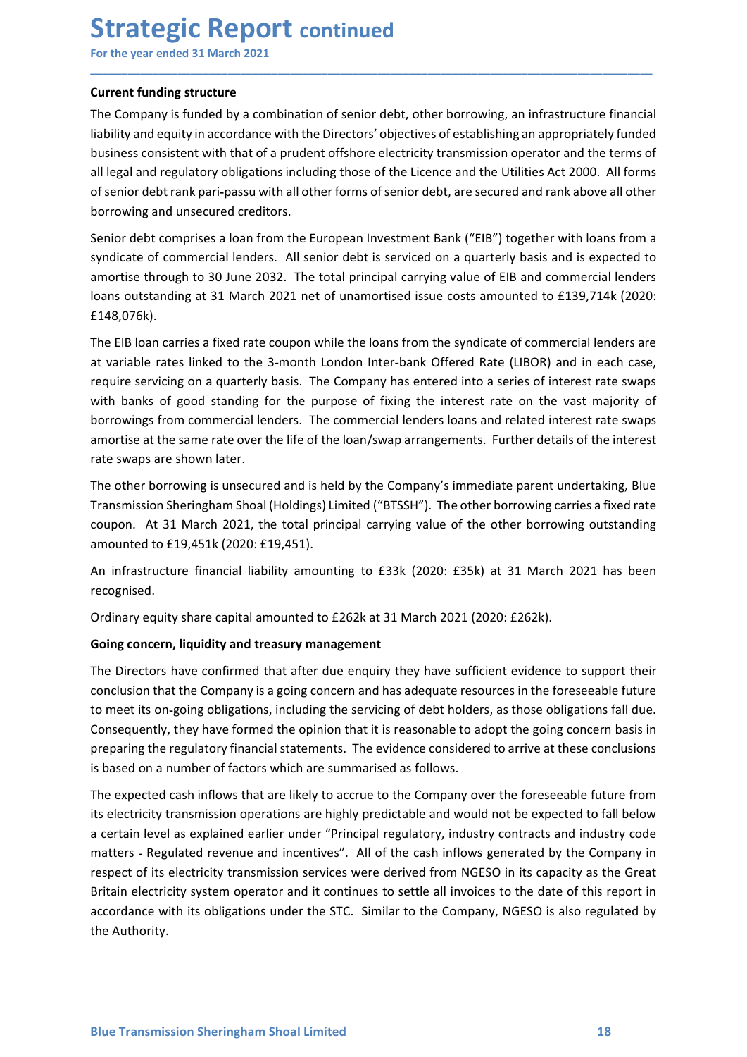# Strategic Report continued

For the year ended 31 March 2021

**Current funding structure**

The Company is funded by a combination of senior debt, other borrowing, an infrastructure financial liability and equity in accordance with the Directors' objectives of establishing an appropriately funded business consistent with that of a prudent offshore electricity transmission operator and the terms of all legal and regulatory obligations including those of the Licence and the Utilities Act 2000. All forms of senior debt rank pari-passu with all other forms of senior debt, are secured and rank above all other borrowing and unsecured creditors.

Senior debt comprises a loan from the European Investment Bank ("EIB") together with loans from a syndicate of commercial lenders. All senior debt is serviced on a quarterly basis and is expected to amortise through to 30 June 2032. The total principal carrying value of EIB and commercial lenders loans outstanding at 31 March 2021 net of unamortised issue costs amounted to £139,714k (2020: £148,076k).

The EIB loan carries a fixed rate coupon while the loans from the syndicate of commercial lenders are at variable rates linked to the 3-month London Inter-bank Offered Rate (LIBOR) and in each case, require servicing on a quarterly basis. The Company has entered into a series of interest rate swaps with banks of good standing for the purpose of fixing the interest rate on the vast majority of borrowings from commercial lenders. The commercial lenders loans and related interest rate swaps amortise at the same rate over the life of the loan/swap arrangements. Further details of the interest rate swaps are shown later.

The other borrowing is unsecured and is held by the Company's immediate parent undertaking, Blue Transmission Sheringham Shoal (Holdings) Limited ("BTSSH"). The other borrowing carries a fixed rate coupon. At 31 March 2021, the total principal carrying value of the other borrowing outstanding amounted to £19,451k (2020: £19,451).

An infrastructure financial liability amounting to £33k (2020: £35k) at 31 March 2021 has been recognised.

Ordinary equity share capital amounted to £262k at 31 March 2021 (2020: £262k).

**Going concern, liquidity and treasury management**

The Directors have confirmed that after due enquiry they have sufficient evidence to support their conclusion that the Company is a going concern and has adequate resources in the foreseeable future to meet its on-going obligations, including the servicing of debt holders, as those obligations fall due. Consequently, they have formed the opinion that it is reasonable to adopt the going concern basis in preparing the regulatory financial statements. The evidence considered to arrive at these conclusions is based on a number of factors which are summarised as follows.

The expected cash inflows that are likely to accrue to the Company over the foreseeable future from its electricity transmission operations are highly predictable and would not be expected to fall below a certain level as explained earlier under "Principal regulatory, industry contracts and industry code matters - Regulated revenue and incentives". All of the cash inflows generated by the Company in respect of its electricity transmission services were derived from NGESO in its capacity as the Great Britain electricity system operator and it continues to settle all invoices to the date of this report in accordance with its obligations under the STC. Similar to the Company, NGESO is also regulated by the Authority.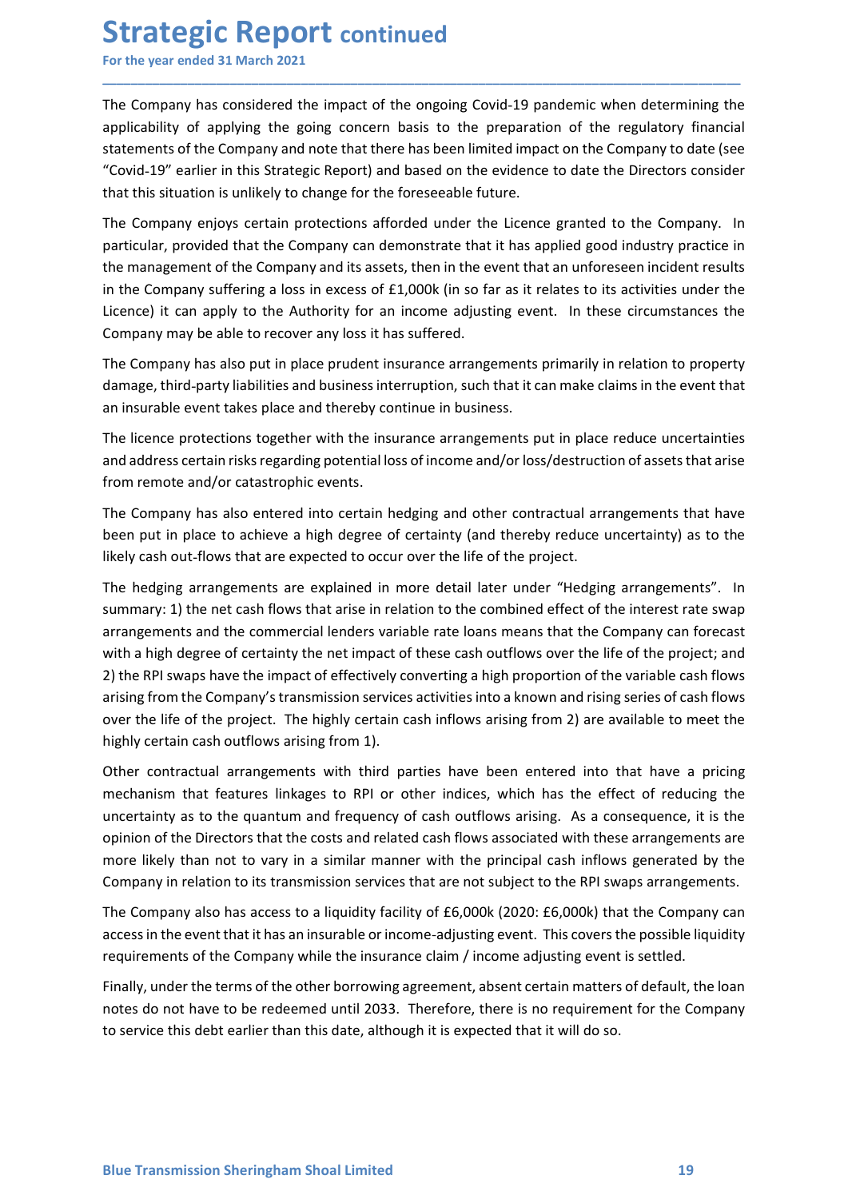The Company has considered the impact of the ongoing Covid-19 pandemic when determining the applicability of applying the going concern basis to the preparation of the regulatory financial statements of the Company and note that there has been limited impact on the Company to date (see "Covid-19" earlier in this Strategic Report) and based on the evidence to date the Directors consider that this situation is unlikely to change for the foreseeable future.

The Company enjoys certain protections afforded under the Licence granted to the Company. In particular, provided that the Company can demonstrate that it has applied good industry practice in the management of the Company and its assets, then in the event that an unforeseen incident results in the Company suffering a loss in excess of £1,000k (in so far as it relates to its activities under the Licence) it can apply to the Authority for an income adjusting event. In these circumstances the Company may be able to recover any loss it has suffered.

The Company has also put in place prudent insurance arrangements primarily in relation to property damage, third-party liabilities and business interruption, such that it can make claims in the event that an insurable event takes place and thereby continue in business.

The licence protections together with the insurance arrangements put in place reduce uncertainties and address certain risks regarding potential loss of income and/or loss/destruction of assets that arise from remote and/or catastrophic events.

The Company has also entered into certain hedging and other contractual arrangements that have been put in place to achieve a high degree of certainty (and thereby reduce uncertainty) as to the likely cash out-flows that are expected to occur over the life of the project.

The hedging arrangements are explained in more detail later under "Hedging arrangements". In summary: 1) the net cash flows that arise in relation to the combined effect of the interest rate swap arrangements and the commercial lenders variable rate loans means that the Company can forecast with a high degree of certainty the net impact of these cash outflows over the life of the project; and 2) the RPI swaps have the impact of effectively converting a high proportion of the variable cash flows arising from the Company's transmission services activities into a known and rising series of cash flows over the life of the project. The highly certain cash inflows arising from 2) are available to meet the highly certain cash outflows arising from 1).

Other contractual arrangements with third parties have been entered into that have a pricing mechanism that features linkages to RPI or other indices, which has the effect of reducing the uncertainty as to the quantum and frequency of cash outflows arising. As a consequence, it is the opinion of the Directors that the costs and related cash flows associated with these arrangements are more likely than not to vary in a similar manner with the principal cash inflows generated by the Company in relation to its transmission services that are not subject to the RPI swaps arrangements.

The Company also has access to a liquidity facility of £6,000k (2020: £6,000k) that the Company can access in the event that it has an insurable or income-adjusting event. This covers the possible liquidity requirements of the Company while the insurance claim / income adjusting event is settled.

Finally, under the terms of the other borrowing agreement, absent certain matters of default, the loan notes do not have to be redeemed until 2033. Therefore, there is no requirement for the Company to service this debt earlier than this date, although it is expected that it will do so.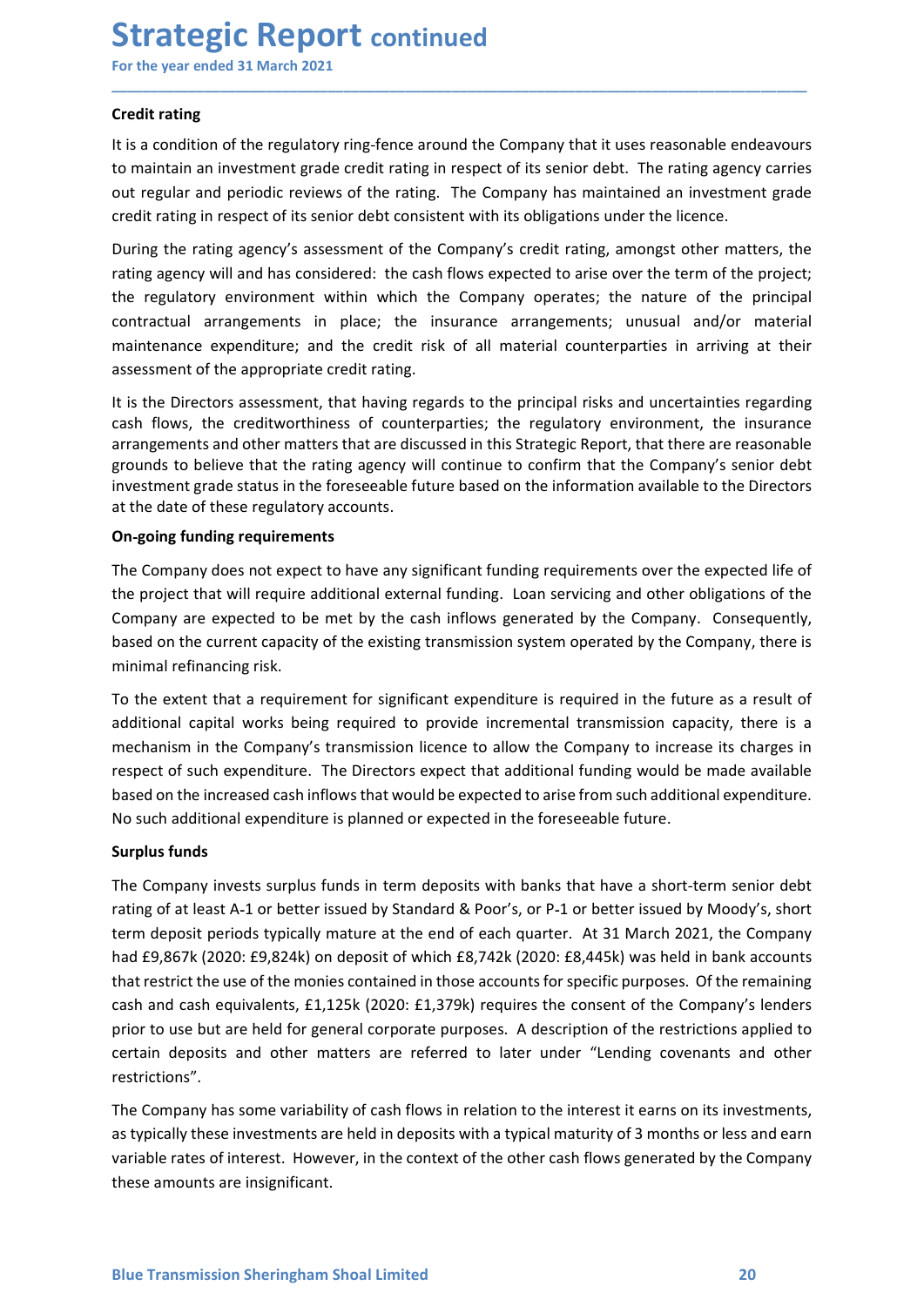# Strategic Report continued

For the year ended 31 March 2021

**Credit rating**

It is a condition of the regulatory ring-fence around the Company that it uses reasonable endeavours to maintain an investment grade credit rating in respect of its senior debt. The rating agency carries out regular and periodic reviews of the rating. The Company has maintained an investment grade credit rating in respect of its senior debt consistent with its obligations under the licence.

During the rating agency's assessment of the Company's credit rating, amongst other matters, the rating agency will and has considered: the cash flows expected to arise over the term of the project; the regulatory environment within which the Company operates; the nature of the principal contractual arrangements in place; the insurance arrangements; unusual and/or material maintenance expenditure; and the credit risk of all material counterparties in arriving at their assessment of the appropriate credit rating.

It is the Directors assessment, that having regards to the principal risks and uncertainties regarding cash flows, the creditworthiness of counterparties; the regulatory environment, the insurance arrangements and other matters that are discussed in this Strategic Report, that there are reasonable grounds to believe that the rating agency will continue to confirm that the Company's senior debt investment grade status in the foreseeable future based on the information available to the Directors at the date of these regulatory accounts.

**On-going funding requirements**

The Company does not expect to have any significant funding requirements over the expected life of the project that will require additional external funding. Loan servicing and other obligations of the Company are expected to be met by the cash inflows generated by the Company. Consequently, based on the current capacity of the existing transmission system operated by the Company, there is minimal refinancing risk.

To the extent that a requirement for significant expenditure is required in the future as a result of additional capital works being required to provide incremental transmission capacity, there is a mechanism in the Company's transmission licence to allow the Company to increase its charges in respect of such expenditure. The Directors expect that additional funding would be made available based on the increased cash inflows that would be expected to arise from such additional expenditure. No such additional expenditure is planned or expected in the foreseeable future.

**Surplus funds**

The Company invests surplus funds in term deposits with banks that have a short-term senior debt rating of at least A-1 or better issued by Standard & Poor's, or P-1 or better issued by Moody's, short term deposit periods typically mature at the end of each quarter. At 31 March 2021, the Company had £9,867k (2020: £9,824k) on deposit of which £8,742k (2020: £8,445k) was held in bank accounts that restrict the use of the monies contained in those accounts for specific purposes. Of the remaining cash and cash equivalents, £1,125k (2020: £1,379k) requires the consent of the Company's lenders prior to use but are held for general corporate purposes. A description of the restrictions applied to certain deposits and other matters are referred to later under "Lending covenants and other restrictions".

The Company has some variability of cash flows in relation to the interest it earns on its investments, as typically these investments are held in deposits with a typical maturity of 3 months or less and earn variable rates of interest. However, in the context of the other cash flows generated by the Company these amounts are insignificant.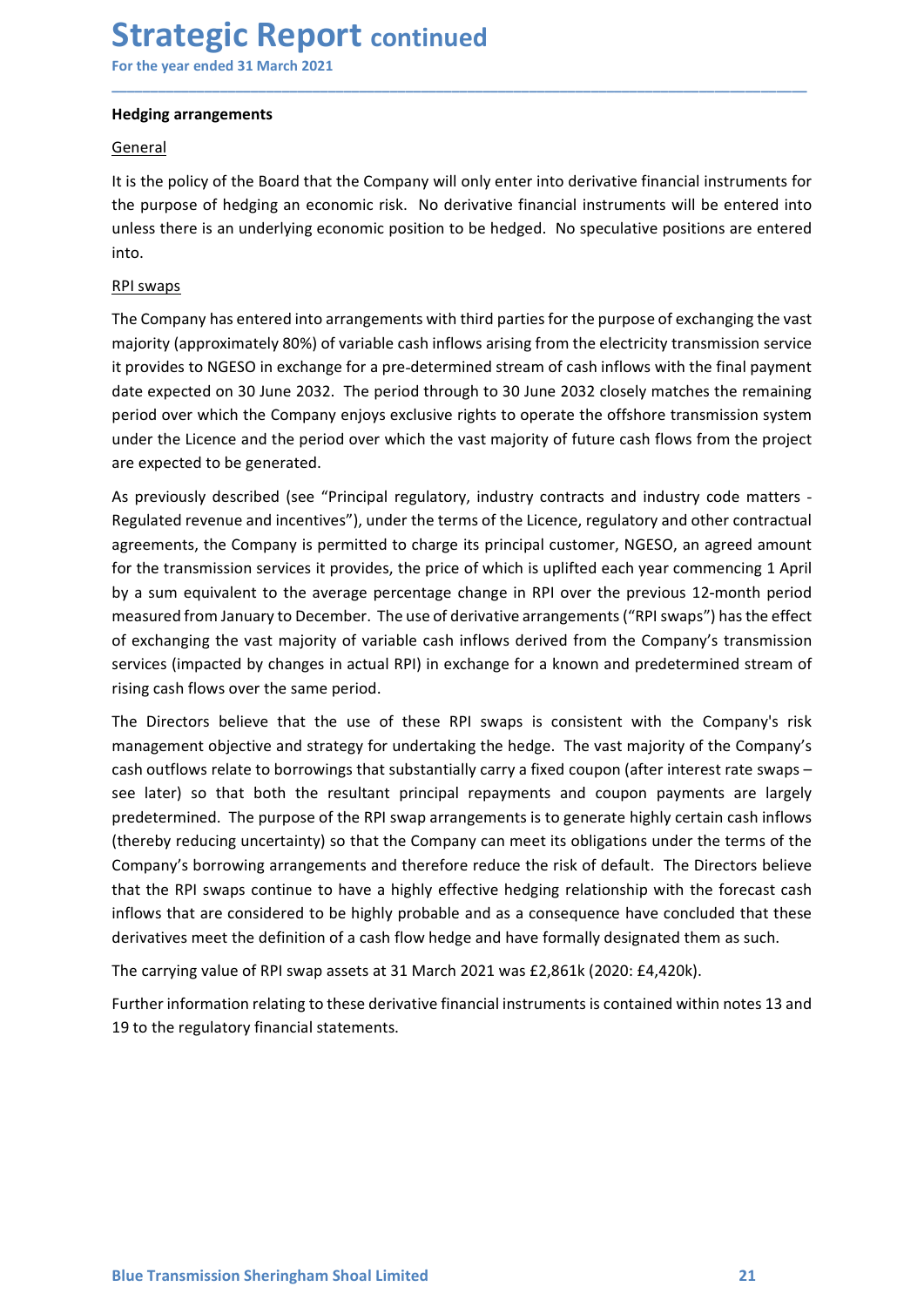## Hedging arrangements

General

It is the policy of the Board that the Company will only enter into derivative financial instruments for the purpose of hedging an economic risk. No derivative financial instruments will be entered into unless there is an underlying economic position to be hedged. No speculative positions are entered into.

RPI swaps

The Company has entered into arrangements with third parties for the purpose of exchanging the vast majority (approximately 80%) of variable cash inflows arising from the electricity transmission service it provides to NGESO in exchange for a pre-determined stream of cash inflows with the final payment date expected on 30 June 2032. The period through to 30 June 2032 closely matches the remaining period over which the Company enjoys exclusive rights to operate the offshore transmission system under the Licence and the period over which the vast majority of future cash flows from the project are expected to be generated.

As previously described (see "Principal regulatory, industry contracts and industry code matters - Regulated revenue and incentives"), under the terms of the Licence, regulatory and other contractual agreements, the Company is permitted to charge its principal customer, NGESO, an agreed amount for the transmission services it provides, the price of which is uplifted each year commencing 1 April by a sum equivalent to the average percentage change in RPI over the previous 12-month period measured from January to December. The use of derivative arrangements ("RPI swaps") has the effect of exchanging the vast majority of variable cash inflows derived from the Company's transmission services (impacted by changes in actual RPI) in exchange for a known and predetermined stream of rising cash flows over the same period.

The Directors believe that the use of these RPI swaps is consistent with the Company's risk management objective and strategy for undertaking the hedge. The vast majority of the Company's cash outflows relate to borrowings that substantially carry a fixed coupon (after interest rate swaps – see later) so that both the resultant principal repayments and coupon payments are largely predetermined. The purpose of the RPI swap arrangements is to generate highly certain cash inflows (thereby reducing uncertainty) so that the Company can meet its obligations under the terms of the Company's borrowing arrangements and therefore reduce the risk of default. The Directors believe that the RPI swaps continue to have a highly effective hedging relationship with the forecast cash inflows that are considered to be highly probable and as a consequence have concluded that these derivatives meet the definition of a cash flow hedge and have formally designated them as such.

The carrying value of RPI swap assets at 31 March 2021 was £2,861k (2020: £4,420k).

Further information relating to these derivative financial instruments is contained within notes 13 and 19 to the regulatory financial statements.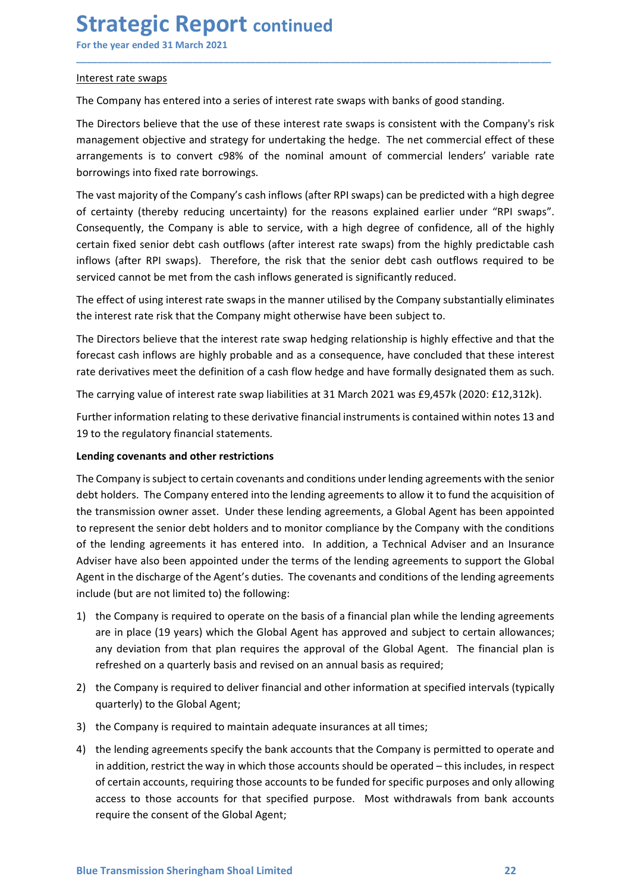Interest rate swaps

The Company has entered into a series of interest rate swaps with banks of good standing.

The Directors believe that the use of these interest rate swaps is consistent with the Company's risk management objective and strategy for undertaking the hedge. The net commercial effect of these arrangements is to convert c98% of the nominal amount of commercial lenders' variable rate borrowings into fixed rate borrowings.

The vast majority of the Company's cash inflows (after RPI swaps) can be predicted with a high degree of certainty (thereby reducing uncertainty) for the reasons explained earlier under "RPI swaps". Consequently, the Company is able to service, with a high degree of confidence, all of the highly certain fixed senior debt cash outflows (after interest rate swaps) from the highly predictable cash inflows (after RPI swaps). Therefore, the risk that the senior debt cash outflows required to be serviced cannot be met from the cash inflows generated is significantly reduced.

The effect of using interest rate swaps in the manner utilised by the Company substantially eliminates the interest rate risk that the Company might otherwise have been subject to.

The Directors believe that the interest rate swap hedging relationship is highly effective and that the forecast cash inflows are highly probable and as a consequence, have concluded that these interest rate derivatives meet the definition of a cash flow hedge and have formally designated them as such.

The carrying value of interest rate swap liabilities at 31 March 2021 was £9,457k (2020: £12,312k).

Further information relating to these derivative financial instruments is contained within notes 13 and 19 to the regulatory financial statements.

**Lending covenants and other restrictions**

The Company is subject to certain covenants and conditions under lending agreements with the senior debt holders. The Company entered into the lending agreements to allow it to fund the acquisition of the transmission owner asset. Under these lending agreements, a Global Agent has been appointed to represent the senior debt holders and to monitor compliance by the Company with the conditions of the lending agreements it has entered into. In addition, a Technical Adviser and an Insurance Adviser have also been appointed under the terms of the lending agreements to support the Global Agent in the discharge of the Agent's duties. The covenants and conditions of the lending agreements include (but are not limited to) the following:

1) the Company is required to operate on the basis of a financial plan while the lending agreements are in place (19 years) which the Global Agent has approved and subject to certain allowances; any deviation from that plan requires the approval of the Global Agent. The financial plan is refreshed on a quarterly basis and revised on an annual basis as required;
2) the Company is required to deliver financial and other information at specified intervals (typically quarterly) to the Global Agent;
3) the Company is required to maintain adequate insurances at all times;
4) the lending agreements specify the bank accounts that the Company is permitted to operate and in addition, restrict the way in which those accounts should be operated – this includes, in respect of certain accounts, requiring those accounts to be funded for specific purposes and only allowing access to those accounts for that specified purpose. Most withdrawals from bank accounts require the consent of the Global Agent;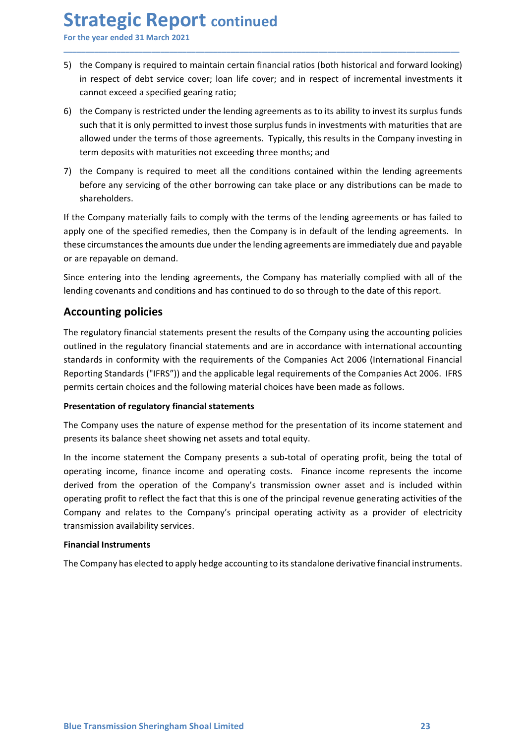5) the Company is required to maintain certain financial ratios (both historical and forward looking) in respect of debt service cover; loan life cover; and in respect of incremental investments it cannot exceed a specified gearing ratio;

6) the Company is restricted under the lending agreements as to its ability to invest its surplus funds such that it is only permitted to invest those surplus funds in investments with maturities that are allowed under the terms of those agreements. Typically, this results in the Company investing in term deposits with maturities not exceeding three months; and

7) the Company is required to meet all the conditions contained within the lending agreements before any servicing of the other borrowing can take place or any distributions can be made to shareholders.

If the Company materially fails to comply with the terms of the lending agreements or has failed to apply one of the specified remedies, then the Company is in default of the lending agreements. In these circumstances the amounts due under the lending agreements are immediately due and payable or are repayable on demand.

Since entering into the lending agreements, the Company has materially complied with all of the lending covenants and conditions and has continued to do so through to the date of this report.

## Accounting policies

The regulatory financial statements present the results of the Company using the accounting policies outlined in the regulatory financial statements and are in accordance with international accounting standards in conformity with the requirements of the Companies Act 2006 (International Financial Reporting Standards ("IFRS")) and the applicable legal requirements of the Companies Act 2006. IFRS permits certain choices and the following material choices have been made as follows.

**Presentation of regulatory financial statements**

The Company uses the nature of expense method for the presentation of its income statement and presents its balance sheet showing net assets and total equity.

In the income statement the Company presents a sub-total of operating profit, being the total of operating income, finance income and operating costs. Finance income represents the income derived from the operation of the Company's transmission owner asset and is included within operating profit to reflect the fact that this is one of the principal revenue generating activities of the Company and relates to the Company's principal operating activity as a provider of electricity transmission availability services.

**Financial Instruments**

The Company has elected to apply hedge accounting to its standalone derivative financial instruments.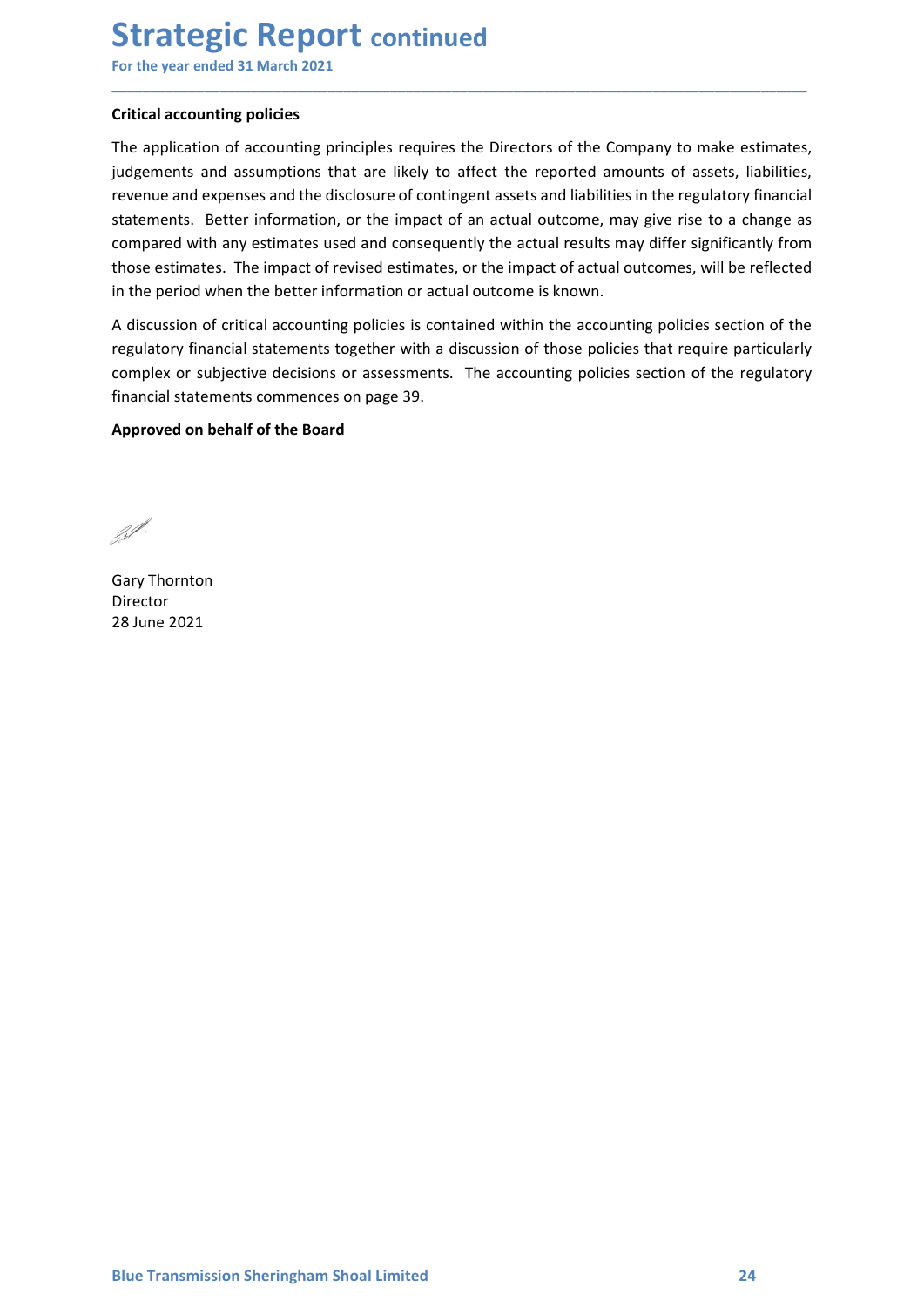# Strategic Report continued

For the year ended 31 March 2021

**Critical accounting policies**

The application of accounting principles requires the Directors of the Company to make estimates, judgements and assumptions that are likely to affect the reported amounts of assets, liabilities, revenue and expenses and the disclosure of contingent assets and liabilities in the regulatory financial statements. Better information, or the impact of an actual outcome, may give rise to a change as compared with any estimates used and consequently the actual results may differ significantly from those estimates. The impact of revised estimates, or the impact of actual outcomes, will be reflected in the period when the better information or actual outcome is known.

A discussion of critical accounting policies is contained within the accounting policies section of the regulatory financial statements together with a discussion of those policies that require particularly complex or subjective decisions or assessments. The accounting policies section of the regulatory financial statements commences on page 39.

**Approved on behalf of the Board**

Gary Thornton
Director
28 June 2021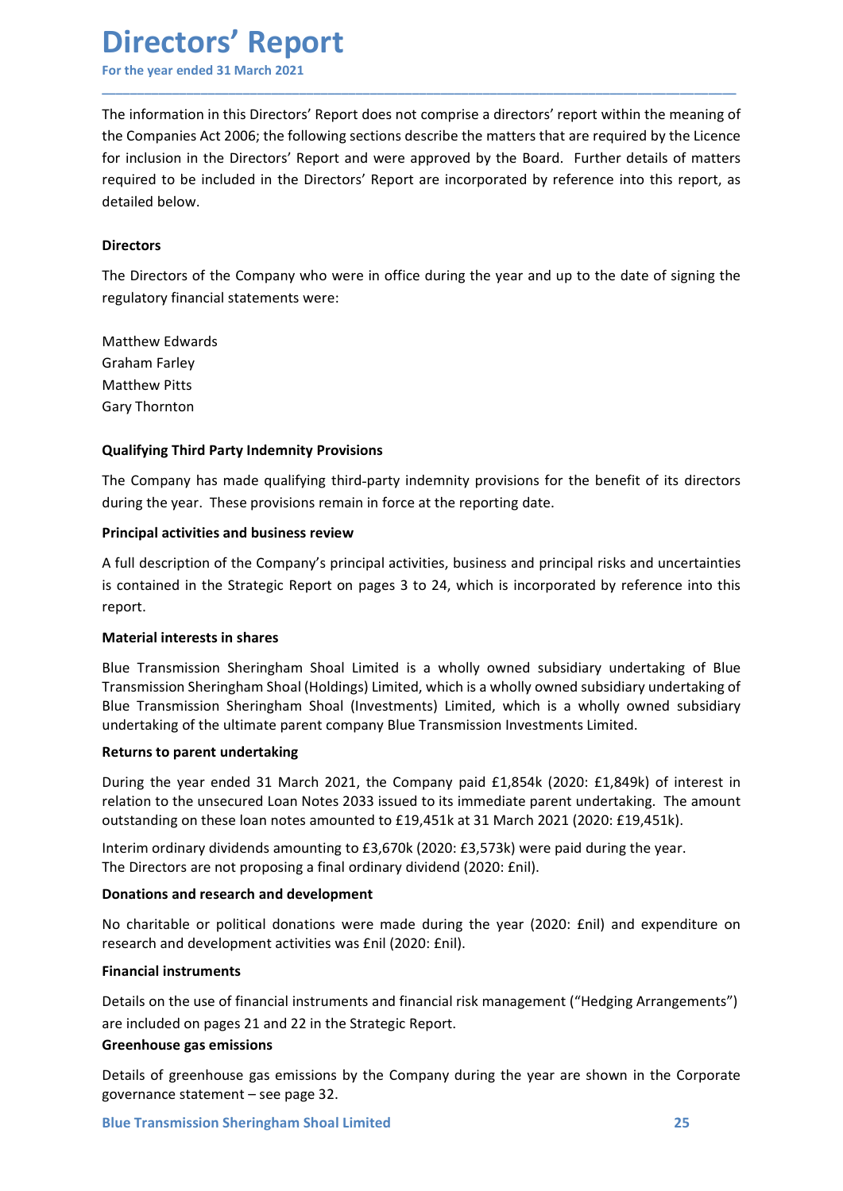# Directors' Report

For the year ended 31 March 2021

The information in this Directors' Report does not comprise a directors' report within the meaning of the Companies Act 2006; the following sections describe the matters that are required by the Licence for inclusion in the Directors' Report and were approved by the Board. Further details of matters required to be included in the Directors' Report are incorporated by reference into this report, as detailed below.

**Directors**

The Directors of the Company who were in office during the year and up to the date of signing the regulatory financial statements were:

Matthew Edwards
Graham Farley
Matthew Pitts
Gary Thornton

**Qualifying Third Party Indemnity Provisions**

The Company has made qualifying third-party indemnity provisions for the benefit of its directors during the year. These provisions remain in force at the reporting date.

**Principal activities and business review**

A full description of the Company's principal activities, business and principal risks and uncertainties is contained in the Strategic Report on pages 3 to 24, which is incorporated by reference into this report.

**Material interests in shares**

Blue Transmission Sheringham Shoal Limited is a wholly owned subsidiary undertaking of Blue Transmission Sheringham Shoal (Holdings) Limited, which is a wholly owned subsidiary undertaking of Blue Transmission Sheringham Shoal (Investments) Limited, which is a wholly owned subsidiary undertaking of the ultimate parent company Blue Transmission Investments Limited.

**Returns to parent undertaking**

During the year ended 31 March 2021, the Company paid £1,854k (2020: £1,849k) of interest in relation to the unsecured Loan Notes 2033 issued to its immediate parent undertaking. The amount outstanding on these loan notes amounted to £19,451k at 31 March 2021 (2020: £19,451k).

Interim ordinary dividends amounting to £3,670k (2020: £3,573k) were paid during the year.
The Directors are not proposing a final ordinary dividend (2020: £nil).

**Donations and research and development**

No charitable or political donations were made during the year (2020: £nil) and expenditure on research and development activities was £nil (2020: £nil).

**Financial instruments**

Details on the use of financial instruments and financial risk management ("Hedging Arrangements") are included on pages 21 and 22 in the Strategic Report.

**Greenhouse gas emissions**

Details of greenhouse gas emissions by the Company during the year are shown in the Corporate governance statement – see page 32.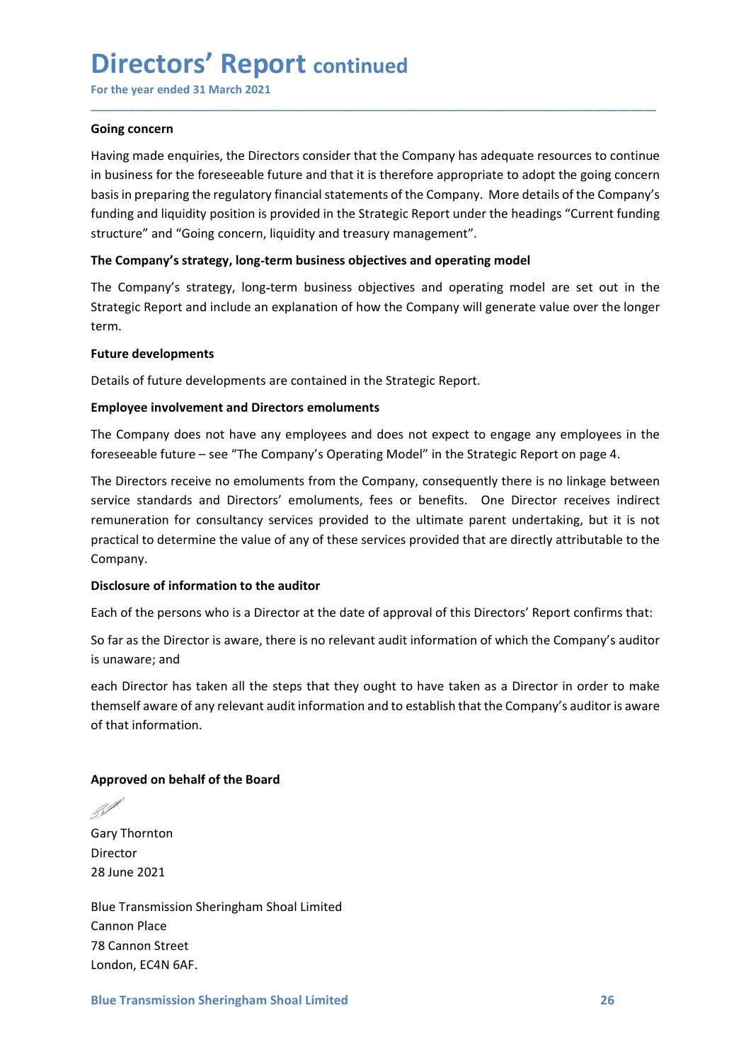# Directors' Report continued

For the year ended 31 March 2021

## Going concern

Having made enquiries, the Directors consider that the Company has adequate resources to continue in business for the foreseeable future and that it is therefore appropriate to adopt the going concern basis in preparing the regulatory financial statements of the Company. More details of the Company's funding and liquidity position is provided in the Strategic Report under the headings "Current funding structure" and "Going concern, liquidity and treasury management".

## The Company's strategy, long-term business objectives and operating model

The Company's strategy, long-term business objectives and operating model are set out in the Strategic Report and include an explanation of how the Company will generate value over the longer term.

## Future developments

Details of future developments are contained in the Strategic Report.

## Employee involvement and Directors emoluments

The Company does not have any employees and does not expect to engage any employees in the foreseeable future – see "The Company's Operating Model" in the Strategic Report on page 4.

The Directors receive no emoluments from the Company, consequently there is no linkage between service standards and Directors' emoluments, fees or benefits. One Director receives indirect remuneration for consultancy services provided to the ultimate parent undertaking, but it is not practical to determine the value of any of these services provided that are directly attributable to the Company.

## Disclosure of information to the auditor

Each of the persons who is a Director at the date of approval of this Directors' Report confirms that:

So far as the Director is aware, there is no relevant audit information of which the Company's auditor is unaware; and

each Director has taken all the steps that they ought to have taken as a Director in order to make themself aware of any relevant audit information and to establish that the Company's auditor is aware of that information.

**Approved on behalf of the Board**

Gary Thornton
Director
28 June 2021

Blue Transmission Sheringham Shoal Limited
Cannon Place
78 Cannon Street
London, EC4N 6AF.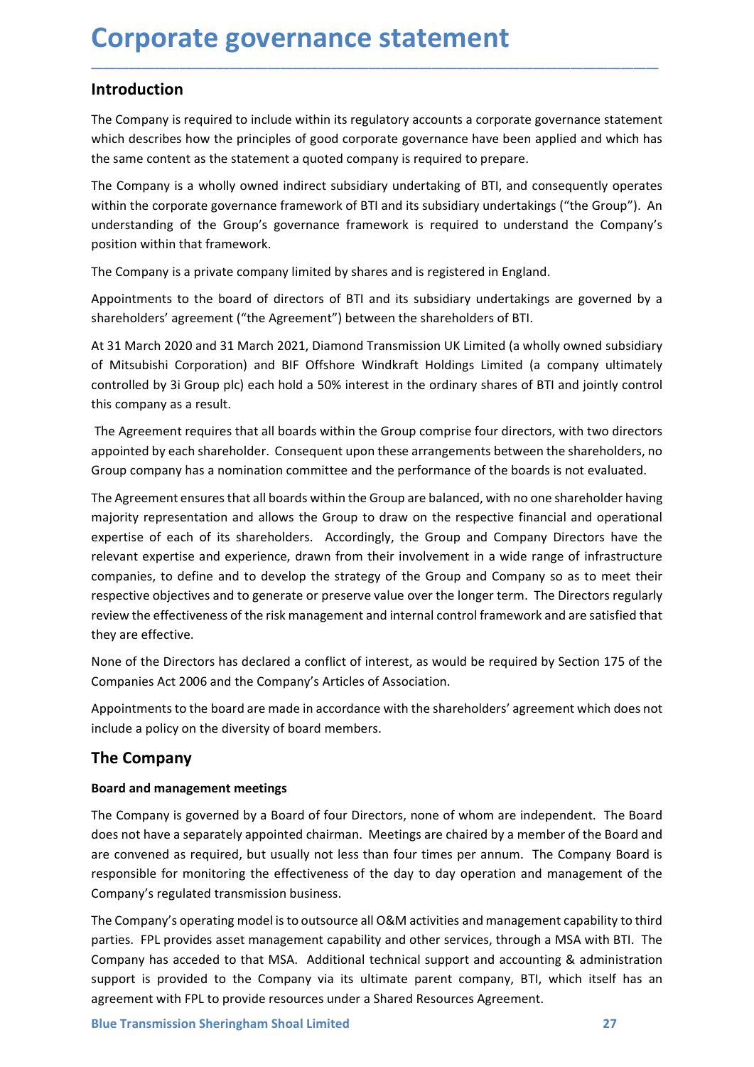# Corporate governance statement

## Introduction

The Company is required to include within its regulatory accounts a corporate governance statement which describes how the principles of good corporate governance have been applied and which has the same content as the statement a quoted company is required to prepare.

The Company is a wholly owned indirect subsidiary undertaking of BTI, and consequently operates within the corporate governance framework of BTI and its subsidiary undertakings ("the Group"). An understanding of the Group's governance framework is required to understand the Company's position within that framework.

The Company is a private company limited by shares and is registered in England.

Appointments to the board of directors of BTI and its subsidiary undertakings are governed by a shareholders' agreement ("the Agreement") between the shareholders of BTI.

At 31 March 2020 and 31 March 2021, Diamond Transmission UK Limited (a wholly owned subsidiary of Mitsubishi Corporation) and BIF Offshore Windkraft Holdings Limited (a company ultimately controlled by 3i Group plc) each hold a 50% interest in the ordinary shares of BTI and jointly control this company as a result.

The Agreement requires that all boards within the Group comprise four directors, with two directors appointed by each shareholder. Consequent upon these arrangements between the shareholders, no Group company has a nomination committee and the performance of the boards is not evaluated.

The Agreement ensures that all boards within the Group are balanced, with no one shareholder having majority representation and allows the Group to draw on the respective financial and operational expertise of each of its shareholders. Accordingly, the Group and Company Directors have the relevant expertise and experience, drawn from their involvement in a wide range of infrastructure companies, to define and to develop the strategy of the Group and Company so as to meet their respective objectives and to generate or preserve value over the longer term. The Directors regularly review the effectiveness of the risk management and internal control framework and are satisfied that they are effective.

None of the Directors has declared a conflict of interest, as would be required by Section 175 of the Companies Act 2006 and the Company's Articles of Association.

Appointments to the board are made in accordance with the shareholders' agreement which does not include a policy on the diversity of board members.

## The Company

### Board and management meetings

The Company is governed by a Board of four Directors, none of whom are independent. The Board does not have a separately appointed chairman. Meetings are chaired by a member of the Board and are convened as required, but usually not less than four times per annum. The Company Board is responsible for monitoring the effectiveness of the day to day operation and management of the Company's regulated transmission business.

The Company's operating model is to outsource all O&M activities and management capability to third parties. FPL provides asset management capability and other services, through a MSA with BTI. The Company has acceded to that MSA. Additional technical support and accounting & administration support is provided to the Company via its ultimate parent company, BTI, which itself has an agreement with FPL to provide resources under a Shared Resources Agreement.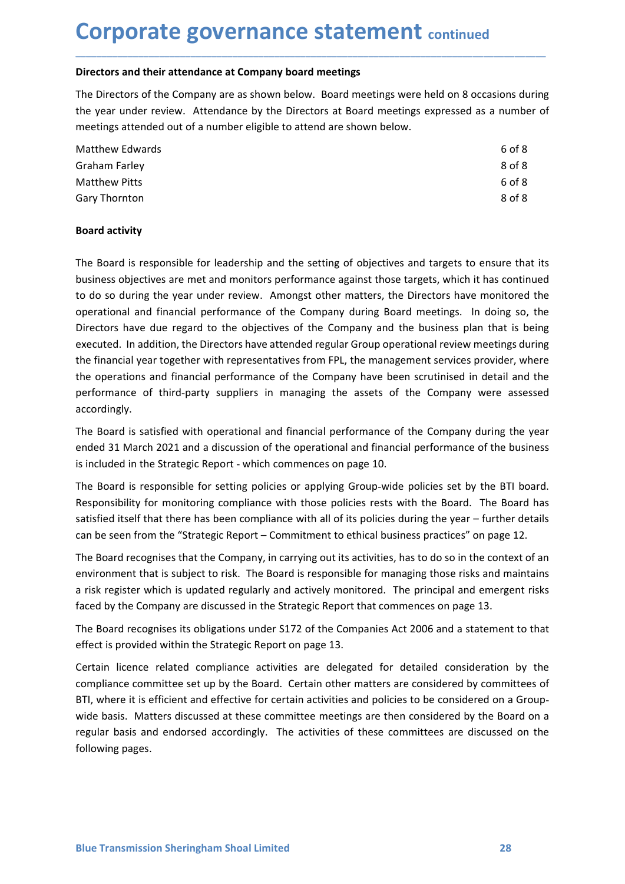# Corporate governance statement continued

**Directors and their attendance at Company board meetings**

The Directors of the Company are as shown below. Board meetings were held on 8 occasions during the year under review. Attendance by the Directors at Board meetings expressed as a number of meetings attended out of a number eligible to attend are shown below.

| | |
|---|---|
| Matthew Edwards | 6 of 8 |
| Graham Farley | 8 of 8 |
| Matthew Pitts | 6 of 8 |
| Gary Thornton | 8 of 8 |

**Board activity**

The Board is responsible for leadership and the setting of objectives and targets to ensure that its business objectives are met and monitors performance against those targets, which it has continued to do so during the year under review. Amongst other matters, the Directors have monitored the operational and financial performance of the Company during Board meetings. In doing so, the Directors have due regard to the objectives of the Company and the business plan that is being executed. In addition, the Directors have attended regular Group operational review meetings during the financial year together with representatives from FPL, the management services provider, where the operations and financial performance of the Company have been scrutinised in detail and the performance of third-party suppliers in managing the assets of the Company were assessed accordingly.

The Board is satisfied with operational and financial performance of the Company during the year ended 31 March 2021 and a discussion of the operational and financial performance of the business is included in the Strategic Report - which commences on page 10.

The Board is responsible for setting policies or applying Group-wide policies set by the BTI board. Responsibility for monitoring compliance with those policies rests with the Board. The Board has satisfied itself that there has been compliance with all of its policies during the year – further details can be seen from the "Strategic Report – Commitment to ethical business practices" on page 12.

The Board recognises that the Company, in carrying out its activities, has to do so in the context of an environment that is subject to risk. The Board is responsible for managing those risks and maintains a risk register which is updated regularly and actively monitored. The principal and emergent risks faced by the Company are discussed in the Strategic Report that commences on page 13.

The Board recognises its obligations under S172 of the Companies Act 2006 and a statement to that effect is provided within the Strategic Report on page 13.

Certain licence related compliance activities are delegated for detailed consideration by the compliance committee set up by the Board. Certain other matters are considered by committees of BTI, where it is efficient and effective for certain activities and policies to be considered on a Group-wide basis. Matters discussed at these committee meetings are then considered by the Board on a regular basis and endorsed accordingly. The activities of these committees are discussed on the following pages.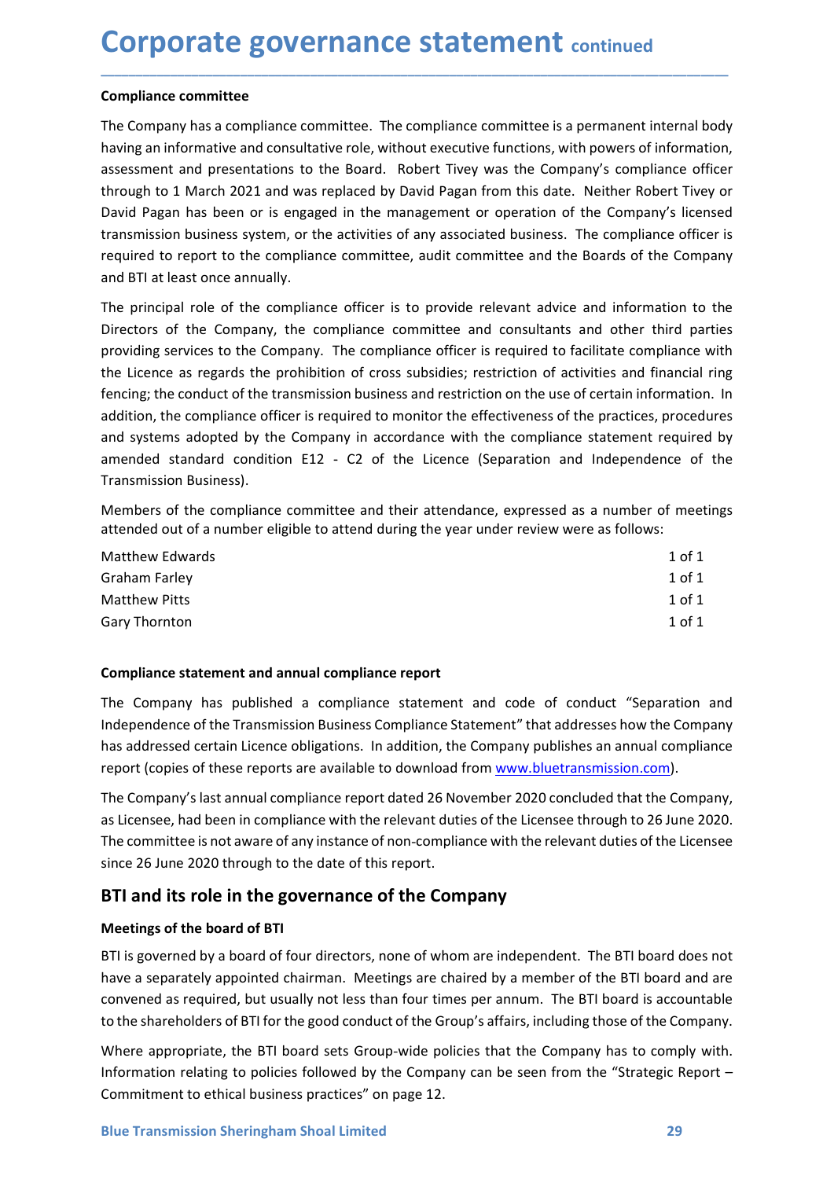# Corporate governance statement continued

### Compliance committee

The Company has a compliance committee. The compliance committee is a permanent internal body having an informative and consultative role, without executive functions, with powers of information, assessment and presentations to the Board. Robert Tivey was the Company's compliance officer through to 1 March 2021 and was replaced by David Pagan from this date. Neither Robert Tivey or David Pagan has been or is engaged in the management or operation of the Company's licensed transmission business system, or the activities of any associated business. The compliance officer is required to report to the compliance committee, audit committee and the Boards of the Company and BTI at least once annually.

The principal role of the compliance officer is to provide relevant advice and information to the Directors of the Company, the compliance committee and consultants and other third parties providing services to the Company. The compliance officer is required to facilitate compliance with the Licence as regards the prohibition of cross subsidies; restriction of activities and financial ring fencing; the conduct of the transmission business and restriction on the use of certain information. In addition, the compliance officer is required to monitor the effectiveness of the practices, procedures and systems adopted by the Company in accordance with the compliance statement required by amended standard condition E12 - C2 of the Licence (Separation and Independence of the Transmission Business).

Members of the compliance committee and their attendance, expressed as a number of meetings attended out of a number eligible to attend during the year under review were as follows:

| | |
|---|---|
| Matthew Edwards | 1 of 1 |
| Graham Farley | 1 of 1 |
| Matthew Pitts | 1 of 1 |
| Gary Thornton | 1 of 1 |

### Compliance statement and annual compliance report

The Company has published a compliance statement and code of conduct "Separation and Independence of the Transmission Business Compliance Statement" that addresses how the Company has addressed certain Licence obligations. In addition, the Company publishes an annual compliance report (copies of these reports are available to download from www.bluetransmission.com).

The Company's last annual compliance report dated 26 November 2020 concluded that the Company, as Licensee, had been in compliance with the relevant duties of the Licensee through to 26 June 2020. The committee is not aware of any instance of non-compliance with the relevant duties of the Licensee since 26 June 2020 through to the date of this report.

## BTI and its role in the governance of the Company

### Meetings of the board of BTI

BTI is governed by a board of four directors, none of whom are independent. The BTI board does not have a separately appointed chairman. Meetings are chaired by a member of the BTI board and are convened as required, but usually not less than four times per annum. The BTI board is accountable to the shareholders of BTI for the good conduct of the Group's affairs, including those of the Company.

Where appropriate, the BTI board sets Group-wide policies that the Company has to comply with. Information relating to policies followed by the Company can be seen from the "Strategic Report – Commitment to ethical business practices" on page 12.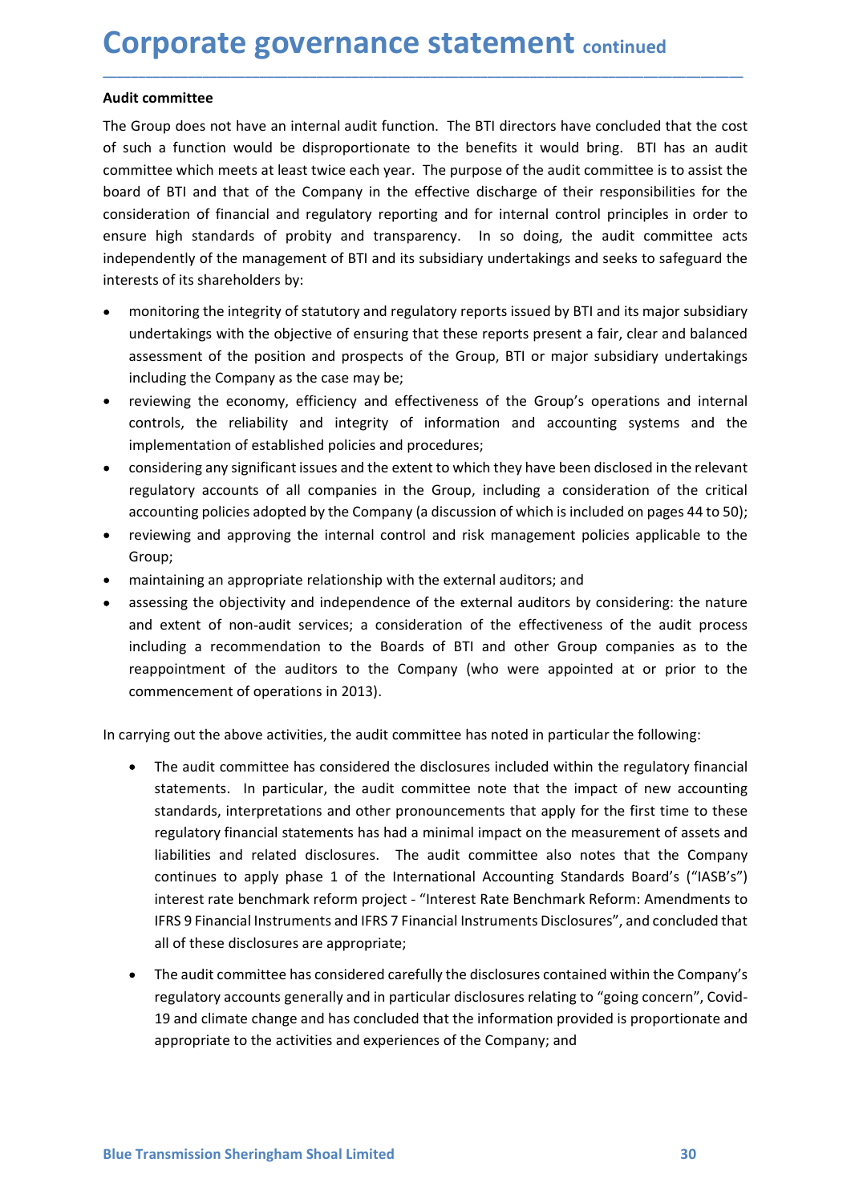# Corporate governance statement continued

**Audit committee**

The Group does not have an internal audit function. The BTI directors have concluded that the cost of such a function would be disproportionate to the benefits it would bring. BTI has an audit committee which meets at least twice each year. The purpose of the audit committee is to assist the board of BTI and that of the Company in the effective discharge of their responsibilities for the consideration of financial and regulatory reporting and for internal control principles in order to ensure high standards of probity and transparency. In so doing, the audit committee acts independently of the management of BTI and its subsidiary undertakings and seeks to safeguard the interests of its shareholders by:

- monitoring the integrity of statutory and regulatory reports issued by BTI and its major subsidiary undertakings with the objective of ensuring that these reports present a fair, clear and balanced assessment of the position and prospects of the Group, BTI or major subsidiary undertakings including the Company as the case may be;
- reviewing the economy, efficiency and effectiveness of the Group's operations and internal controls, the reliability and integrity of information and accounting systems and the implementation of established policies and procedures;
- considering any significant issues and the extent to which they have been disclosed in the relevant regulatory accounts of all companies in the Group, including a consideration of the critical accounting policies adopted by the Company (a discussion of which is included on pages 44 to 50);
- reviewing and approving the internal control and risk management policies applicable to the Group;
- maintaining an appropriate relationship with the external auditors; and
- assessing the objectivity and independence of the external auditors by considering: the nature and extent of non-audit services; a consideration of the effectiveness of the audit process including a recommendation to the Boards of BTI and other Group companies as to the reappointment of the auditors to the Company (who were appointed at or prior to the commencement of operations in 2013).

In carrying out the above activities, the audit committee has noted in particular the following:

- The audit committee has considered the disclosures included within the regulatory financial statements. In particular, the audit committee note that the impact of new accounting standards, interpretations and other pronouncements that apply for the first time to these regulatory financial statements has had a minimal impact on the measurement of assets and liabilities and related disclosures. The audit committee also notes that the Company continues to apply phase 1 of the International Accounting Standards Board's ("IASB's") interest rate benchmark reform project - "Interest Rate Benchmark Reform: Amendments to IFRS 9 Financial Instruments and IFRS 7 Financial Instruments Disclosures", and concluded that all of these disclosures are appropriate;

- The audit committee has considered carefully the disclosures contained within the Company's regulatory accounts generally and in particular disclosures relating to "going concern", Covid-19 and climate change and has concluded that the information provided is proportionate and appropriate to the activities and experiences of the Company; and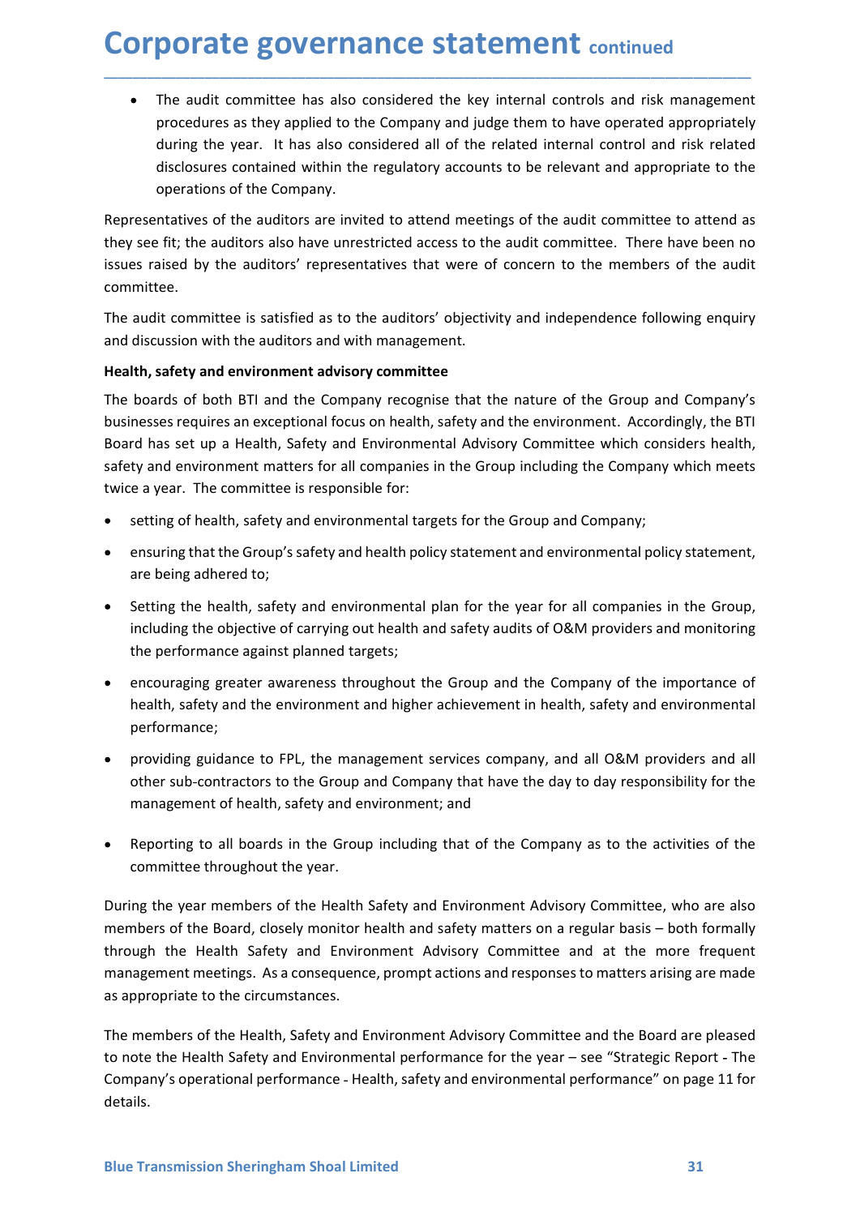# Corporate governance statement continued

- The audit committee has also considered the key internal controls and risk management procedures as they applied to the Company and judge them to have operated appropriately during the year. It has also considered all of the related internal control and risk related disclosures contained within the regulatory accounts to be relevant and appropriate to the operations of the Company.

Representatives of the auditors are invited to attend meetings of the audit committee to attend as they see fit; the auditors also have unrestricted access to the audit committee. There have been no issues raised by the auditors' representatives that were of concern to the members of the audit committee.

The audit committee is satisfied as to the auditors' objectivity and independence following enquiry and discussion with the auditors and with management.

**Health, safety and environment advisory committee**

The boards of both BTI and the Company recognise that the nature of the Group and Company's businesses requires an exceptional focus on health, safety and the environment. Accordingly, the BTI Board has set up a Health, Safety and Environmental Advisory Committee which considers health, safety and environment matters for all companies in the Group including the Company which meets twice a year. The committee is responsible for:

- setting of health, safety and environmental targets for the Group and Company;
- ensuring that the Group's safety and health policy statement and environmental policy statement, are being adhered to;
- Setting the health, safety and environmental plan for the year for all companies in the Group, including the objective of carrying out health and safety audits of O&M providers and monitoring the performance against planned targets;
- encouraging greater awareness throughout the Group and the Company of the importance of health, safety and the environment and higher achievement in health, safety and environmental performance;
- providing guidance to FPL, the management services company, and all O&M providers and all other sub-contractors to the Group and Company that have the day to day responsibility for the management of health, safety and environment; and
- Reporting to all boards in the Group including that of the Company as to the activities of the committee throughout the year.

During the year members of the Health Safety and Environment Advisory Committee, who are also members of the Board, closely monitor health and safety matters on a regular basis – both formally through the Health Safety and Environment Advisory Committee and at the more frequent management meetings. As a consequence, prompt actions and responses to matters arising are made as appropriate to the circumstances.

The members of the Health, Safety and Environment Advisory Committee and the Board are pleased to note the Health Safety and Environmental performance for the year – see "Strategic Report - The Company's operational performance - Health, safety and environmental performance" on page 11 for details.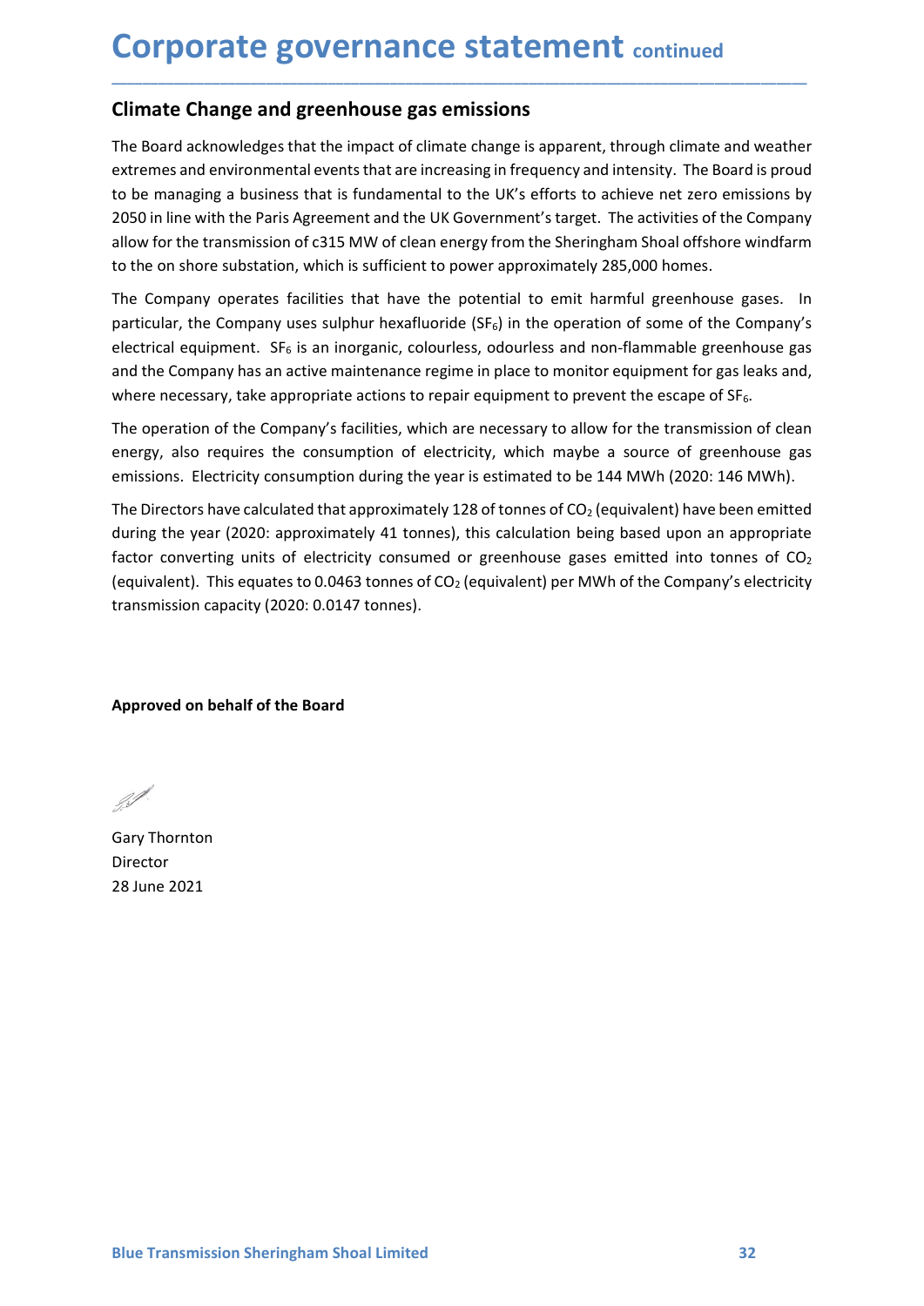# Corporate governance statement continued

## Climate Change and greenhouse gas emissions

The Board acknowledges that the impact of climate change is apparent, through climate and weather extremes and environmental events that are increasing in frequency and intensity. The Board is proud to be managing a business that is fundamental to the UK's efforts to achieve net zero emissions by 2050 in line with the Paris Agreement and the UK Government's target. The activities of the Company allow for the transmission of c315 MW of clean energy from the Sheringham Shoal offshore windfarm to the on shore substation, which is sufficient to power approximately 285,000 homes.

The Company operates facilities that have the potential to emit harmful greenhouse gases. In particular, the Company uses sulphur hexafluoride ($SF_6$) in the operation of some of the Company's electrical equipment. $SF_6$ is an inorganic, colourless, odourless and non-flammable greenhouse gas and the Company has an active maintenance regime in place to monitor equipment for gas leaks and, where necessary, take appropriate actions to repair equipment to prevent the escape of $SF_6$.

The operation of the Company's facilities, which are necessary to allow for the transmission of clean energy, also requires the consumption of electricity, which maybe a source of greenhouse gas emissions. Electricity consumption during the year is estimated to be 144 MWh (2020: 146 MWh).

The Directors have calculated that approximately 128 of tonnes of $CO_2$ (equivalent) have been emitted during the year (2020: approximately 41 tonnes), this calculation being based upon an appropriate factor converting units of electricity consumed or greenhouse gases emitted into tonnes of $CO_2$ (equivalent). This equates to 0.0463 tonnes of $CO_2$ (equivalent) per MWh of the Company's electricity transmission capacity (2020: 0.0147 tonnes).

**Approved on behalf of the Board**

Gary Thornton
Director
28 June 2021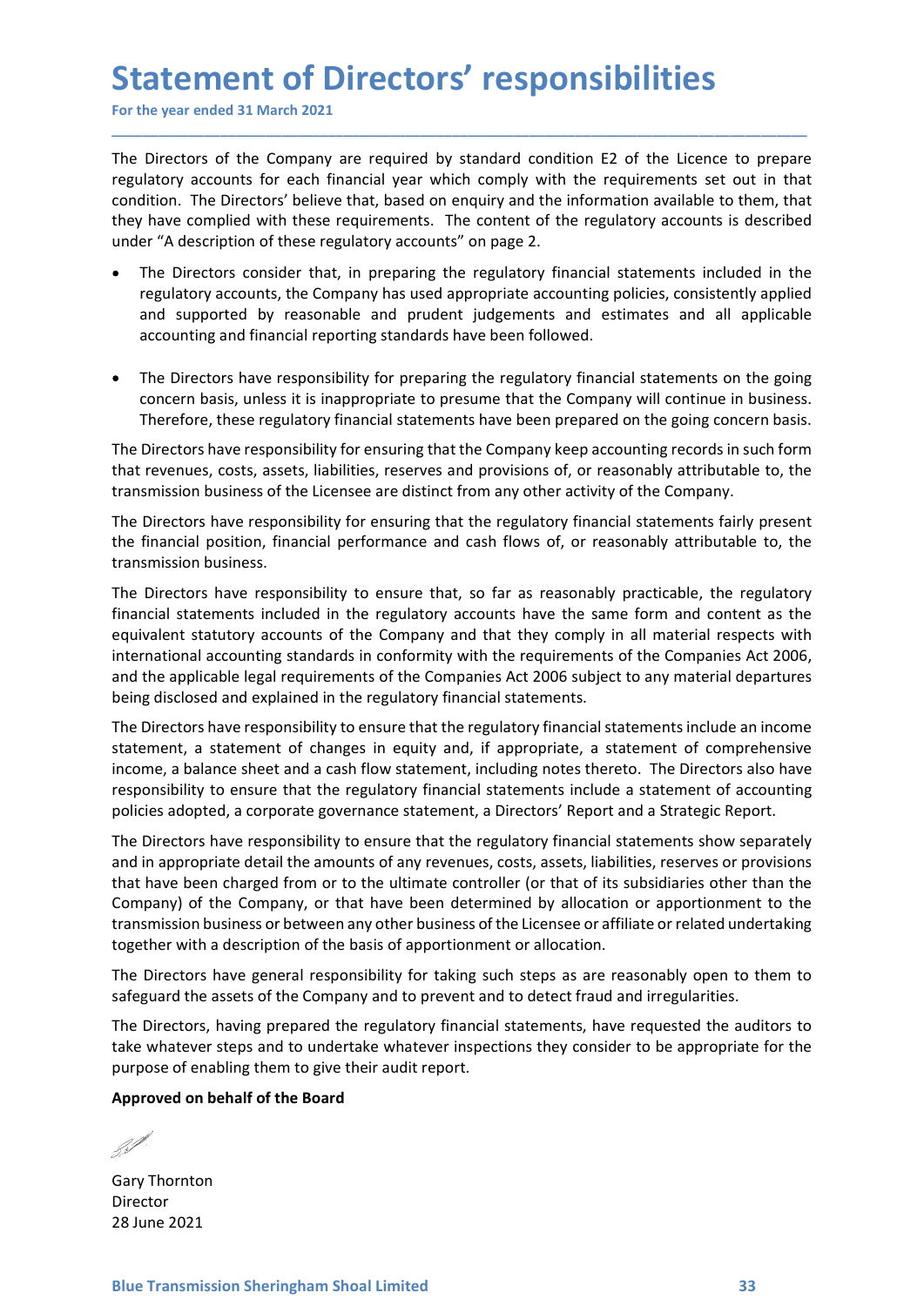# Statement of Directors' responsibilities

For the year ended 31 March 2021

The Directors of the Company are required by standard condition E2 of the Licence to prepare regulatory accounts for each financial year which comply with the requirements set out in that condition. The Directors' believe that, based on enquiry and the information available to them, that they have complied with these requirements. The content of the regulatory accounts is described under "A description of these regulatory accounts" on page 2.

- The Directors consider that, in preparing the regulatory financial statements included in the regulatory accounts, the Company has used appropriate accounting policies, consistently applied and supported by reasonable and prudent judgements and estimates and all applicable accounting and financial reporting standards have been followed.

- The Directors have responsibility for preparing the regulatory financial statements on the going concern basis, unless it is inappropriate to presume that the Company will continue in business. Therefore, these regulatory financial statements have been prepared on the going concern basis.

The Directors have responsibility for ensuring that the Company keep accounting records in such form that revenues, costs, assets, liabilities, reserves and provisions of, or reasonably attributable to, the transmission business of the Licensee are distinct from any other activity of the Company.

The Directors have responsibility for ensuring that the regulatory financial statements fairly present the financial position, financial performance and cash flows of, or reasonably attributable to, the transmission business.

The Directors have responsibility to ensure that, so far as reasonably practicable, the regulatory financial statements included in the regulatory accounts have the same form and content as the equivalent statutory accounts of the Company and that they comply in all material respects with international accounting standards in conformity with the requirements of the Companies Act 2006, and the applicable legal requirements of the Companies Act 2006 subject to any material departures being disclosed and explained in the regulatory financial statements.

The Directors have responsibility to ensure that the regulatory financial statements include an income statement, a statement of changes in equity and, if appropriate, a statement of comprehensive income, a balance sheet and a cash flow statement, including notes thereto. The Directors also have responsibility to ensure that the regulatory financial statements include a statement of accounting policies adopted, a corporate governance statement, a Directors' Report and a Strategic Report.

The Directors have responsibility to ensure that the regulatory financial statements show separately and in appropriate detail the amounts of any revenues, costs, assets, liabilities, reserves or provisions that have been charged from or to the ultimate controller (or that of its subsidiaries other than the Company) of the Company, or that have been determined by allocation or apportionment to the transmission business or between any other business of the Licensee or affiliate or related undertaking together with a description of the basis of apportionment or allocation.

The Directors have general responsibility for taking such steps as are reasonably open to them to safeguard the assets of the Company and to prevent and to detect fraud and irregularities.

The Directors, having prepared the regulatory financial statements, have requested the auditors to take whatever steps and to undertake whatever inspections they consider to be appropriate for the purpose of enabling them to give their audit report.

**Approved on behalf of the Board**

Gary Thornton
Director
28 June 2021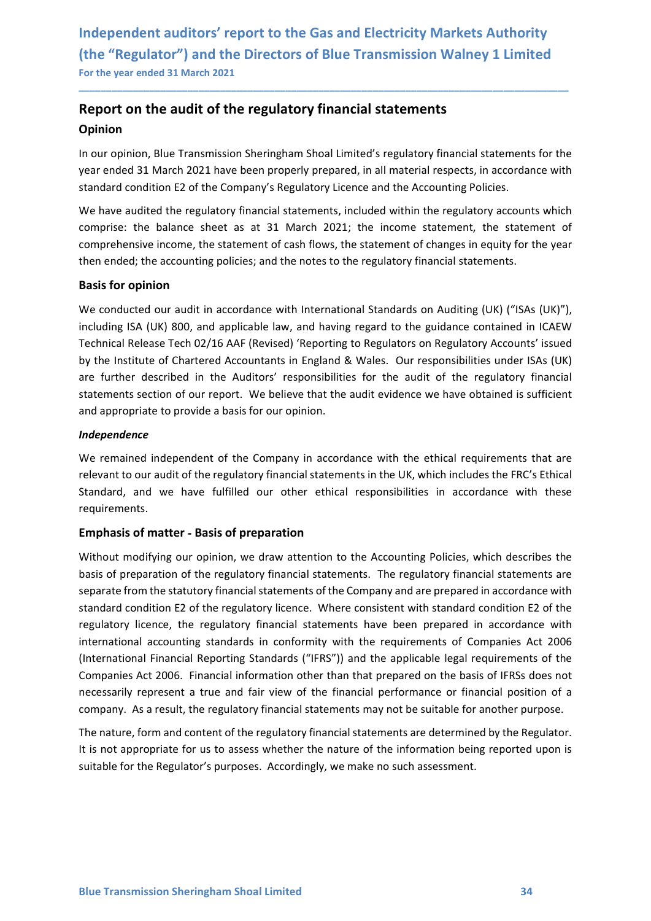# Independent auditors' report to the Gas and Electricity Markets Authority (the "Regulator") and the Directors of Blue Transmission Walney 1 Limited

For the year ended 31 March 2021

## Report on the audit of the regulatory financial statements

### Opinion

In our opinion, Blue Transmission Sheringham Shoal Limited's regulatory financial statements for the year ended 31 March 2021 have been properly prepared, in all material respects, in accordance with standard condition E2 of the Company's Regulatory Licence and the Accounting Policies.

We have audited the regulatory financial statements, included within the regulatory accounts which comprise: the balance sheet as at 31 March 2021; the income statement, the statement of comprehensive income, the statement of cash flows, the statement of changes in equity for the year then ended; the accounting policies; and the notes to the regulatory financial statements.

### Basis for opinion

We conducted our audit in accordance with International Standards on Auditing (UK) ("ISAs (UK)"), including ISA (UK) 800, and applicable law, and having regard to the guidance contained in ICAEW Technical Release Tech 02/16 AAF (Revised) 'Reporting to Regulators on Regulatory Accounts' issued by the Institute of Chartered Accountants in England & Wales. Our responsibilities under ISAs (UK) are further described in the Auditors' responsibilities for the audit of the regulatory financial statements section of our report. We believe that the audit evidence we have obtained is sufficient and appropriate to provide a basis for our opinion.

#### *Independence*

We remained independent of the Company in accordance with the ethical requirements that are relevant to our audit of the regulatory financial statements in the UK, which includes the FRC's Ethical Standard, and we have fulfilled our other ethical responsibilities in accordance with these requirements.

### Emphasis of matter - Basis of preparation

Without modifying our opinion, we draw attention to the Accounting Policies, which describes the basis of preparation of the regulatory financial statements. The regulatory financial statements are separate from the statutory financial statements of the Company and are prepared in accordance with standard condition E2 of the regulatory licence. Where consistent with standard condition E2 of the regulatory licence, the regulatory financial statements have been prepared in accordance with international accounting standards in conformity with the requirements of Companies Act 2006 (International Financial Reporting Standards ("IFRS")) and the applicable legal requirements of the Companies Act 2006. Financial information other than that prepared on the basis of IFRSs does not necessarily represent a true and fair view of the financial performance or financial position of a company. As a result, the regulatory financial statements may not be suitable for another purpose.

The nature, form and content of the regulatory financial statements are determined by the Regulator. It is not appropriate for us to assess whether the nature of the information being reported upon is suitable for the Regulator's purposes. Accordingly, we make no such assessment.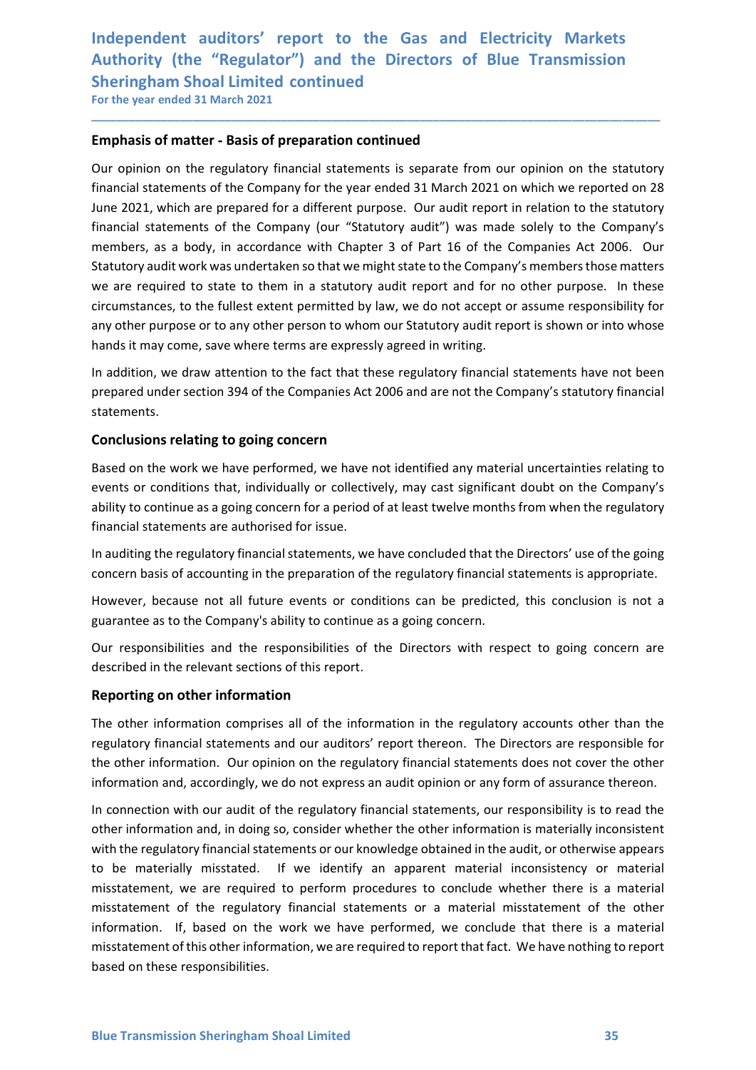# Independent auditors' report to the Gas and Electricity Markets Authority (the "Regulator") and the Directors of Blue Transmission Sheringham Shoal Limited continued

For the year ended 31 March 2021

### Emphasis of matter - Basis of preparation continued

Our opinion on the regulatory financial statements is separate from our opinion on the statutory financial statements of the Company for the year ended 31 March 2021 on which we reported on 28 June 2021, which are prepared for a different purpose. Our audit report in relation to the statutory financial statements of the Company (our "Statutory audit") was made solely to the Company's members, as a body, in accordance with Chapter 3 of Part 16 of the Companies Act 2006. Our Statutory audit work was undertaken so that we might state to the Company's members those matters we are required to state to them in a statutory audit report and for no other purpose. In these circumstances, to the fullest extent permitted by law, we do not accept or assume responsibility for any other purpose or to any other person to whom our Statutory audit report is shown or into whose hands it may come, save where terms are expressly agreed in writing.

In addition, we draw attention to the fact that these regulatory financial statements have not been prepared under section 394 of the Companies Act 2006 and are not the Company's statutory financial statements.

### Conclusions relating to going concern

Based on the work we have performed, we have not identified any material uncertainties relating to events or conditions that, individually or collectively, may cast significant doubt on the Company's ability to continue as a going concern for a period of at least twelve months from when the regulatory financial statements are authorised for issue.

In auditing the regulatory financial statements, we have concluded that the Directors' use of the going concern basis of accounting in the preparation of the regulatory financial statements is appropriate.

However, because not all future events or conditions can be predicted, this conclusion is not a guarantee as to the Company's ability to continue as a going concern.

Our responsibilities and the responsibilities of the Directors with respect to going concern are described in the relevant sections of this report.

### Reporting on other information

The other information comprises all of the information in the regulatory accounts other than the regulatory financial statements and our auditors' report thereon. The Directors are responsible for the other information. Our opinion on the regulatory financial statements does not cover the other information and, accordingly, we do not express an audit opinion or any form of assurance thereon.

In connection with our audit of the regulatory financial statements, our responsibility is to read the other information and, in doing so, consider whether the other information is materially inconsistent with the regulatory financial statements or our knowledge obtained in the audit, or otherwise appears to be materially misstated. If we identify an apparent material inconsistency or material misstatement, we are required to perform procedures to conclude whether there is a material misstatement of the regulatory financial statements or a material misstatement of the other information. If, based on the work we have performed, we conclude that there is a material misstatement of this other information, we are required to report that fact. We have nothing to report based on these responsibilities.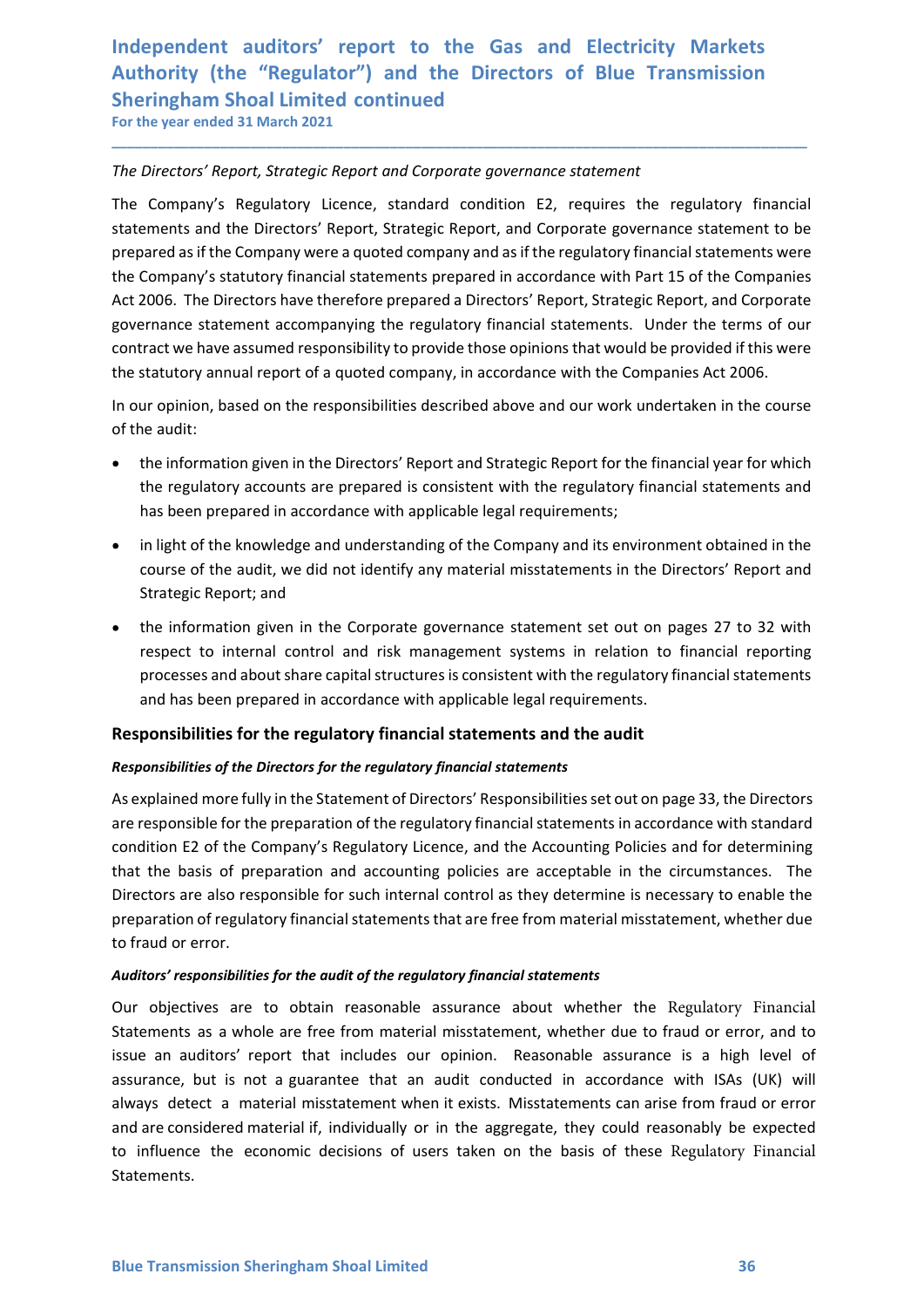# Independent auditors' report to the Gas and Electricity Markets Authority (the "Regulator") and the Directors of Blue Transmission Sheringham Shoal Limited continued

For the year ended 31 March 2021

*The Directors' Report, Strategic Report and Corporate governance statement*

The Company's Regulatory Licence, standard condition E2, requires the regulatory financial statements and the Directors' Report, Strategic Report, and Corporate governance statement to be prepared as if the Company were a quoted company and as if the regulatory financial statements were the Company's statutory financial statements prepared in accordance with Part 15 of the Companies Act 2006. The Directors have therefore prepared a Directors' Report, Strategic Report, and Corporate governance statement accompanying the regulatory financial statements. Under the terms of our contract we have assumed responsibility to provide those opinions that would be provided if this were the statutory annual report of a quoted company, in accordance with the Companies Act 2006.

In our opinion, based on the responsibilities described above and our work undertaken in the course of the audit:

- the information given in the Directors' Report and Strategic Report for the financial year for which the regulatory accounts are prepared is consistent with the regulatory financial statements and has been prepared in accordance with applicable legal requirements;
- in light of the knowledge and understanding of the Company and its environment obtained in the course of the audit, we did not identify any material misstatements in the Directors' Report and Strategic Report; and
- the information given in the Corporate governance statement set out on pages 27 to 32 with respect to internal control and risk management systems in relation to financial reporting processes and about share capital structures is consistent with the regulatory financial statements and has been prepared in accordance with applicable legal requirements.

## Responsibilities for the regulatory financial statements and the audit

***Responsibilities of the Directors for the regulatory financial statements***

As explained more fully in the Statement of Directors' Responsibilities set out on page 33, the Directors are responsible for the preparation of the regulatory financial statements in accordance with standard condition E2 of the Company's Regulatory Licence, and the Accounting Policies and for determining that the basis of preparation and accounting policies are acceptable in the circumstances. The Directors are also responsible for such internal control as they determine is necessary to enable the preparation of regulatory financial statements that are free from material misstatement, whether due to fraud or error.

***Auditors' responsibilities for the audit of the regulatory financial statements***

Our objectives are to obtain reasonable assurance about whether the Regulatory Financial Statements as a whole are free from material misstatement, whether due to fraud or error, and to issue an auditors' report that includes our opinion. Reasonable assurance is a high level of assurance, but is not a guarantee that an audit conducted in accordance with ISAs (UK) will always detect a material misstatement when it exists. Misstatements can arise from fraud or error and are considered material if, individually or in the aggregate, they could reasonably be expected to influence the economic decisions of users taken on the basis of these Regulatory Financial Statements.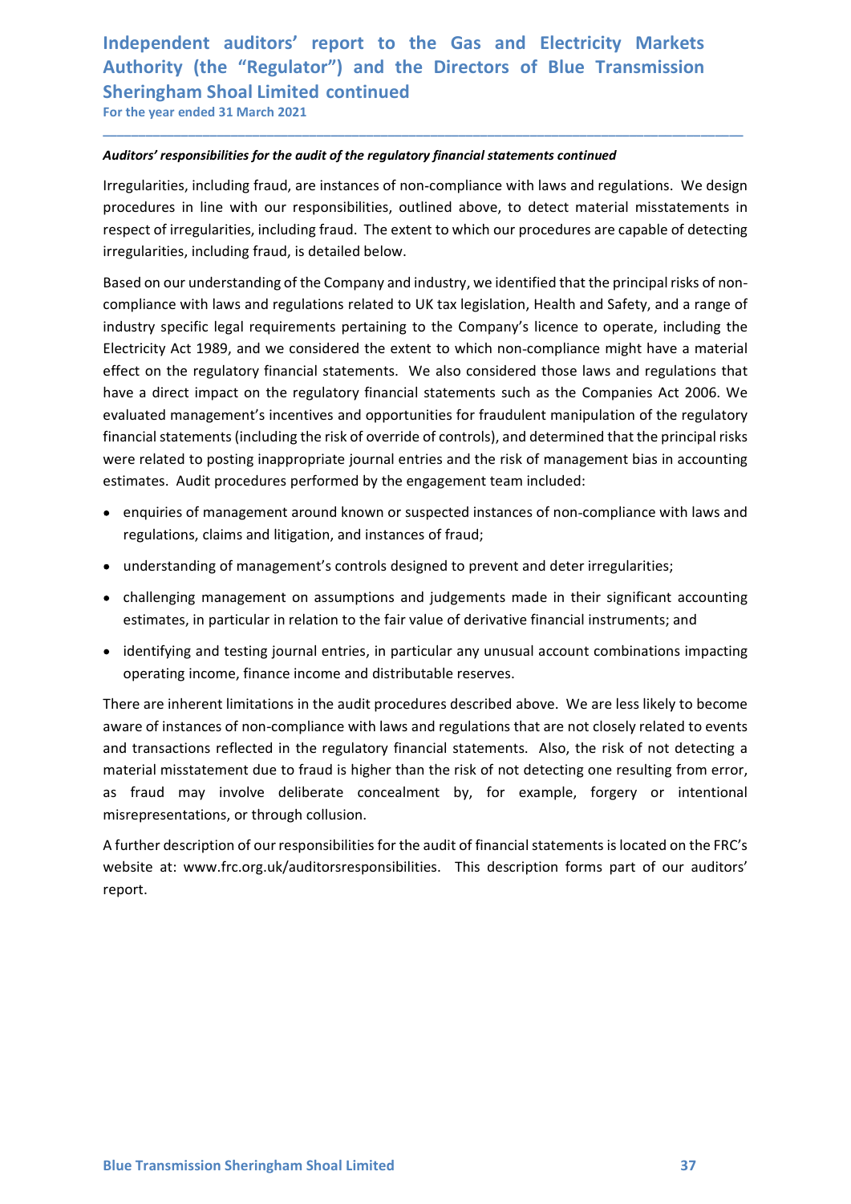# Independent auditors' report to the Gas and Electricity Markets Authority (the "Regulator") and the Directors of Blue Transmission Sheringham Shoal Limited continued

For the year ended 31 March 2021

***Auditors' responsibilities for the audit of the regulatory financial statements continued***

Irregularities, including fraud, are instances of non-compliance with laws and regulations. We design procedures in line with our responsibilities, outlined above, to detect material misstatements in respect of irregularities, including fraud. The extent to which our procedures are capable of detecting irregularities, including fraud, is detailed below.

Based on our understanding of the Company and industry, we identified that the principal risks of non-compliance with laws and regulations related to UK tax legislation, Health and Safety, and a range of industry specific legal requirements pertaining to the Company's licence to operate, including the Electricity Act 1989, and we considered the extent to which non-compliance might have a material effect on the regulatory financial statements. We also considered those laws and regulations that have a direct impact on the regulatory financial statements such as the Companies Act 2006. We evaluated management's incentives and opportunities for fraudulent manipulation of the regulatory financial statements (including the risk of override of controls), and determined that the principal risks were related to posting inappropriate journal entries and the risk of management bias in accounting estimates. Audit procedures performed by the engagement team included:

- enquiries of management around known or suspected instances of non-compliance with laws and regulations, claims and litigation, and instances of fraud;
- understanding of management's controls designed to prevent and deter irregularities;
- challenging management on assumptions and judgements made in their significant accounting estimates, in particular in relation to the fair value of derivative financial instruments; and
- identifying and testing journal entries, in particular any unusual account combinations impacting operating income, finance income and distributable reserves.

There are inherent limitations in the audit procedures described above. We are less likely to become aware of instances of non-compliance with laws and regulations that are not closely related to events and transactions reflected in the regulatory financial statements. Also, the risk of not detecting a material misstatement due to fraud is higher than the risk of not detecting one resulting from error, as fraud may involve deliberate concealment by, for example, forgery or intentional misrepresentations, or through collusion.

A further description of our responsibilities for the audit of financial statements is located on the FRC's website at: www.frc.org.uk/auditorsresponsibilities. This description forms part of our auditors' report.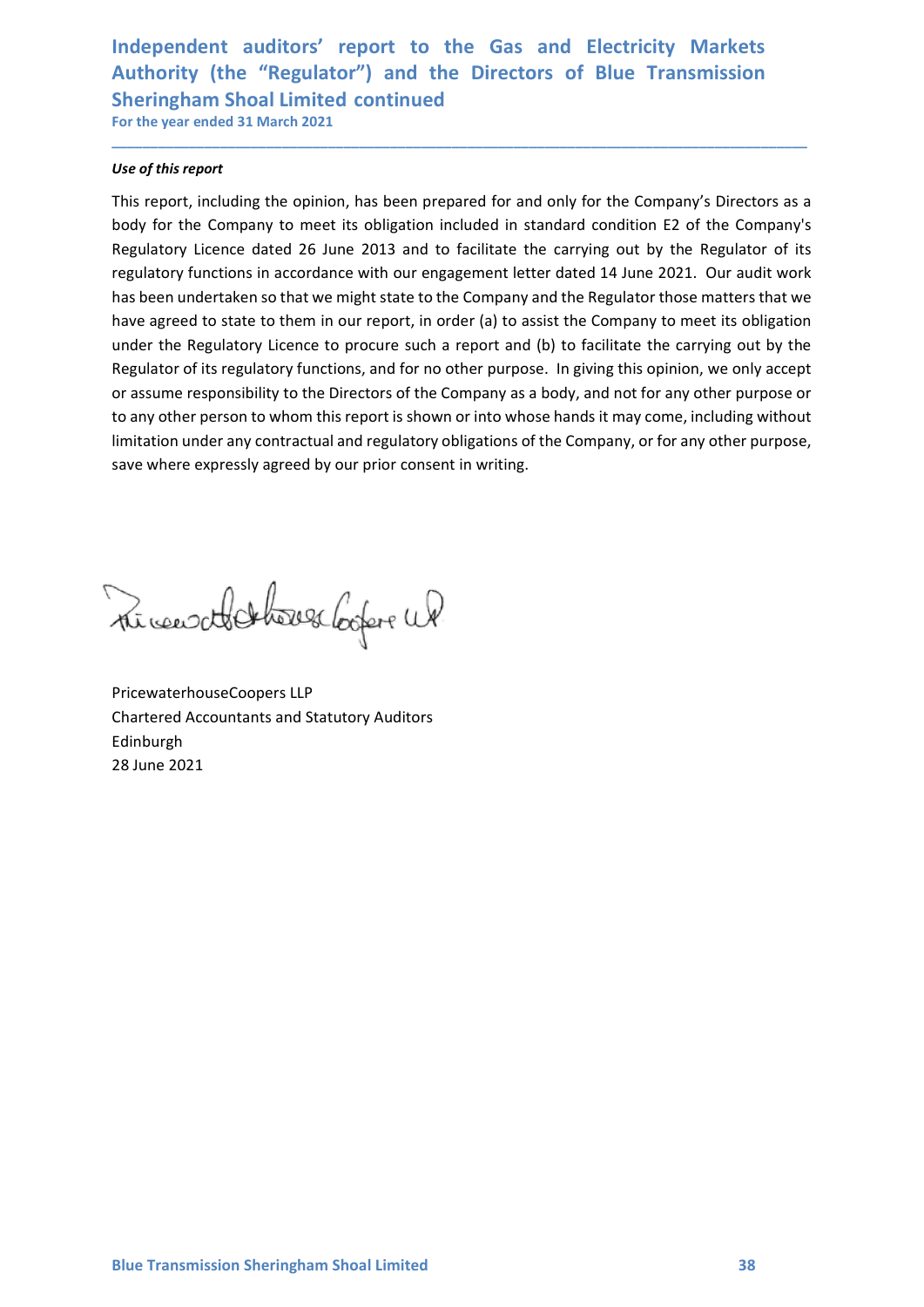# Independent auditors' report to the Gas and Electricity Markets Authority (the "Regulator") and the Directors of Blue Transmission Sheringham Shoal Limited continued

For the year ended 31 March 2021

***Use of this report***

This report, including the opinion, has been prepared for and only for the Company's Directors as a body for the Company to meet its obligation included in standard condition E2 of the Company's Regulatory Licence dated 26 June 2013 and to facilitate the carrying out by the Regulator of its regulatory functions in accordance with our engagement letter dated 14 June 2021. Our audit work has been undertaken so that we might state to the Company and the Regulator those matters that we have agreed to state to them in our report, in order (a) to assist the Company to meet its obligation under the Regulatory Licence to procure such a report and (b) to facilitate the carrying out by the Regulator of its regulatory functions, and for no other purpose. In giving this opinion, we only accept or assume responsibility to the Directors of the Company as a body, and not for any other purpose or to any other person to whom this report is shown or into whose hands it may come, including without limitation under any contractual and regulatory obligations of the Company, or for any other purpose, save where expressly agreed by our prior consent in writing.

PricewaterhouseCoopers LLP
Chartered Accountants and Statutory Auditors
Edinburgh
28 June 2021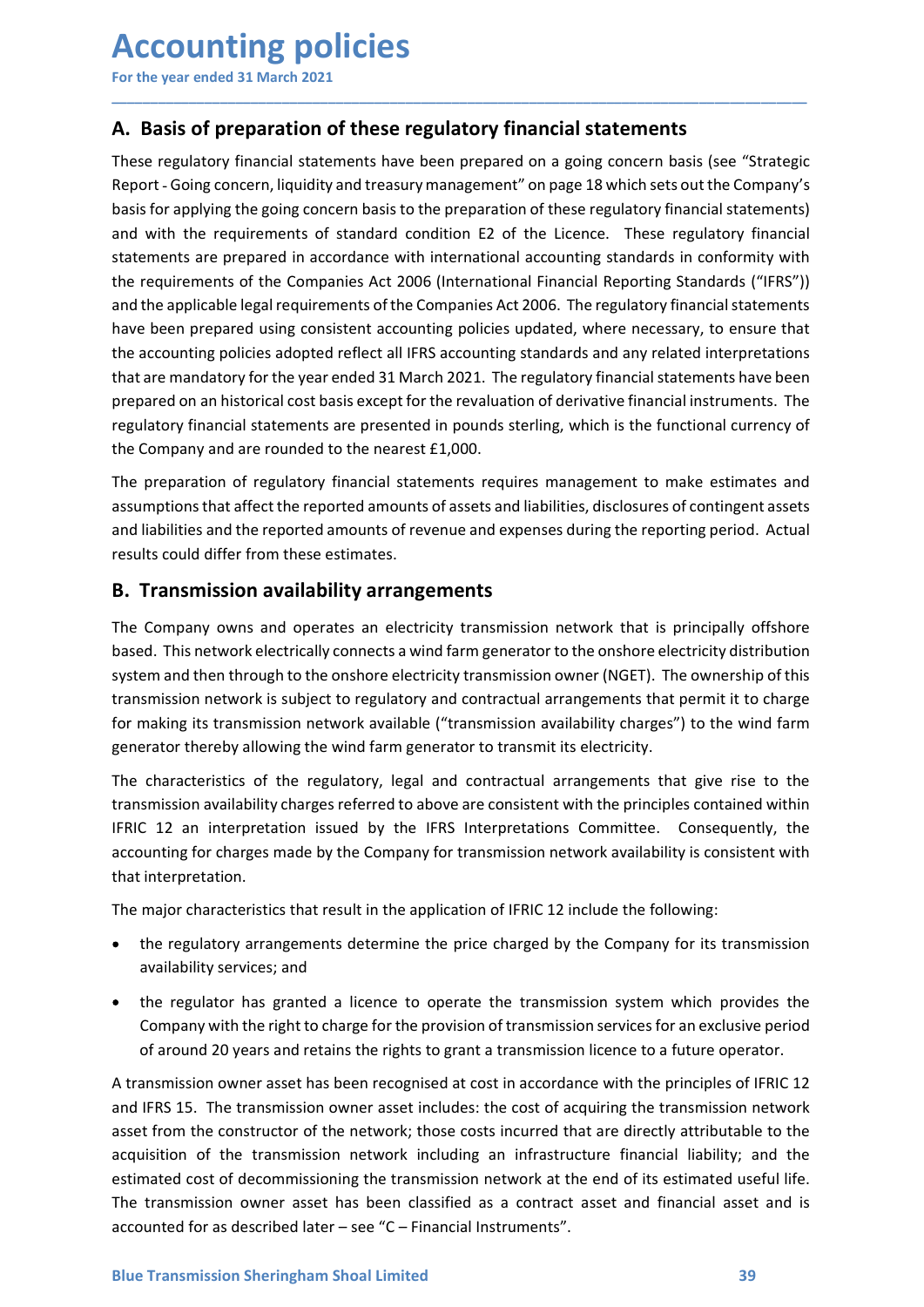# Accounting policies

For the year ended 31 March 2021

## A. Basis of preparation of these regulatory financial statements

These regulatory financial statements have been prepared on a going concern basis (see "Strategic Report - Going concern, liquidity and treasury management" on page 18 which sets out the Company's basis for applying the going concern basis to the preparation of these regulatory financial statements) and with the requirements of standard condition E2 of the Licence. These regulatory financial statements are prepared in accordance with international accounting standards in conformity with the requirements of the Companies Act 2006 (International Financial Reporting Standards ("IFRS")) and the applicable legal requirements of the Companies Act 2006. The regulatory financial statements have been prepared using consistent accounting policies updated, where necessary, to ensure that the accounting policies adopted reflect all IFRS accounting standards and any related interpretations that are mandatory for the year ended 31 March 2021. The regulatory financial statements have been prepared on an historical cost basis except for the revaluation of derivative financial instruments. The regulatory financial statements are presented in pounds sterling, which is the functional currency of the Company and are rounded to the nearest £1,000.

The preparation of regulatory financial statements requires management to make estimates and assumptions that affect the reported amounts of assets and liabilities, disclosures of contingent assets and liabilities and the reported amounts of revenue and expenses during the reporting period. Actual results could differ from these estimates.

## B. Transmission availability arrangements

The Company owns and operates an electricity transmission network that is principally offshore based. This network electrically connects a wind farm generator to the onshore electricity distribution system and then through to the onshore electricity transmission owner (NGET). The ownership of this transmission network is subject to regulatory and contractual arrangements that permit it to charge for making its transmission network available ("transmission availability charges") to the wind farm generator thereby allowing the wind farm generator to transmit its electricity.

The characteristics of the regulatory, legal and contractual arrangements that give rise to the transmission availability charges referred to above are consistent with the principles contained within IFRIC 12 an interpretation issued by the IFRS Interpretations Committee. Consequently, the accounting for charges made by the Company for transmission network availability is consistent with that interpretation.

The major characteristics that result in the application of IFRIC 12 include the following:

- the regulatory arrangements determine the price charged by the Company for its transmission availability services; and
- the regulator has granted a licence to operate the transmission system which provides the Company with the right to charge for the provision of transmission services for an exclusive period of around 20 years and retains the rights to grant a transmission licence to a future operator.

A transmission owner asset has been recognised at cost in accordance with the principles of IFRIC 12 and IFRS 15. The transmission owner asset includes: the cost of acquiring the transmission network asset from the constructor of the network; those costs incurred that are directly attributable to the acquisition of the transmission network including an infrastructure financial liability; and the estimated cost of decommissioning the transmission network at the end of its estimated useful life. The transmission owner asset has been classified as a contract asset and financial asset and is accounted for as described later – see "C – Financial Instruments".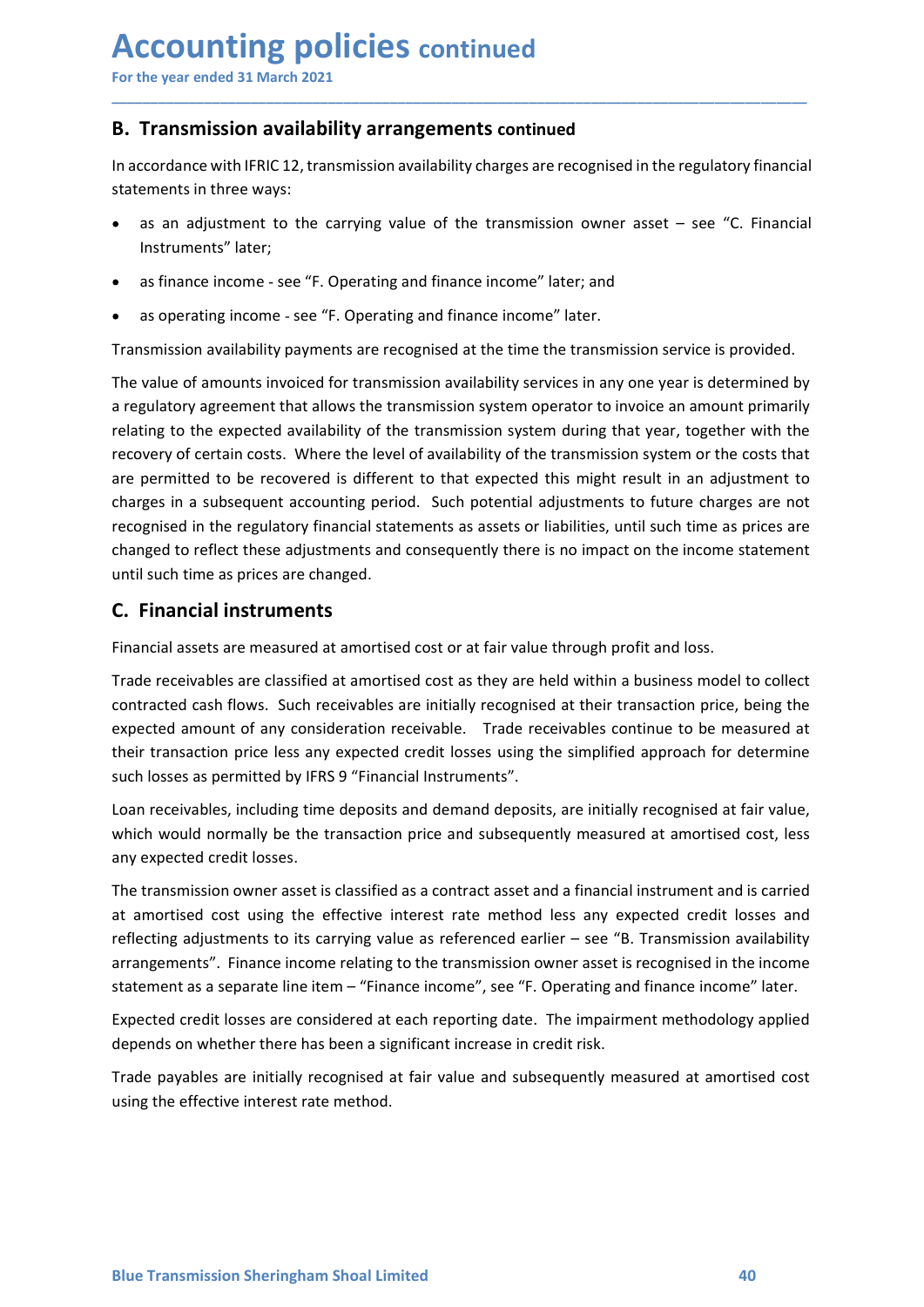# Accounting policies continued

For the year ended 31 March 2021

## B. Transmission availability arrangements continued

In accordance with IFRIC 12, transmission availability charges are recognised in the regulatory financial statements in three ways:

- as an adjustment to the carrying value of the transmission owner asset – see "C. Financial Instruments" later;
- as finance income - see "F. Operating and finance income" later; and
- as operating income - see "F. Operating and finance income" later.

Transmission availability payments are recognised at the time the transmission service is provided.

The value of amounts invoiced for transmission availability services in any one year is determined by a regulatory agreement that allows the transmission system operator to invoice an amount primarily relating to the expected availability of the transmission system during that year, together with the recovery of certain costs. Where the level of availability of the transmission system or the costs that are permitted to be recovered is different to that expected this might result in an adjustment to charges in a subsequent accounting period. Such potential adjustments to future charges are not recognised in the regulatory financial statements as assets or liabilities, until such time as prices are changed to reflect these adjustments and consequently there is no impact on the income statement until such time as prices are changed.

## C. Financial instruments

Financial assets are measured at amortised cost or at fair value through profit and loss.

Trade receivables are classified at amortised cost as they are held within a business model to collect contracted cash flows. Such receivables are initially recognised at their transaction price, being the expected amount of any consideration receivable. Trade receivables continue to be measured at their transaction price less any expected credit losses using the simplified approach for determine such losses as permitted by IFRS 9 "Financial Instruments".

Loan receivables, including time deposits and demand deposits, are initially recognised at fair value, which would normally be the transaction price and subsequently measured at amortised cost, less any expected credit losses.

The transmission owner asset is classified as a contract asset and a financial instrument and is carried at amortised cost using the effective interest rate method less any expected credit losses and reflecting adjustments to its carrying value as referenced earlier – see "B. Transmission availability arrangements". Finance income relating to the transmission owner asset is recognised in the income statement as a separate line item – "Finance income", see "F. Operating and finance income" later.

Expected credit losses are considered at each reporting date. The impairment methodology applied depends on whether there has been a significant increase in credit risk.

Trade payables are initially recognised at fair value and subsequently measured at amortised cost using the effective interest rate method.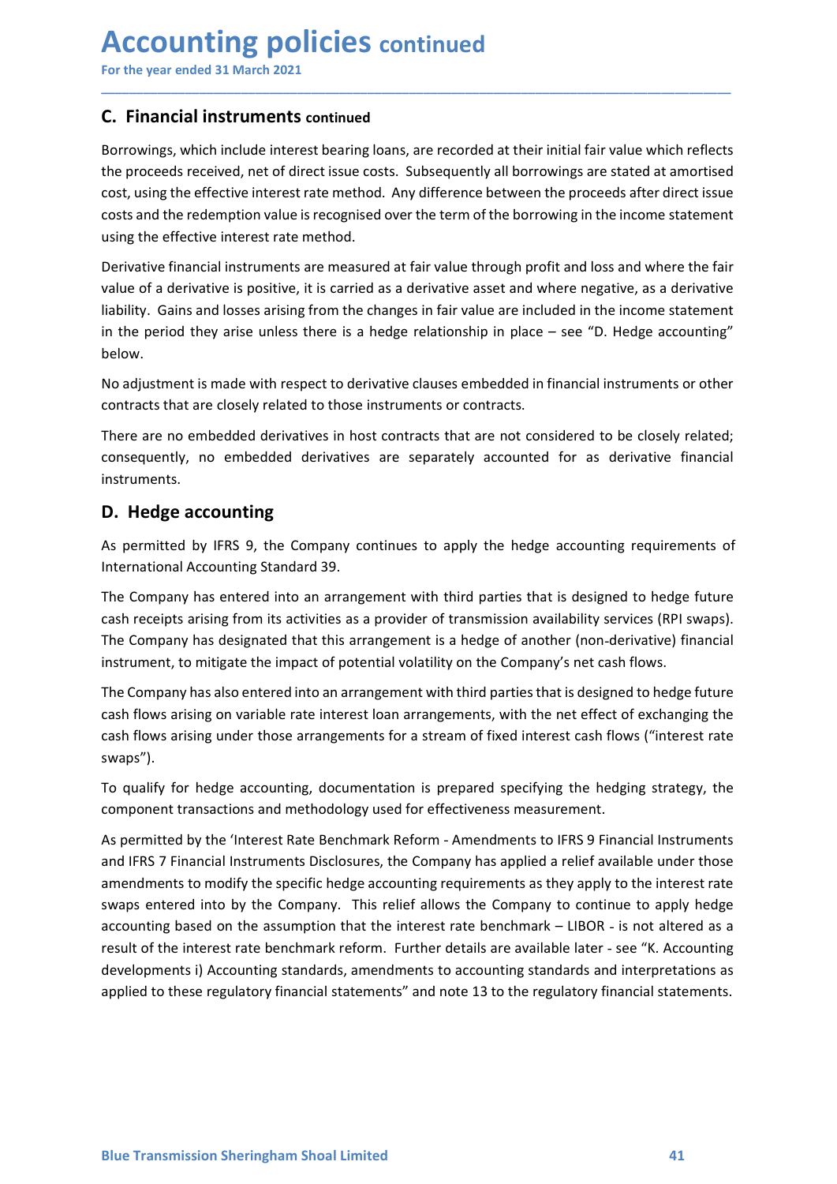# Accounting policies continued

For the year ended 31 March 2021

## C. Financial instruments continued

Borrowings, which include interest bearing loans, are recorded at their initial fair value which reflects the proceeds received, net of direct issue costs. Subsequently all borrowings are stated at amortised cost, using the effective interest rate method. Any difference between the proceeds after direct issue costs and the redemption value is recognised over the term of the borrowing in the income statement using the effective interest rate method.

Derivative financial instruments are measured at fair value through profit and loss and where the fair value of a derivative is positive, it is carried as a derivative asset and where negative, as a derivative liability. Gains and losses arising from the changes in fair value are included in the income statement in the period they arise unless there is a hedge relationship in place – see "D. Hedge accounting" below.

No adjustment is made with respect to derivative clauses embedded in financial instruments or other contracts that are closely related to those instruments or contracts.

There are no embedded derivatives in host contracts that are not considered to be closely related; consequently, no embedded derivatives are separately accounted for as derivative financial instruments.

## D. Hedge accounting

As permitted by IFRS 9, the Company continues to apply the hedge accounting requirements of International Accounting Standard 39.

The Company has entered into an arrangement with third parties that is designed to hedge future cash receipts arising from its activities as a provider of transmission availability services (RPI swaps). The Company has designated that this arrangement is a hedge of another (non-derivative) financial instrument, to mitigate the impact of potential volatility on the Company's net cash flows.

The Company has also entered into an arrangement with third parties that is designed to hedge future cash flows arising on variable rate interest loan arrangements, with the net effect of exchanging the cash flows arising under those arrangements for a stream of fixed interest cash flows ("interest rate swaps").

To qualify for hedge accounting, documentation is prepared specifying the hedging strategy, the component transactions and methodology used for effectiveness measurement.

As permitted by the 'Interest Rate Benchmark Reform - Amendments to IFRS 9 Financial Instruments and IFRS 7 Financial Instruments Disclosures, the Company has applied a relief available under those amendments to modify the specific hedge accounting requirements as they apply to the interest rate swaps entered into by the Company. This relief allows the Company to continue to apply hedge accounting based on the assumption that the interest rate benchmark – LIBOR - is not altered as a result of the interest rate benchmark reform. Further details are available later - see "K. Accounting developments i) Accounting standards, amendments to accounting standards and interpretations as applied to these regulatory financial statements" and note 13 to the regulatory financial statements.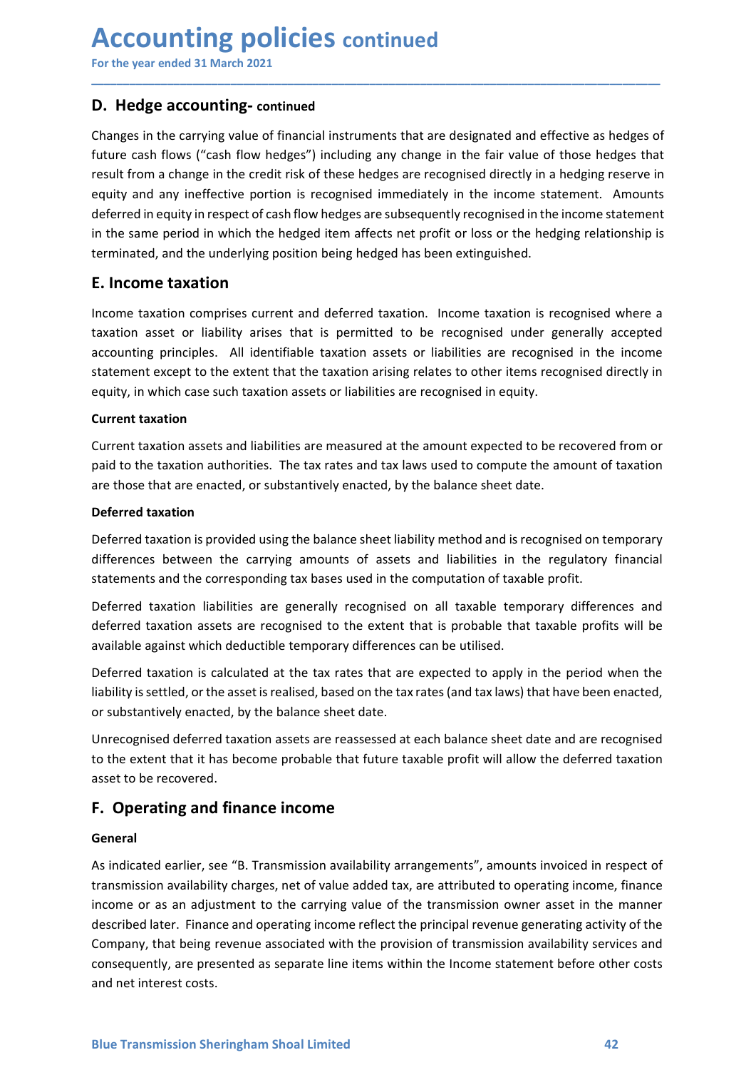# Accounting policies continued

For the year ended 31 March 2021

## D. Hedge accounting- continued

Changes in the carrying value of financial instruments that are designated and effective as hedges of future cash flows ("cash flow hedges") including any change in the fair value of those hedges that result from a change in the credit risk of these hedges are recognised directly in a hedging reserve in equity and any ineffective portion is recognised immediately in the income statement. Amounts deferred in equity in respect of cash flow hedges are subsequently recognised in the income statement in the same period in which the hedged item affects net profit or loss or the hedging relationship is terminated, and the underlying position being hedged has been extinguished.

## E. Income taxation

Income taxation comprises current and deferred taxation. Income taxation is recognised where a taxation asset or liability arises that is permitted to be recognised under generally accepted accounting principles. All identifiable taxation assets or liabilities are recognised in the income statement except to the extent that the taxation arising relates to other items recognised directly in equity, in which case such taxation assets or liabilities are recognised in equity.

**Current taxation**

Current taxation assets and liabilities are measured at the amount expected to be recovered from or paid to the taxation authorities. The tax rates and tax laws used to compute the amount of taxation are those that are enacted, or substantively enacted, by the balance sheet date.

**Deferred taxation**

Deferred taxation is provided using the balance sheet liability method and is recognised on temporary differences between the carrying amounts of assets and liabilities in the regulatory financial statements and the corresponding tax bases used in the computation of taxable profit.

Deferred taxation liabilities are generally recognised on all taxable temporary differences and deferred taxation assets are recognised to the extent that is probable that taxable profits will be available against which deductible temporary differences can be utilised.

Deferred taxation is calculated at the tax rates that are expected to apply in the period when the liability is settled, or the asset is realised, based on the tax rates (and tax laws) that have been enacted, or substantively enacted, by the balance sheet date.

Unrecognised deferred taxation assets are reassessed at each balance sheet date and are recognised to the extent that it has become probable that future taxable profit will allow the deferred taxation asset to be recovered.

## F. Operating and finance income

**General**

As indicated earlier, see "B. Transmission availability arrangements", amounts invoiced in respect of transmission availability charges, net of value added tax, are attributed to operating income, finance income or as an adjustment to the carrying value of the transmission owner asset in the manner described later. Finance and operating income reflect the principal revenue generating activity of the Company, that being revenue associated with the provision of transmission availability services and consequently, are presented as separate line items within the Income statement before other costs and net interest costs.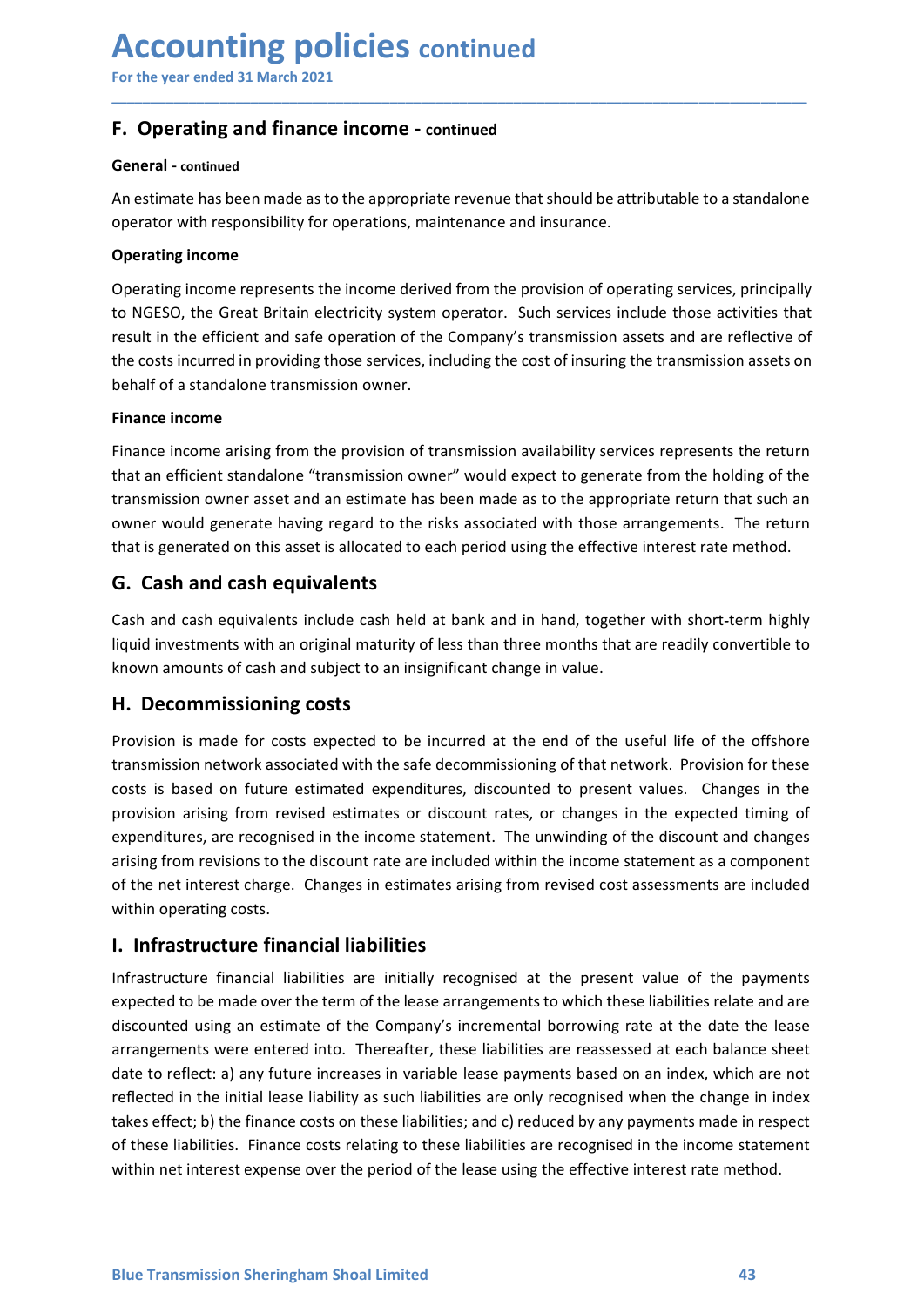# Accounting policies continued

For the year ended 31 March 2021

## F. Operating and finance income - continued

**General** - continued

An estimate has been made as to the appropriate revenue that should be attributable to a standalone operator with responsibility for operations, maintenance and insurance.

**Operating income**

Operating income represents the income derived from the provision of operating services, principally to NGESO, the Great Britain electricity system operator. Such services include those activities that result in the efficient and safe operation of the Company's transmission assets and are reflective of the costs incurred in providing those services, including the cost of insuring the transmission assets on behalf of a standalone transmission owner.

**Finance income**

Finance income arising from the provision of transmission availability services represents the return that an efficient standalone "transmission owner" would expect to generate from the holding of the transmission owner asset and an estimate has been made as to the appropriate return that such an owner would generate having regard to the risks associated with those arrangements. The return that is generated on this asset is allocated to each period using the effective interest rate method.

## G. Cash and cash equivalents

Cash and cash equivalents include cash held at bank and in hand, together with short-term highly liquid investments with an original maturity of less than three months that are readily convertible to known amounts of cash and subject to an insignificant change in value.

## H. Decommissioning costs

Provision is made for costs expected to be incurred at the end of the useful life of the offshore transmission network associated with the safe decommissioning of that network. Provision for these costs is based on future estimated expenditures, discounted to present values. Changes in the provision arising from revised estimates or discount rates, or changes in the expected timing of expenditures, are recognised in the income statement. The unwinding of the discount and changes arising from revisions to the discount rate are included within the income statement as a component of the net interest charge. Changes in estimates arising from revised cost assessments are included within operating costs.

## I. Infrastructure financial liabilities

Infrastructure financial liabilities are initially recognised at the present value of the payments expected to be made over the term of the lease arrangements to which these liabilities relate and are discounted using an estimate of the Company's incremental borrowing rate at the date the lease arrangements were entered into. Thereafter, these liabilities are reassessed at each balance sheet date to reflect: a) any future increases in variable lease payments based on an index, which are not reflected in the initial lease liability as such liabilities are only recognised when the change in index takes effect; b) the finance costs on these liabilities; and c) reduced by any payments made in respect of these liabilities. Finance costs relating to these liabilities are recognised in the income statement within net interest expense over the period of the lease using the effective interest rate method.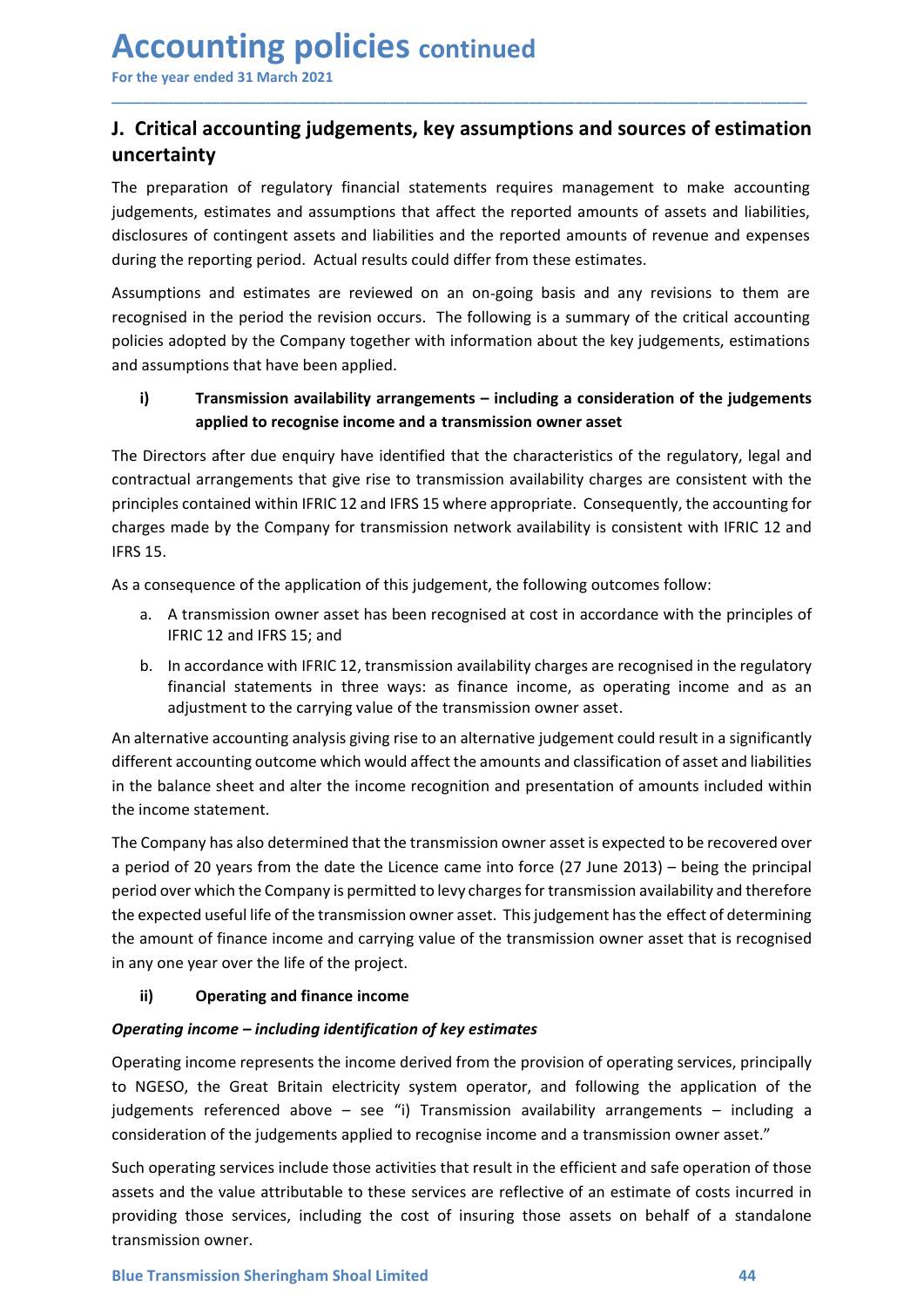# Accounting policies continued

For the year ended 31 March 2021

## J. Critical accounting judgements, key assumptions and sources of estimation uncertainty

The preparation of regulatory financial statements requires management to make accounting judgements, estimates and assumptions that affect the reported amounts of assets and liabilities, disclosures of contingent assets and liabilities and the reported amounts of revenue and expenses during the reporting period. Actual results could differ from these estimates.

Assumptions and estimates are reviewed on an on-going basis and any revisions to them are recognised in the period the revision occurs. The following is a summary of the critical accounting policies adopted by the Company together with information about the key judgements, estimations and assumptions that have been applied.

### i) Transmission availability arrangements – including a consideration of the judgements applied to recognise income and a transmission owner asset

The Directors after due enquiry have identified that the characteristics of the regulatory, legal and contractual arrangements that give rise to transmission availability charges are consistent with the principles contained within IFRIC 12 and IFRS 15 where appropriate. Consequently, the accounting for charges made by the Company for transmission network availability is consistent with IFRIC 12 and IFRS 15.

As a consequence of the application of this judgement, the following outcomes follow:

a. A transmission owner asset has been recognised at cost in accordance with the principles of IFRIC 12 and IFRS 15; and

b. In accordance with IFRIC 12, transmission availability charges are recognised in the regulatory financial statements in three ways: as finance income, as operating income and as an adjustment to the carrying value of the transmission owner asset.

An alternative accounting analysis giving rise to an alternative judgement could result in a significantly different accounting outcome which would affect the amounts and classification of asset and liabilities in the balance sheet and alter the income recognition and presentation of amounts included within the income statement.

The Company has also determined that the transmission owner asset is expected to be recovered over a period of 20 years from the date the Licence came into force (27 June 2013) – being the principal period over which the Company is permitted to levy charges for transmission availability and therefore the expected useful life of the transmission owner asset. This judgement has the effect of determining the amount of finance income and carrying value of the transmission owner asset that is recognised in any one year over the life of the project.

### ii) Operating and finance income

***Operating income – including identification of key estimates***

Operating income represents the income derived from the provision of operating services, principally to NGESO, the Great Britain electricity system operator, and following the application of the judgements referenced above – see "i) Transmission availability arrangements – including a consideration of the judgements applied to recognise income and a transmission owner asset."

Such operating services include those activities that result in the efficient and safe operation of those assets and the value attributable to these services are reflective of an estimate of costs incurred in providing those services, including the cost of insuring those assets on behalf of a standalone transmission owner.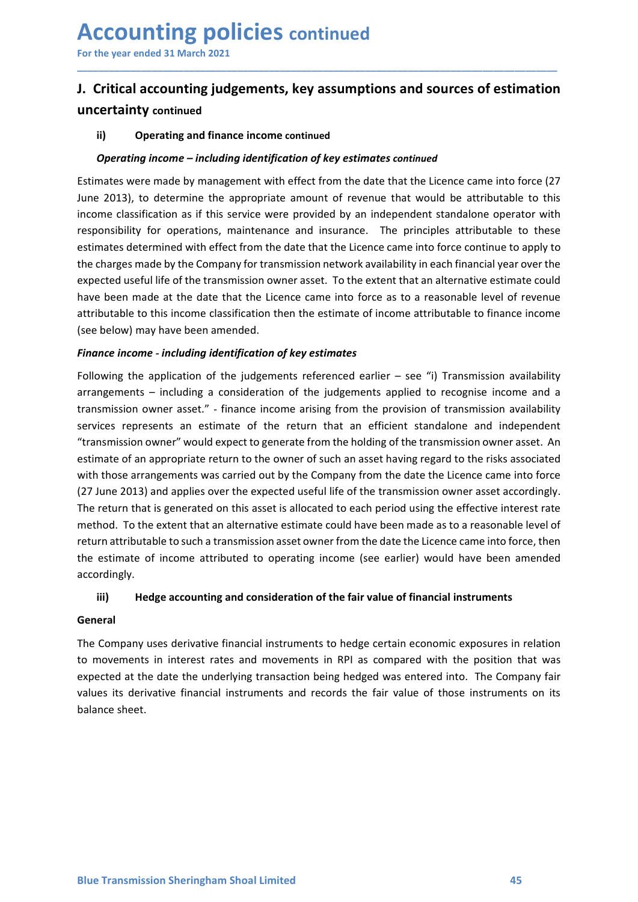# Accounting policies continued

For the year ended 31 March 2021

## J. Critical accounting judgements, key assumptions and sources of estimation uncertainty continued

### ii) Operating and finance income continued

***Operating income – including identification of key estimates continued***

Estimates were made by management with effect from the date that the Licence came into force (27 June 2013), to determine the appropriate amount of revenue that would be attributable to this income classification as if this service were provided by an independent standalone operator with responsibility for operations, maintenance and insurance. The principles attributable to these estimates determined with effect from the date that the Licence came into force continue to apply to the charges made by the Company for transmission network availability in each financial year over the expected useful life of the transmission owner asset. To the extent that an alternative estimate could have been made at the date that the Licence came into force as to a reasonable level of revenue attributable to this income classification then the estimate of income attributable to finance income (see below) may have been amended.

***Finance income - including identification of key estimates***

Following the application of the judgements referenced earlier – see "i) Transmission availability arrangements – including a consideration of the judgements applied to recognise income and a transmission owner asset." - finance income arising from the provision of transmission availability services represents an estimate of the return that an efficient standalone and independent "transmission owner" would expect to generate from the holding of the transmission owner asset. An estimate of an appropriate return to the owner of such an asset having regard to the risks associated with those arrangements was carried out by the Company from the date the Licence came into force (27 June 2013) and applies over the expected useful life of the transmission owner asset accordingly. The return that is generated on this asset is allocated to each period using the effective interest rate method. To the extent that an alternative estimate could have been made as to a reasonable level of return attributable to such a transmission asset owner from the date the Licence came into force, then the estimate of income attributed to operating income (see earlier) would have been amended accordingly.

### iii) Hedge accounting and consideration of the fair value of financial instruments

**General**

The Company uses derivative financial instruments to hedge certain economic exposures in relation to movements in interest rates and movements in RPI as compared with the position that was expected at the date the underlying transaction being hedged was entered into. The Company fair values its derivative financial instruments and records the fair value of those instruments on its balance sheet.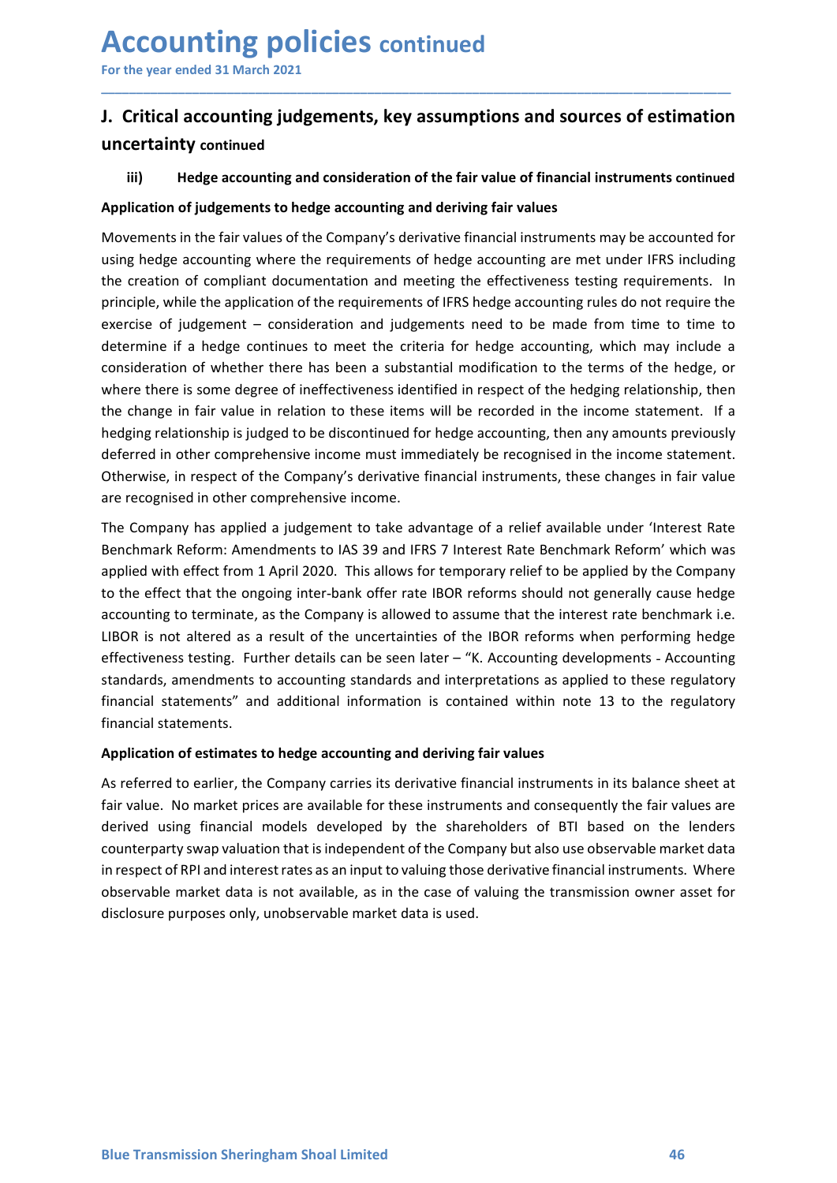# Accounting policies continued

For the year ended 31 March 2021

## J. Critical accounting judgements, key assumptions and sources of estimation uncertainty continued

### iii) Hedge accounting and consideration of the fair value of financial instruments continued

**Application of judgements to hedge accounting and deriving fair values**

Movements in the fair values of the Company's derivative financial instruments may be accounted for using hedge accounting where the requirements of hedge accounting are met under IFRS including the creation of compliant documentation and meeting the effectiveness testing requirements. In principle, while the application of the requirements of IFRS hedge accounting rules do not require the exercise of judgement – consideration and judgements need to be made from time to time to determine if a hedge continues to meet the criteria for hedge accounting, which may include a consideration of whether there has been a substantial modification to the terms of the hedge, or where there is some degree of ineffectiveness identified in respect of the hedging relationship, then the change in fair value in relation to these items will be recorded in the income statement. If a hedging relationship is judged to be discontinued for hedge accounting, then any amounts previously deferred in other comprehensive income must immediately be recognised in the income statement. Otherwise, in respect of the Company's derivative financial instruments, these changes in fair value are recognised in other comprehensive income.

The Company has applied a judgement to take advantage of a relief available under 'Interest Rate Benchmark Reform: Amendments to IAS 39 and IFRS 7 Interest Rate Benchmark Reform' which was applied with effect from 1 April 2020. This allows for temporary relief to be applied by the Company to the effect that the ongoing inter-bank offer rate IBOR reforms should not generally cause hedge accounting to terminate, as the Company is allowed to assume that the interest rate benchmark i.e. LIBOR is not altered as a result of the uncertainties of the IBOR reforms when performing hedge effectiveness testing. Further details can be seen later – "K. Accounting developments - Accounting standards, amendments to accounting standards and interpretations as applied to these regulatory financial statements" and additional information is contained within note 13 to the regulatory financial statements.

**Application of estimates to hedge accounting and deriving fair values**

As referred to earlier, the Company carries its derivative financial instruments in its balance sheet at fair value. No market prices are available for these instruments and consequently the fair values are derived using financial models developed by the shareholders of BTI based on the lenders counterparty swap valuation that is independent of the Company but also use observable market data in respect of RPI and interest rates as an input to valuing those derivative financial instruments. Where observable market data is not available, as in the case of valuing the transmission owner asset for disclosure purposes only, unobservable market data is used.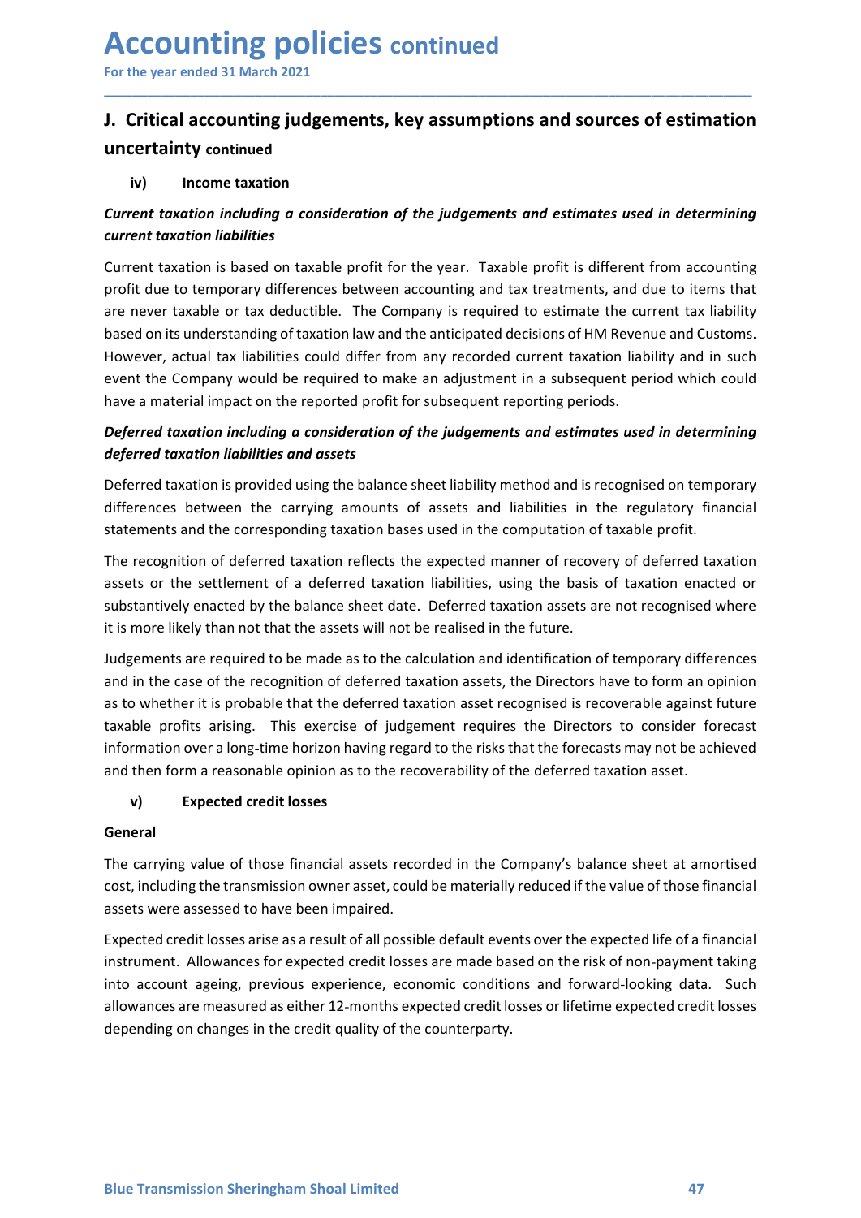# Accounting policies continued

For the year ended 31 March 2021

## J. Critical accounting judgements, key assumptions and sources of estimation uncertainty continued

### iv) Income taxation

***Current taxation including a consideration of the judgements and estimates used in determining current taxation liabilities***

Current taxation is based on taxable profit for the year. Taxable profit is different from accounting profit due to temporary differences between accounting and tax treatments, and due to items that are never taxable or tax deductible. The Company is required to estimate the current tax liability based on its understanding of taxation law and the anticipated decisions of HM Revenue and Customs. However, actual tax liabilities could differ from any recorded current taxation liability and in such event the Company would be required to make an adjustment in a subsequent period which could have a material impact on the reported profit for subsequent reporting periods.

***Deferred taxation including a consideration of the judgements and estimates used in determining deferred taxation liabilities and assets***

Deferred taxation is provided using the balance sheet liability method and is recognised on temporary differences between the carrying amounts of assets and liabilities in the regulatory financial statements and the corresponding taxation bases used in the computation of taxable profit.

The recognition of deferred taxation reflects the expected manner of recovery of deferred taxation assets or the settlement of a deferred taxation liabilities, using the basis of taxation enacted or substantively enacted by the balance sheet date. Deferred taxation assets are not recognised where it is more likely than not that the assets will not be realised in the future.

Judgements are required to be made as to the calculation and identification of temporary differences and in the case of the recognition of deferred taxation assets, the Directors have to form an opinion as to whether it is probable that the deferred taxation asset recognised is recoverable against future taxable profits arising. This exercise of judgement requires the Directors to consider forecast information over a long-time horizon having regard to the risks that the forecasts may not be achieved and then form a reasonable opinion as to the recoverability of the deferred taxation asset.

### v) Expected credit losses

**General**

The carrying value of those financial assets recorded in the Company's balance sheet at amortised cost, including the transmission owner asset, could be materially reduced if the value of those financial assets were assessed to have been impaired.

Expected credit losses arise as a result of all possible default events over the expected life of a financial instrument. Allowances for expected credit losses are made based on the risk of non-payment taking into account ageing, previous experience, economic conditions and forward-looking data. Such allowances are measured as either 12-months expected credit losses or lifetime expected credit losses depending on changes in the credit quality of the counterparty.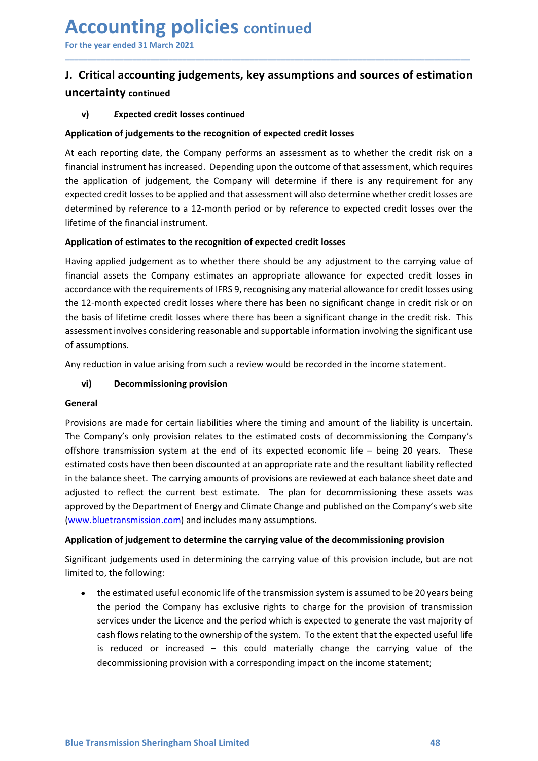# Accounting policies continued

For the year ended 31 March 2021

## J. Critical accounting judgements, key assumptions and sources of estimation uncertainty continued

### v) Expected credit losses continued

**Application of judgements to the recognition of expected credit losses**

At each reporting date, the Company performs an assessment as to whether the credit risk on a financial instrument has increased. Depending upon the outcome of that assessment, which requires the application of judgement, the Company will determine if there is any requirement for any expected credit losses to be applied and that assessment will also determine whether credit losses are determined by reference to a 12-month period or by reference to expected credit losses over the lifetime of the financial instrument.

**Application of estimates to the recognition of expected credit losses**

Having applied judgement as to whether there should be any adjustment to the carrying value of financial assets the Company estimates an appropriate allowance for expected credit losses in accordance with the requirements of IFRS 9, recognising any material allowance for credit losses using the 12-month expected credit losses where there has been no significant change in credit risk or on the basis of lifetime credit losses where there has been a significant change in the credit risk. This assessment involves considering reasonable and supportable information involving the significant use of assumptions.

Any reduction in value arising from such a review would be recorded in the income statement.

### vi) Decommissioning provision

**General**

Provisions are made for certain liabilities where the timing and amount of the liability is uncertain. The Company's only provision relates to the estimated costs of decommissioning the Company's offshore transmission system at the end of its expected economic life – being 20 years. These estimated costs have then been discounted at an appropriate rate and the resultant liability reflected in the balance sheet. The carrying amounts of provisions are reviewed at each balance sheet date and adjusted to reflect the current best estimate. The plan for decommissioning these assets was approved by the Department of Energy and Climate Change and published on the Company's web site (www.bluetransmission.com) and includes many assumptions.

**Application of judgement to determine the carrying value of the decommissioning provision**

Significant judgements used in determining the carrying value of this provision include, but are not limited to, the following:

- the estimated useful economic life of the transmission system is assumed to be 20 years being the period the Company has exclusive rights to charge for the provision of transmission services under the Licence and the period which is expected to generate the vast majority of cash flows relating to the ownership of the system. To the extent that the expected useful life is reduced or increased – this could materially change the carrying value of the decommissioning provision with a corresponding impact on the income statement;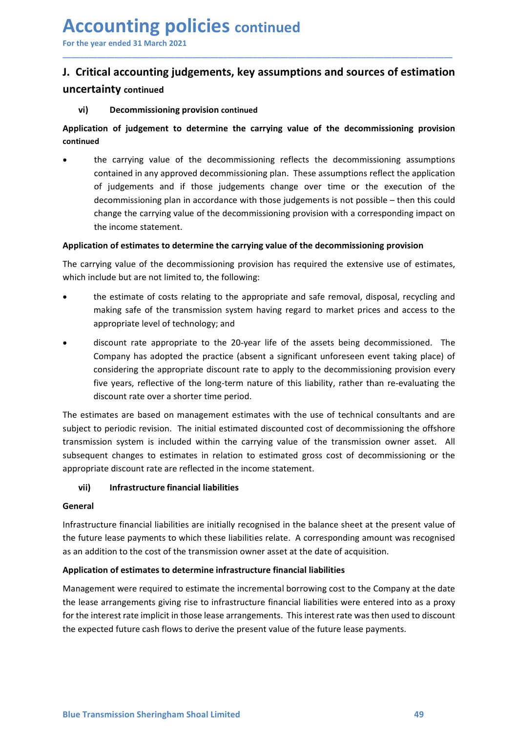# Accounting policies continued

For the year ended 31 March 2021

## J. Critical accounting judgements, key assumptions and sources of estimation uncertainty continued

### vi) Decommissioning provision continued

**Application of judgement to determine the carrying value of the decommissioning provision continued**

- the carrying value of the decommissioning reflects the decommissioning assumptions contained in any approved decommissioning plan. These assumptions reflect the application of judgements and if those judgements change over time or the execution of the decommissioning plan in accordance with those judgements is not possible – then this could change the carrying value of the decommissioning provision with a corresponding impact on the income statement.

**Application of estimates to determine the carrying value of the decommissioning provision**

The carrying value of the decommissioning provision has required the extensive use of estimates, which include but are not limited to, the following:

- the estimate of costs relating to the appropriate and safe removal, disposal, recycling and making safe of the transmission system having regard to market prices and access to the appropriate level of technology; and
- discount rate appropriate to the 20-year life of the assets being decommissioned. The Company has adopted the practice (absent a significant unforeseen event taking place) of considering the appropriate discount rate to apply to the decommissioning provision every five years, reflective of the long-term nature of this liability, rather than re-evaluating the discount rate over a shorter time period.

The estimates are based on management estimates with the use of technical consultants and are subject to periodic revision. The initial estimated discounted cost of decommissioning the offshore transmission system is included within the carrying value of the transmission owner asset. All subsequent changes to estimates in relation to estimated gross cost of decommissioning or the appropriate discount rate are reflected in the income statement.

### vii) Infrastructure financial liabilities

**General**

Infrastructure financial liabilities are initially recognised in the balance sheet at the present value of the future lease payments to which these liabilities relate. A corresponding amount was recognised as an addition to the cost of the transmission owner asset at the date of acquisition.

**Application of estimates to determine infrastructure financial liabilities**

Management were required to estimate the incremental borrowing cost to the Company at the date the lease arrangements giving rise to infrastructure financial liabilities were entered into as a proxy for the interest rate implicit in those lease arrangements. This interest rate was then used to discount the expected future cash flows to derive the present value of the future lease payments.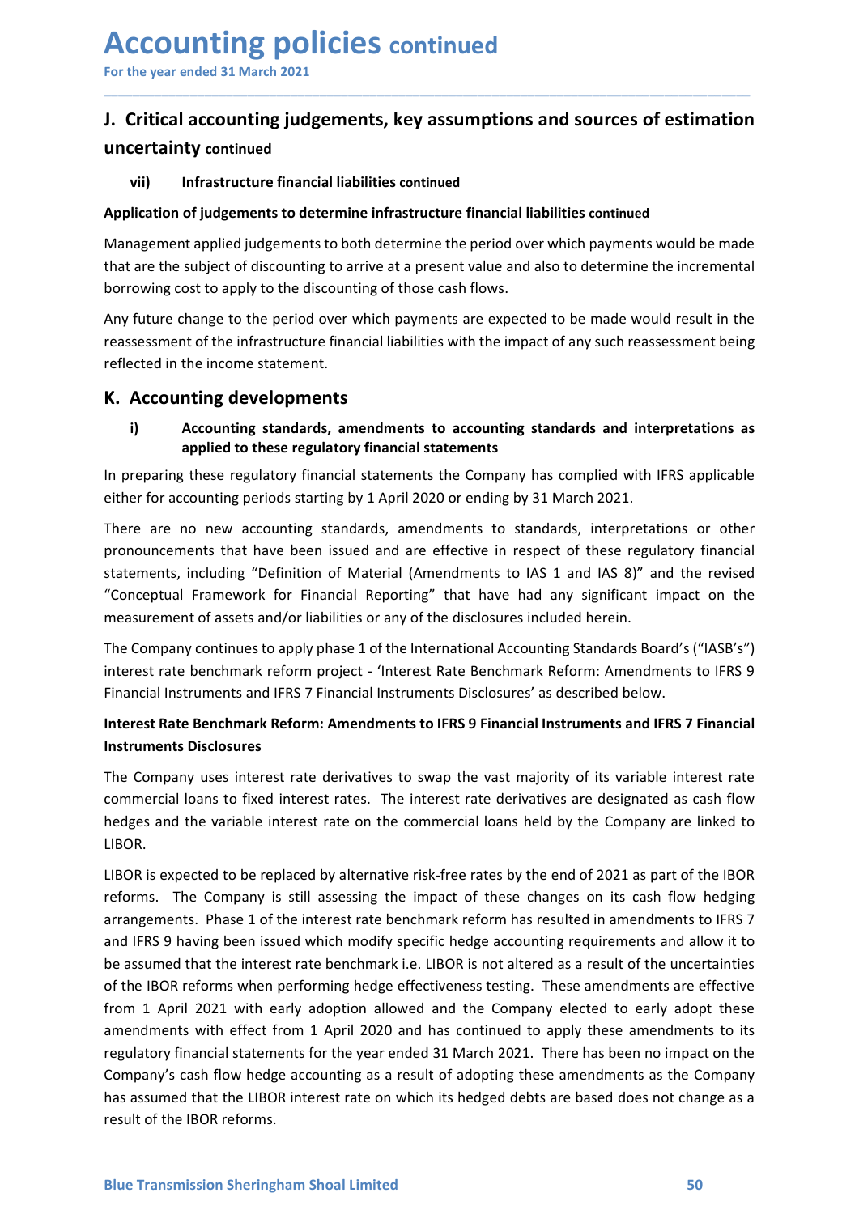# Accounting policies continued

For the year ended 31 March 2021

## J. Critical accounting judgements, key assumptions and sources of estimation uncertainty continued

### vii) Infrastructure financial liabilities continued

**Application of judgements to determine infrastructure financial liabilities continued**

Management applied judgements to both determine the period over which payments would be made that are the subject of discounting to arrive at a present value and also to determine the incremental borrowing cost to apply to the discounting of those cash flows.

Any future change to the period over which payments are expected to be made would result in the reassessment of the infrastructure financial liabilities with the impact of any such reassessment being reflected in the income statement.

## K. Accounting developments

### i) Accounting standards, amendments to accounting standards and interpretations as applied to these regulatory financial statements

In preparing these regulatory financial statements the Company has complied with IFRS applicable either for accounting periods starting by 1 April 2020 or ending by 31 March 2021.

There are no new accounting standards, amendments to standards, interpretations or other pronouncements that have been issued and are effective in respect of these regulatory financial statements, including "Definition of Material (Amendments to IAS 1 and IAS 8)" and the revised "Conceptual Framework for Financial Reporting" that have had any significant impact on the measurement of assets and/or liabilities or any of the disclosures included herein.

The Company continues to apply phase 1 of the International Accounting Standards Board's ("IASB's") interest rate benchmark reform project - 'Interest Rate Benchmark Reform: Amendments to IFRS 9 Financial Instruments and IFRS 7 Financial Instruments Disclosures' as described below.

**Interest Rate Benchmark Reform: Amendments to IFRS 9 Financial Instruments and IFRS 7 Financial Instruments Disclosures**

The Company uses interest rate derivatives to swap the vast majority of its variable interest rate commercial loans to fixed interest rates. The interest rate derivatives are designated as cash flow hedges and the variable interest rate on the commercial loans held by the Company are linked to LIBOR.

LIBOR is expected to be replaced by alternative risk-free rates by the end of 2021 as part of the IBOR reforms. The Company is still assessing the impact of these changes on its cash flow hedging arrangements. Phase 1 of the interest rate benchmark reform has resulted in amendments to IFRS 7 and IFRS 9 having been issued which modify specific hedge accounting requirements and allow it to be assumed that the interest rate benchmark i.e. LIBOR is not altered as a result of the uncertainties of the IBOR reforms when performing hedge effectiveness testing. These amendments are effective from 1 April 2021 with early adoption allowed and the Company elected to early adopt these amendments with effect from 1 April 2020 and has continued to apply these amendments to its regulatory financial statements for the year ended 31 March 2021. There has been no impact on the Company's cash flow hedge accounting as a result of adopting these amendments as the Company has assumed that the LIBOR interest rate on which its hedged debts are based does not change as a result of the IBOR reforms.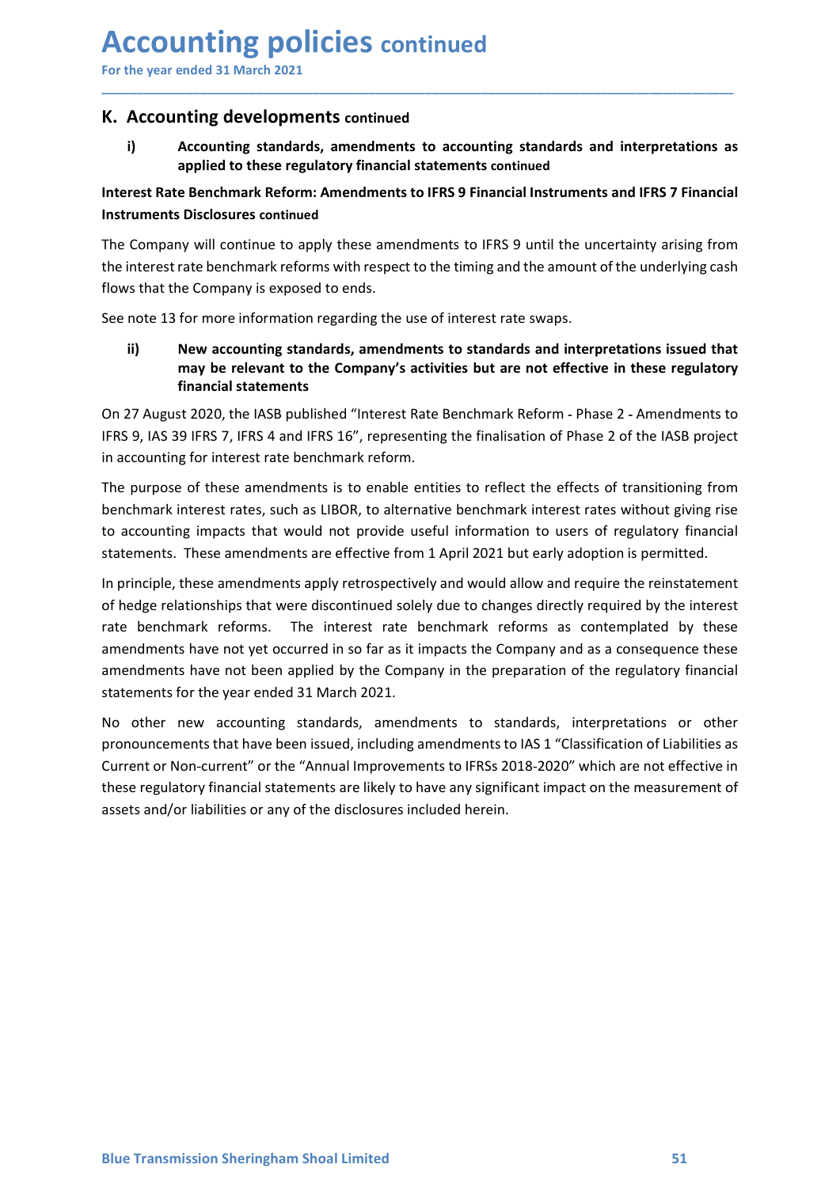# Accounting policies continued

For the year ended 31 March 2021

## K. Accounting developments continued

### i) Accounting standards, amendments to accounting standards and interpretations as applied to these regulatory financial statements continued

**Interest Rate Benchmark Reform: Amendments to IFRS 9 Financial Instruments and IFRS 7 Financial Instruments Disclosures continued**

The Company will continue to apply these amendments to IFRS 9 until the uncertainty arising from the interest rate benchmark reforms with respect to the timing and the amount of the underlying cash flows that the Company is exposed to ends.

See note 13 for more information regarding the use of interest rate swaps.

### ii) New accounting standards, amendments to standards and interpretations issued that may be relevant to the Company's activities but are not effective in these regulatory financial statements

On 27 August 2020, the IASB published "Interest Rate Benchmark Reform - Phase 2 - Amendments to IFRS 9, IAS 39 IFRS 7, IFRS 4 and IFRS 16", representing the finalisation of Phase 2 of the IASB project in accounting for interest rate benchmark reform.

The purpose of these amendments is to enable entities to reflect the effects of transitioning from benchmark interest rates, such as LIBOR, to alternative benchmark interest rates without giving rise to accounting impacts that would not provide useful information to users of regulatory financial statements. These amendments are effective from 1 April 2021 but early adoption is permitted.

In principle, these amendments apply retrospectively and would allow and require the reinstatement of hedge relationships that were discontinued solely due to changes directly required by the interest rate benchmark reforms. The interest rate benchmark reforms as contemplated by these amendments have not yet occurred in so far as it impacts the Company and as a consequence these amendments have not been applied by the Company in the preparation of the regulatory financial statements for the year ended 31 March 2021.

No other new accounting standards, amendments to standards, interpretations or other pronouncements that have been issued, including amendments to IAS 1 "Classification of Liabilities as Current or Non-current" or the "Annual Improvements to IFRSs 2018-2020" which are not effective in these regulatory financial statements are likely to have any significant impact on the measurement of assets and/or liabilities or any of the disclosures included herein.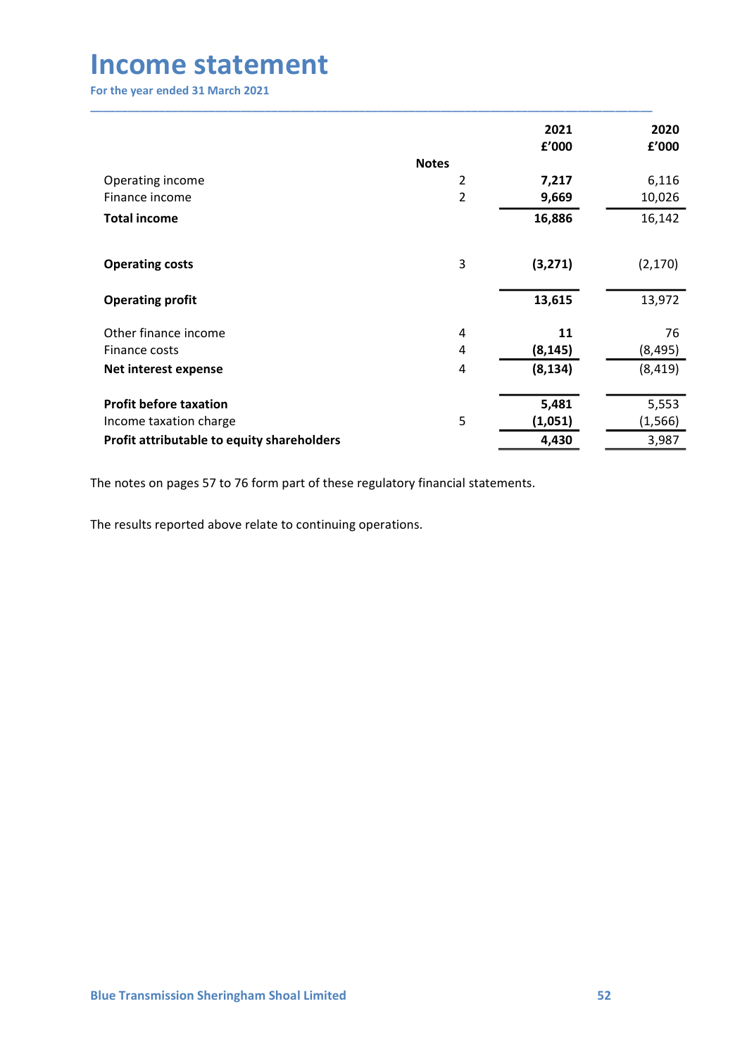# Income statement

For the year ended 31 March 2021

| | Notes | 2021 £'000 | 2020 £'000 |
|---|---|---|---|
| Operating income | 2 | **7,217** | 6,116 |
| Finance income | 2 | **9,669** | 10,026 |
| **Total income** | | **16,886** | 16,142 |
| | | | |
| **Operating costs** | 3 | **(3,271)** | (2,170) |
| | | | |
| **Operating profit** | | **13,615** | 13,972 |
| | | | |
| Other finance income | 4 | **11** | 76 |
| Finance costs | 4 | **(8,145)** | (8,495) |
| **Net interest expense** | 4 | **(8,134)** | (8,419) |
| | | | |
| **Profit before taxation** | | **5,481** | 5,553 |
| Income taxation charge | 5 | **(1,051)** | (1,566) |
| **Profit attributable to equity shareholders** | | **4,430** | 3,987 |

The notes on pages 57 to 76 form part of these regulatory financial statements.

The results reported above relate to continuing operations.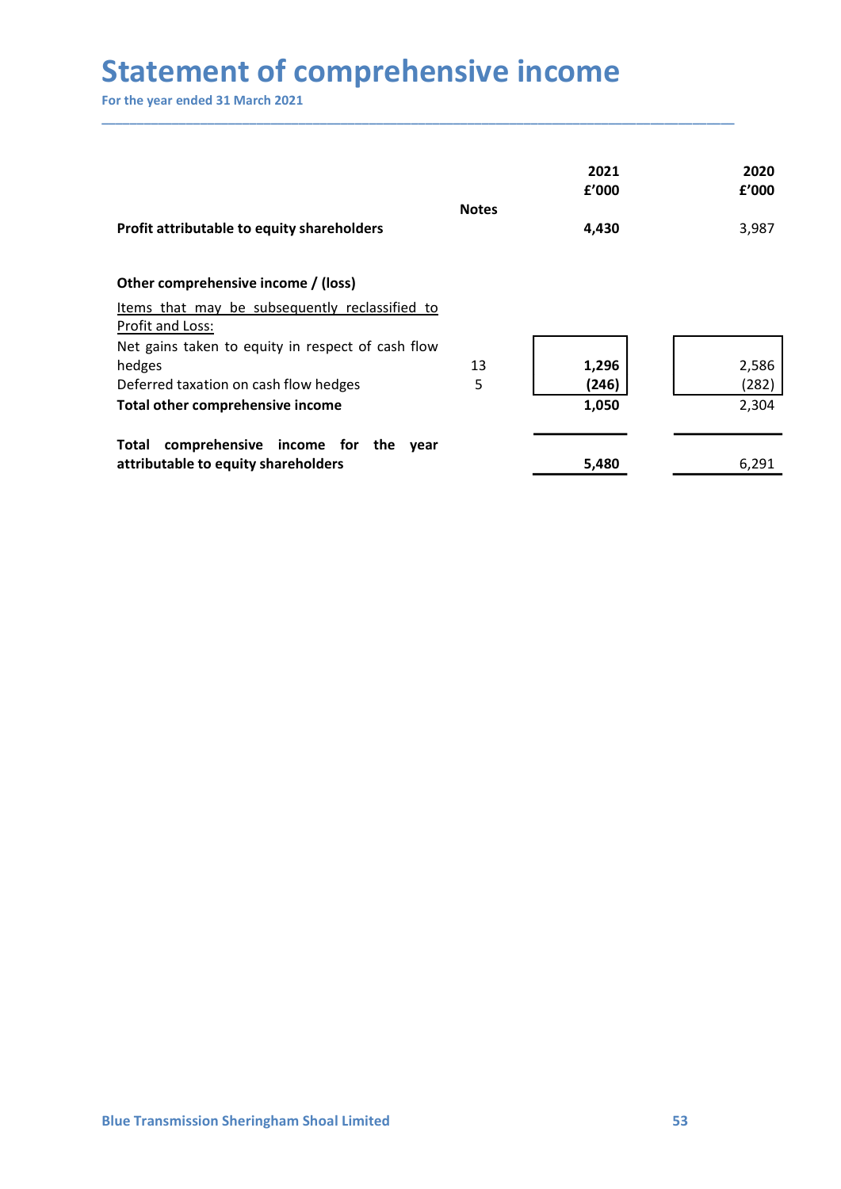# Statement of comprehensive income

For the year ended 31 March 2021

| | Notes | 2021 £'000 | 2020 £'000 |
|---|---|---|---|
| **Profit attributable to equity shareholders** | | **4,430** | 3,987 |
| | | | |
| **Other comprehensive income / (loss)** | | | |
| Items that may be subsequently reclassified to Profit and Loss: | | | |
| Net gains taken to equity in respect of cash flow hedges | 13 | **1,296** | 2,586 |
| Deferred taxation on cash flow hedges | 5 | **(246)** | (282) |
| **Total other comprehensive income** | | **1,050** | 2,304 |
| | | | |
| **Total comprehensive income for the year attributable to equity shareholders** | | **5,480** | 6,291 |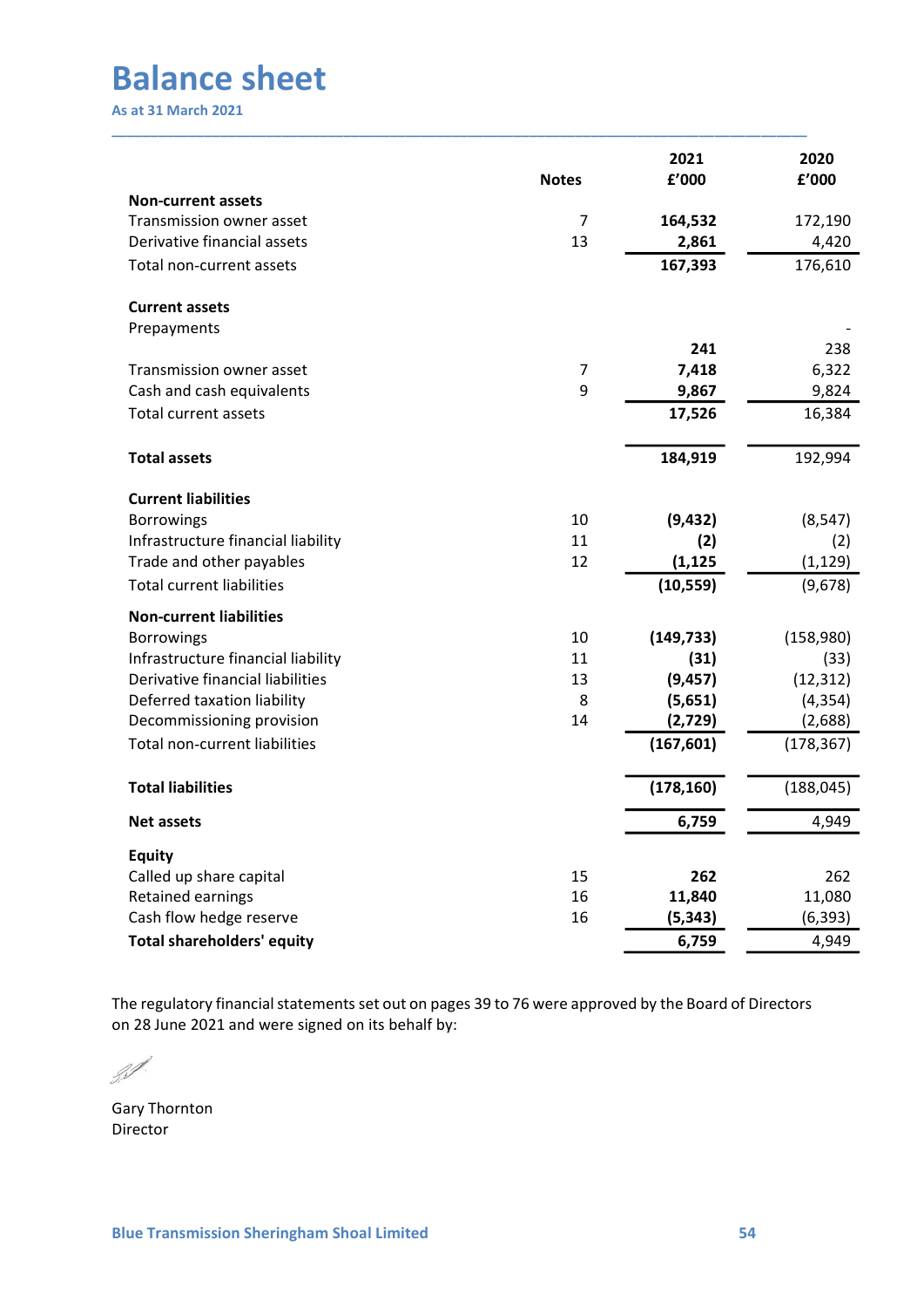# Balance sheet

As at 31 March 2021

| | Notes | 2021 £'000 | 2020 £'000 |
|---|---|---|---|
| **Non-current assets** | | | |
| Transmission owner asset | 7 | **164,532** | 172,190 |
| Derivative financial assets | 13 | **2,861** | 4,420 |
| Total non-current assets | | **167,393** | 176,610 |
| | | | |
| **Current assets** | | | |
| Prepayments | | **241** | 238 |
| Transmission owner asset | 7 | **7,418** | 6,322 |
| Cash and cash equivalents | 9 | **9,867** | 9,824 |
| Total current assets | | **17,526** | 16,384 |
| | | | |
| **Total assets** | | **184,919** | 192,994 |
| | | | |
| **Current liabilities** | | | |
| Borrowings | 10 | **(9,432)** | (8,547) |
| Infrastructure financial liability | 11 | **(2)** | (2) |
| Trade and other payables | 12 | **(1,125** | (1,129) |
| Total current liabilities | | **(10,559)** | (9,678) |
| **Non-current liabilities** | | | |
| Borrowings | 10 | **(149,733)** | (158,980) |
| Infrastructure financial liability | 11 | **(31)** | (33) |
| Derivative financial liabilities | 13 | **(9,457)** | (12,312) |
| Deferred taxation liability | 8 | **(5,651)** | (4,354) |
| Decommissioning provision | 14 | **(2,729)** | (2,688) |
| Total non-current liabilities | | **(167,601)** | (178,367) |
| | | | |
| **Total liabilities** | | **(178,160)** | (188,045) |
| **Net assets** | | **6,759** | 4,949 |
| **Equity** | | | |
| Called up share capital | 15 | **262** | 262 |
| Retained earnings | 16 | **11,840** | 11,080 |
| Cash flow hedge reserve | 16 | **(5,343)** | (6,393) |
| **Total shareholders' equity** | | **6,759** | 4,949 |

The regulatory financial statements set out on pages 39 to 76 were approved by the Board of Directors on 28 June 2021 and were signed on its behalf by:

Gary Thornton
Director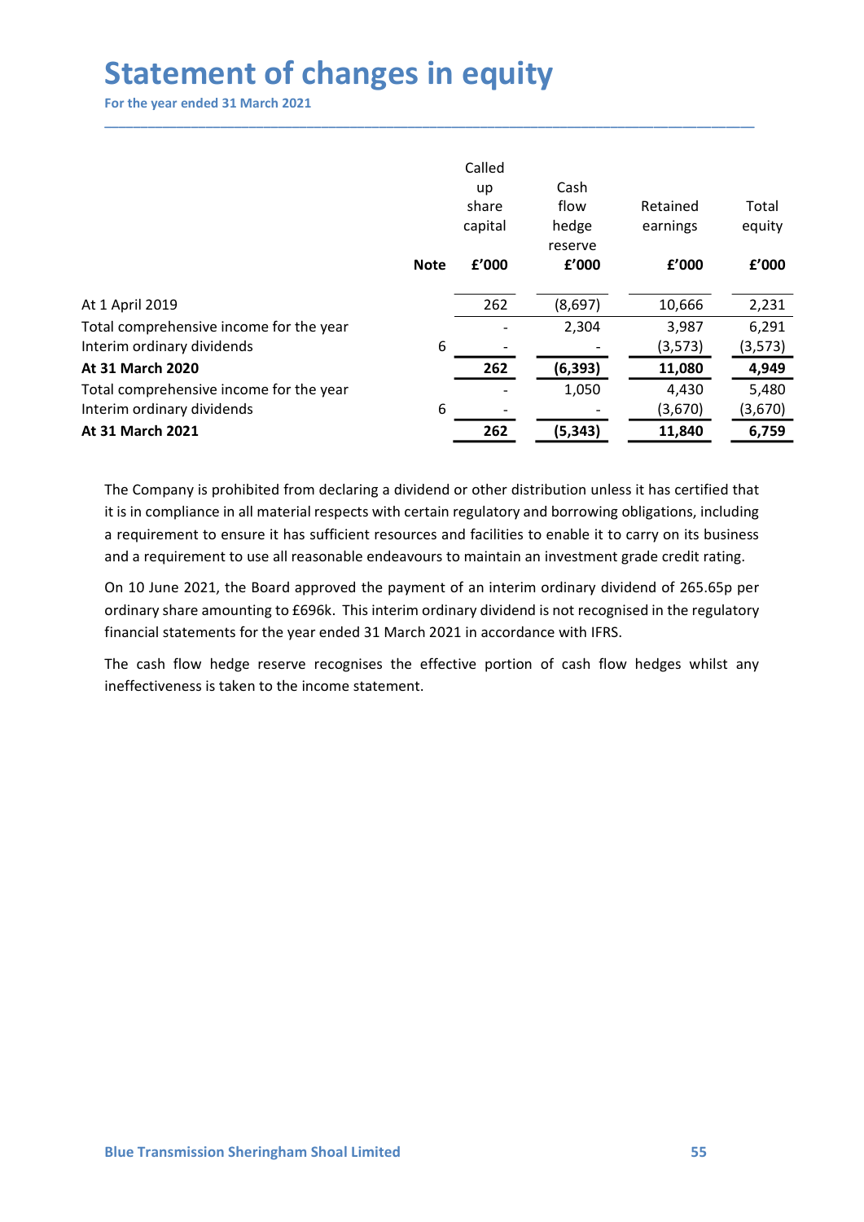# Statement of changes in equity

**For the year ended 31 March 2021**

| | Note | Called up share capital £'000 | Cash flow hedge reserve £'000 | Retained earnings £'000 | Total equity £'000 |
|---|---|---|---|---|---|
| At 1 April 2019 | | 262 | (8,697) | 10,666 | 2,231 |
| Total comprehensive income for the year | | - | 2,304 | 3,987 | 6,291 |
| Interim ordinary dividends | 6 | - | - | (3,573) | (3,573) |
| **At 31 March 2020** | | **262** | **(6,393)** | **11,080** | **4,949** |
| Total comprehensive income for the year | | - | 1,050 | 4,430 | 5,480 |
| Interim ordinary dividends | 6 | - | - | (3,670) | (3,670) |
| **At 31 March 2021** | | **262** | **(5,343)** | **11,840** | **6,759** |

The Company is prohibited from declaring a dividend or other distribution unless it has certified that it is in compliance in all material respects with certain regulatory and borrowing obligations, including a requirement to ensure it has sufficient resources and facilities to enable it to carry on its business and a requirement to use all reasonable endeavours to maintain an investment grade credit rating.

On 10 June 2021, the Board approved the payment of an interim ordinary dividend of 265.65p per ordinary share amounting to £696k. This interim ordinary dividend is not recognised in the regulatory financial statements for the year ended 31 March 2021 in accordance with IFRS.

The cash flow hedge reserve recognises the effective portion of cash flow hedges whilst any ineffectiveness is taken to the income statement.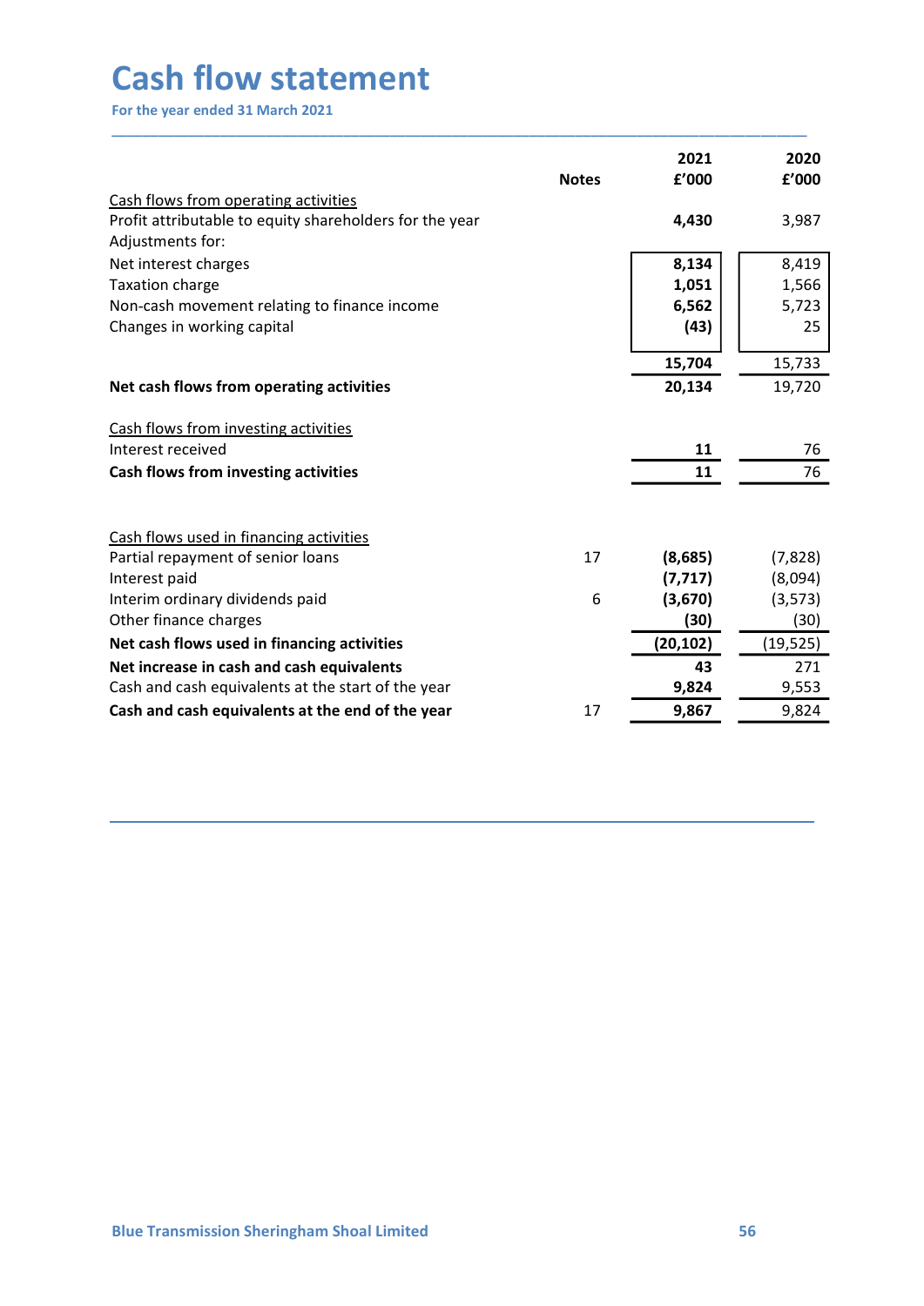# Cash flow statement

For the year ended 31 March 2021

| | Notes | 2021<br>£'000 | 2020<br>£'000 |
|---|---|---|---|
| Cash flows from operating activities | | | |
| Profit attributable to equity shareholders for the year | | **4,430** | 3,987 |
| Adjustments for: | | | |
| Net interest charges | | **8,134** | 8,419 |
| Taxation charge | | **1,051** | 1,566 |
| Non-cash movement relating to finance income | | **6,562** | 5,723 |
| Changes in working capital | | **(43)** | 25 |
| | | **15,704** | 15,733 |
| **Net cash flows from operating activities** | | **20,134** | 19,720 |
| | | | |
| Cash flows from investing activities | | | |
| Interest received | | **11** | 76 |
| **Cash flows from investing activities** | | **11** | 76 |
| | | | |
| Cash flows used in financing activities | | | |
| Partial repayment of senior loans | 17 | **(8,685)** | (7,828) |
| Interest paid | | **(7,717)** | (8,094) |
| Interim ordinary dividends paid | 6 | **(3,670)** | (3,573) |
| Other finance charges | | **(30)** | (30) |
| **Net cash flows used in financing activities** | | **(20,102)** | (19,525) |
| **Net increase in cash and cash equivalents** | | **43** | 271 |
| Cash and cash equivalents at the start of the year | | **9,824** | 9,553 |
| **Cash and cash equivalents at the end of the year** | 17 | **9,867** | 9,824 |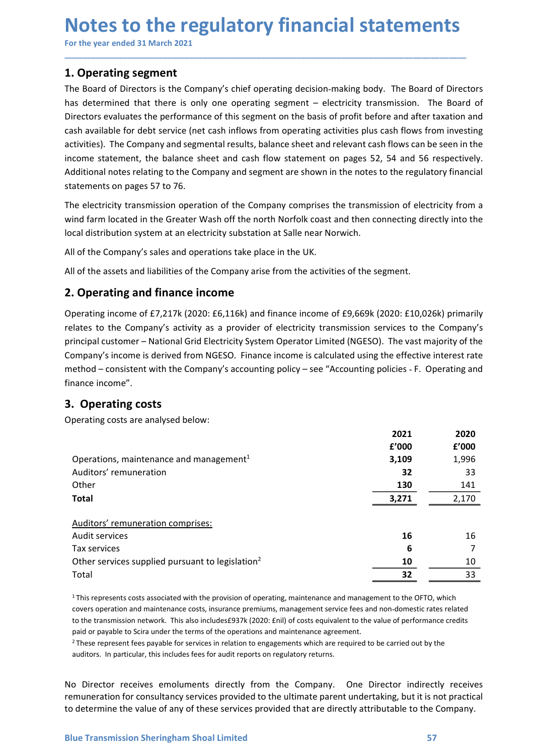# Notes to the regulatory financial statements

For the year ended 31 March 2021

## 1. Operating segment

The Board of Directors is the Company's chief operating decision-making body. The Board of Directors has determined that there is only one operating segment – electricity transmission. The Board of Directors evaluates the performance of this segment on the basis of profit before and after taxation and cash available for debt service (net cash inflows from operating activities plus cash flows from investing activities). The Company and segmental results, balance sheet and relevant cash flows can be seen in the income statement, the balance sheet and cash flow statement on pages 52, 54 and 56 respectively. Additional notes relating to the Company and segment are shown in the notes to the regulatory financial statements on pages 57 to 76.

The electricity transmission operation of the Company comprises the transmission of electricity from a wind farm located in the Greater Wash off the north Norfolk coast and then connecting directly into the local distribution system at an electricity substation at Salle near Norwich.

All of the Company's sales and operations take place in the UK.

All of the assets and liabilities of the Company arise from the activities of the segment.

## 2. Operating and finance income

Operating income of £7,217k (2020: £6,116k) and finance income of £9,669k (2020: £10,026k) primarily relates to the Company's activity as a provider of electricity transmission services to the Company's principal customer – National Grid Electricity System Operator Limited (NGESO). The vast majority of the Company's income is derived from NGESO. Finance income is calculated using the effective interest rate method – consistent with the Company's accounting policy – see "Accounting policies - F. Operating and finance income".

## 3. Operating costs

Operating costs are analysed below:

| | 2021 £'000 | 2020 £'000 |
|---|---|---|
| Operations, maintenance and management[1] | **3,109** | 1,996 |
| Auditors' remuneration | **32** | 33 |
| Other | **130** | 141 |
| **Total** | **3,271** | 2,170 |
| | | |
| Auditors' remuneration comprises: | | |
| Audit services | **16** | 16 |
| Tax services | **6** | 7 |
| Other services supplied pursuant to legislation[2] | **10** | 10 |
| Total | **32** | 33 |

[1] This represents costs associated with the provision of operating, maintenance and management to the OFTO, which covers operation and maintenance costs, insurance premiums, management service fees and non-domestic rates related to the transmission network. This also includes£937k (2020: £nil) of costs equivalent to the value of performance credits paid or payable to Scira under the terms of the operations and maintenance agreement.

[2] These represent fees payable for services in relation to engagements which are required to be carried out by the auditors. In particular, this includes fees for audit reports on regulatory returns.

No Director receives emoluments directly from the Company. One Director indirectly receives remuneration for consultancy services provided to the ultimate parent undertaking, but it is not practical to determine the value of any of these services provided that are directly attributable to the Company.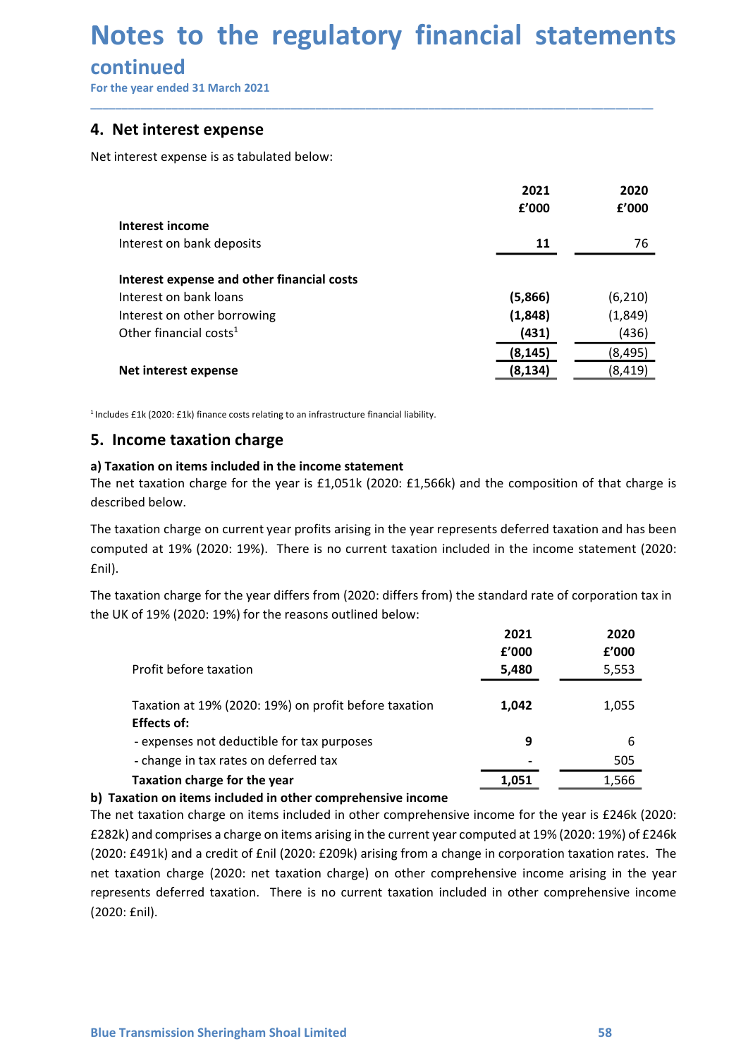# Notes to the regulatory financial statements continued

For the year ended 31 March 2021

## 4. Net interest expense

Net interest expense is as tabulated below:

| | 2021 £'000 | 2020 £'000 |
|---|---|---|
| **Interest income** | | |
| Interest on bank deposits | **11** | 76 |
| | | |
| **Interest expense and other financial costs** | | |
| Interest on bank loans | **(5,866)** | (6,210) |
| Interest on other borrowing | **(1,848)** | (1,849) |
| Other financial costs[1] | **(431)** | (436) |
| | **(8,145)** | (8,495) |
| **Net interest expense** | **(8,134)** | (8,419) |

[1] Includes £1k (2020: £1k) finance costs relating to an infrastructure financial liability.

## 5. Income taxation charge

**a) Taxation on items included in the income statement**

The net taxation charge for the year is £1,051k (2020: £1,566k) and the composition of that charge is described below.

The taxation charge on current year profits arising in the year represents deferred taxation and has been computed at 19% (2020: 19%). There is no current taxation included in the income statement (2020: £nil).

The taxation charge for the year differs from (2020: differs from) the standard rate of corporation tax in the UK of 19% (2020: 19%) for the reasons outlined below:

| | 2021 £'000 | 2020 £'000 |
|---|---|---|
| Profit before taxation | **5,480** | 5,553 |
| | | |
| Taxation at 19% (2020: 19%) on profit before taxation | **1,042** | 1,055 |
| **Effects of:** | | |
| - expenses not deductible for tax purposes | **9** | 6 |
| - change in tax rates on deferred tax | **-** | 505 |
| **Taxation charge for the year** | **1,051** | 1,566 |

**b) Taxation on items included in other comprehensive income**

The net taxation charge on items included in other comprehensive income for the year is £246k (2020: £282k) and comprises a charge on items arising in the current year computed at 19% (2020: 19%) of £246k (2020: £491k) and a credit of £nil (2020: £209k) arising from a change in corporation taxation rates. The net taxation charge (2020: net taxation charge) on other comprehensive income arising in the year represents deferred taxation. There is no current taxation included in other comprehensive income (2020: £nil).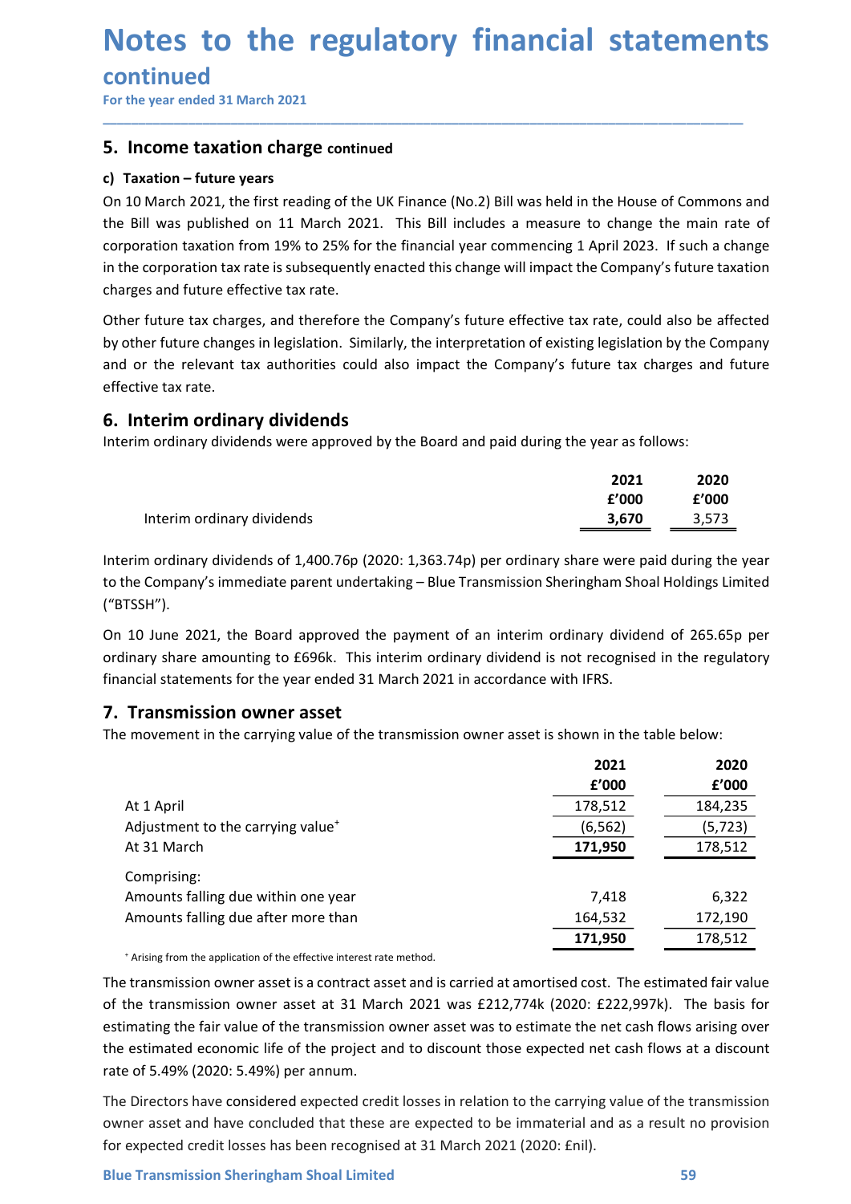# Notes to the regulatory financial statements continued

For the year ended 31 March 2021

## 5. Income taxation charge continued

### c) Taxation – future years

On 10 March 2021, the first reading of the UK Finance (No.2) Bill was held in the House of Commons and the Bill was published on 11 March 2021. This Bill includes a measure to change the main rate of corporation taxation from 19% to 25% for the financial year commencing 1 April 2023. If such a change in the corporation tax rate is subsequently enacted this change will impact the Company's future taxation charges and future effective tax rate.

Other future tax charges, and therefore the Company's future effective tax rate, could also be affected by other future changes in legislation. Similarly, the interpretation of existing legislation by the Company and or the relevant tax authorities could also impact the Company's future tax charges and future effective tax rate.

## 6. Interim ordinary dividends

Interim ordinary dividends were approved by the Board and paid during the year as follows:

| | 2021 | 2020 |
|---|---|---|
| | £'000 | £'000 |
| Interim ordinary dividends | **3,670** | 3,573 |

Interim ordinary dividends of 1,400.76p (2020: 1,363.74p) per ordinary share were paid during the year to the Company's immediate parent undertaking – Blue Transmission Sheringham Shoal Holdings Limited ("BTSSH").

On 10 June 2021, the Board approved the payment of an interim ordinary dividend of 265.65p per ordinary share amounting to £696k. This interim ordinary dividend is not recognised in the regulatory financial statements for the year ended 31 March 2021 in accordance with IFRS.

## 7. Transmission owner asset

The movement in the carrying value of the transmission owner asset is shown in the table below:

| | 2021 | 2020 |
|---|---|---|
| | £'000 | £'000 |
| At 1 April | 178,512 | 184,235 |
| Adjustment to the carrying value+ | (6,562) | (5,723) |
| At 31 March | **171,950** | 178,512 |
| Comprising: | | |
| Amounts falling due within one year | 7,418 | 6,322 |
| Amounts falling due after more than | 164,532 | 172,190 |
| | **171,950** | 178,512 |

+ Arising from the application of the effective interest rate method.

The transmission owner asset is a contract asset and is carried at amortised cost. The estimated fair value of the transmission owner asset at 31 March 2021 was £212,774k (2020: £222,997k). The basis for estimating the fair value of the transmission owner asset was to estimate the net cash flows arising over the estimated economic life of the project and to discount those expected net cash flows at a discount rate of 5.49% (2020: 5.49%) per annum.

The Directors have considered expected credit losses in relation to the carrying value of the transmission owner asset and have concluded that these are expected to be immaterial and as a result no provision for expected credit losses has been recognised at 31 March 2021 (2020: £nil).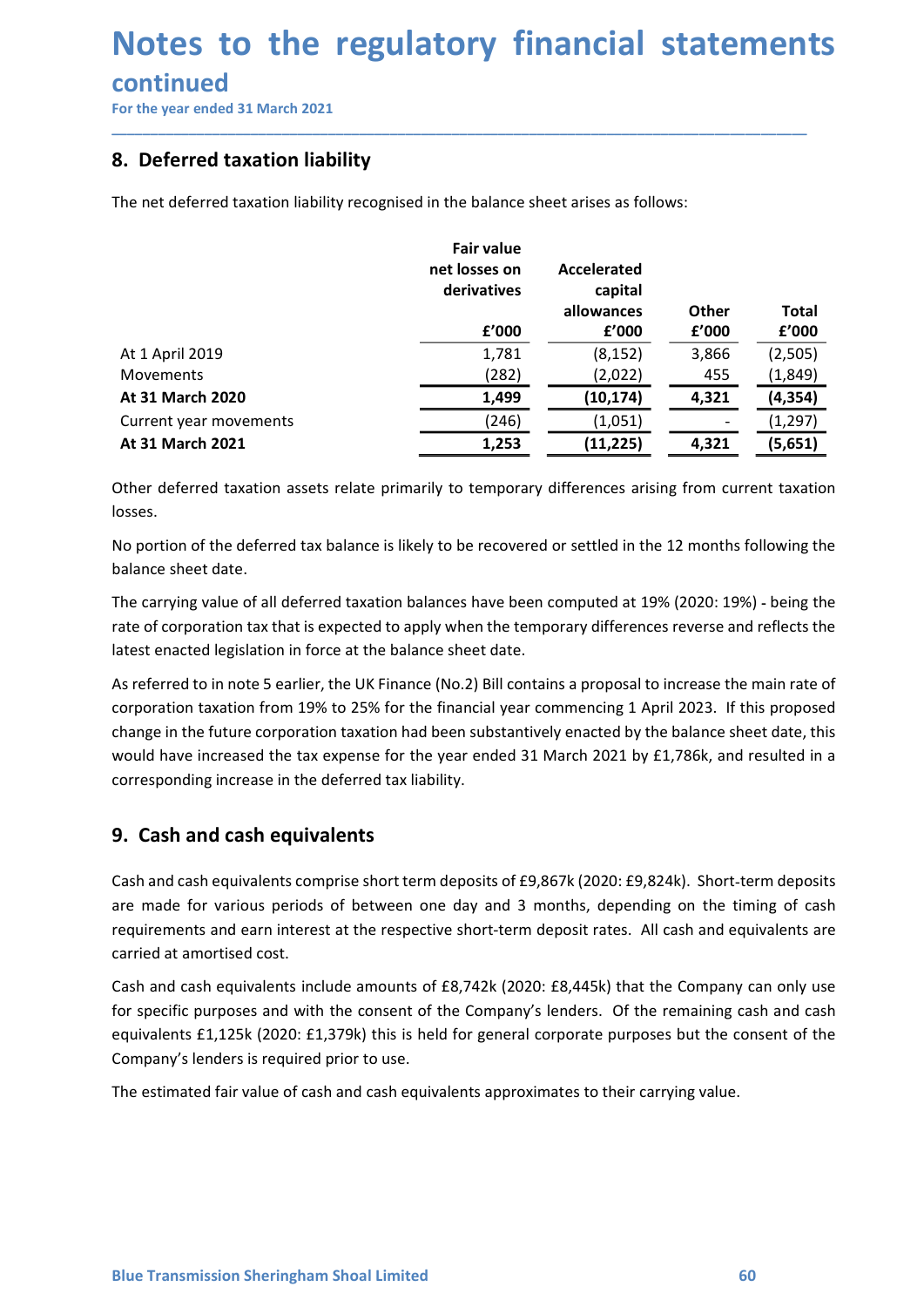# Notes to the regulatory financial statements

## continued

For the year ended 31 March 2021

## 8. Deferred taxation liability

The net deferred taxation liability recognised in the balance sheet arises as follows:

| | Fair value net losses on derivatives | Accelerated capital allowances | Other | Total |
|---|---|---|---|---|
| | £'000 | £'000 | £'000 | £'000 |
| At 1 April 2019 | 1,781 | (8,152) | 3,866 | (2,505) |
| Movements | (282) | (2,022) | 455 | (1,849) |
| **At 31 March 2020** | **1,499** | **(10,174)** | **4,321** | **(4,354)** |
| Current year movements | (246) | (1,051) | - | (1,297) |
| **At 31 March 2021** | **1,253** | **(11,225)** | **4,321** | **(5,651)** |

Other deferred taxation assets relate primarily to temporary differences arising from current taxation losses.

No portion of the deferred tax balance is likely to be recovered or settled in the 12 months following the balance sheet date.

The carrying value of all deferred taxation balances have been computed at 19% (2020: 19%) - being the rate of corporation tax that is expected to apply when the temporary differences reverse and reflects the latest enacted legislation in force at the balance sheet date.

As referred to in note 5 earlier, the UK Finance (No.2) Bill contains a proposal to increase the main rate of corporation taxation from 19% to 25% for the financial year commencing 1 April 2023. If this proposed change in the future corporation taxation had been substantively enacted by the balance sheet date, this would have increased the tax expense for the year ended 31 March 2021 by £1,786k, and resulted in a corresponding increase in the deferred tax liability.

## 9. Cash and cash equivalents

Cash and cash equivalents comprise short term deposits of £9,867k (2020: £9,824k). Short-term deposits are made for various periods of between one day and 3 months, depending on the timing of cash requirements and earn interest at the respective short-term deposit rates. All cash and equivalents are carried at amortised cost.

Cash and cash equivalents include amounts of £8,742k (2020: £8,445k) that the Company can only use for specific purposes and with the consent of the Company's lenders. Of the remaining cash and cash equivalents £1,125k (2020: £1,379k) this is held for general corporate purposes but the consent of the Company's lenders is required prior to use.

The estimated fair value of cash and cash equivalents approximates to their carrying value.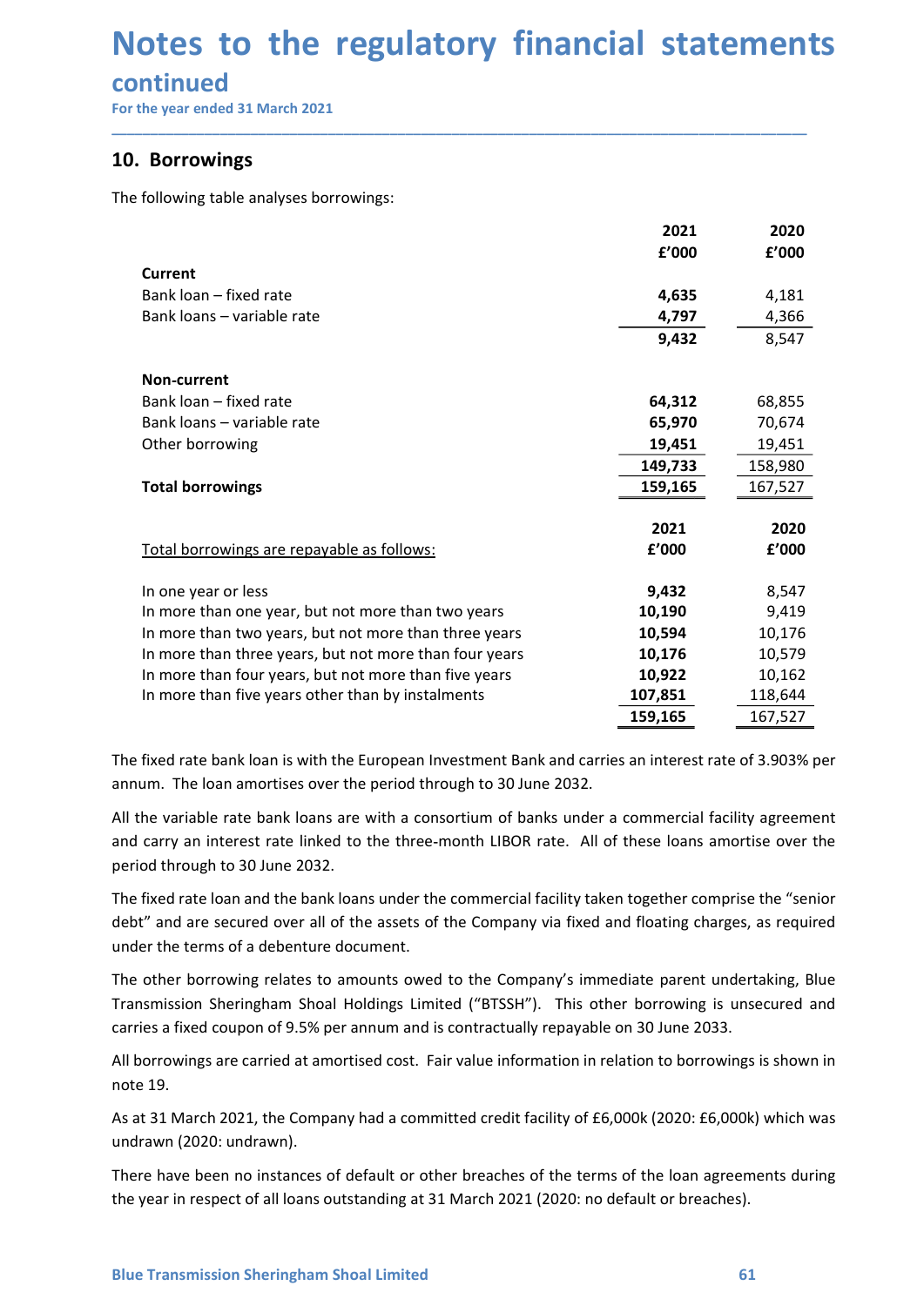# Notes to the regulatory financial statements

## continued

For the year ended 31 March 2021

## 10. Borrowings

The following table analyses borrowings:

| | 2021 £'000 | 2020 £'000 |
|---|---|---|
| **Current** | | |
| Bank loan – fixed rate | **4,635** | 4,181 |
| Bank loans – variable rate | **4,797** | 4,366 |
| | **9,432** | 8,547 |
| **Non-current** | | |
| Bank loan – fixed rate | **64,312** | 68,855 |
| Bank loans – variable rate | **65,970** | 70,674 |
| Other borrowing | **19,451** | 19,451 |
| | **149,733** | 158,980 |
| **Total borrowings** | **159,165** | 167,527 |

| Total borrowings are repayable as follows: | 2021 £'000 | 2020 £'000 |
|---|---|---|
| In one year or less | **9,432** | 8,547 |
| In more than one year, but not more than two years | **10,190** | 9,419 |
| In more than two years, but not more than three years | **10,594** | 10,176 |
| In more than three years, but not more than four years | **10,176** | 10,579 |
| In more than four years, but not more than five years | **10,922** | 10,162 |
| In more than five years other than by instalments | **107,851** | 118,644 |
| | **159,165** | 167,527 |

The fixed rate bank loan is with the European Investment Bank and carries an interest rate of 3.903% per annum. The loan amortises over the period through to 30 June 2032.

All the variable rate bank loans are with a consortium of banks under a commercial facility agreement and carry an interest rate linked to the three-month LIBOR rate. All of these loans amortise over the period through to 30 June 2032.

The fixed rate loan and the bank loans under the commercial facility taken together comprise the "senior debt" and are secured over all of the assets of the Company via fixed and floating charges, as required under the terms of a debenture document.

The other borrowing relates to amounts owed to the Company's immediate parent undertaking, Blue Transmission Sheringham Shoal Holdings Limited ("BTSSH"). This other borrowing is unsecured and carries a fixed coupon of 9.5% per annum and is contractually repayable on 30 June 2033.

All borrowings are carried at amortised cost. Fair value information in relation to borrowings is shown in note 19.

As at 31 March 2021, the Company had a committed credit facility of £6,000k (2020: £6,000k) which was undrawn (2020: undrawn).

There have been no instances of default or other breaches of the terms of the loan agreements during the year in respect of all loans outstanding at 31 March 2021 (2020: no default or breaches).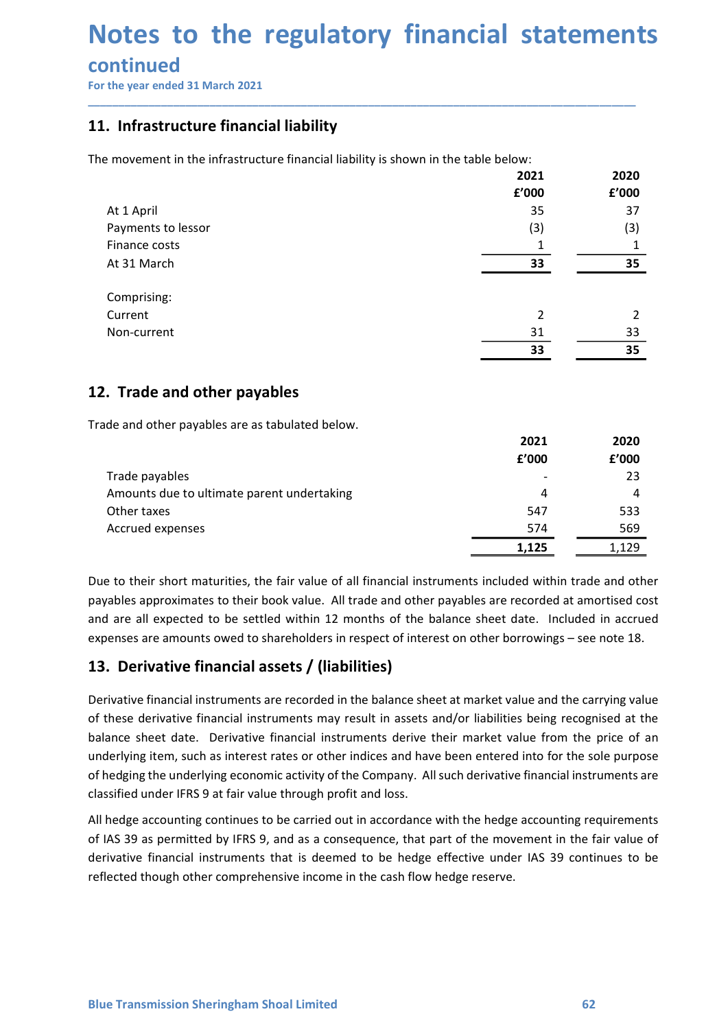# Notes to the regulatory financial statements

## continued

For the year ended 31 March 2021

## 11. Infrastructure financial liability

The movement in the infrastructure financial liability is shown in the table below:

| | 2021 | 2020 |
|---|---|---|
| | £'000 | £'000 |
| At 1 April | 35 | 37 |
| Payments to lessor | (3) | (3) |
| Finance costs | 1 | 1 |
| At 31 March | 33 | 35 |
| | | |
| Comprising: | | |
| Current | 2 | 2 |
| Non-current | 31 | 33 |
| | 33 | 35 |

## 12. Trade and other payables

Trade and other payables are as tabulated below.

| | 2021 | 2020 |
|---|---|---|
| | £'000 | £'000 |
| Trade payables | - | 23 |
| Amounts due to ultimate parent undertaking | 4 | 4 |
| Other taxes | 547 | 533 |
| Accrued expenses | 574 | 569 |
| | 1,125 | 1,129 |

Due to their short maturities, the fair value of all financial instruments included within trade and other payables approximates to their book value. All trade and other payables are recorded at amortised cost and are all expected to be settled within 12 months of the balance sheet date. Included in accrued expenses are amounts owed to shareholders in respect of interest on other borrowings – see note 18.

## 13. Derivative financial assets / (liabilities)

Derivative financial instruments are recorded in the balance sheet at market value and the carrying value of these derivative financial instruments may result in assets and/or liabilities being recognised at the balance sheet date. Derivative financial instruments derive their market value from the price of an underlying item, such as interest rates or other indices and have been entered into for the sole purpose of hedging the underlying economic activity of the Company. All such derivative financial instruments are classified under IFRS 9 at fair value through profit and loss.

All hedge accounting continues to be carried out in accordance with the hedge accounting requirements of IAS 39 as permitted by IFRS 9, and as a consequence, that part of the movement in the fair value of derivative financial instruments that is deemed to be hedge effective under IAS 39 continues to be reflected though other comprehensive income in the cash flow hedge reserve.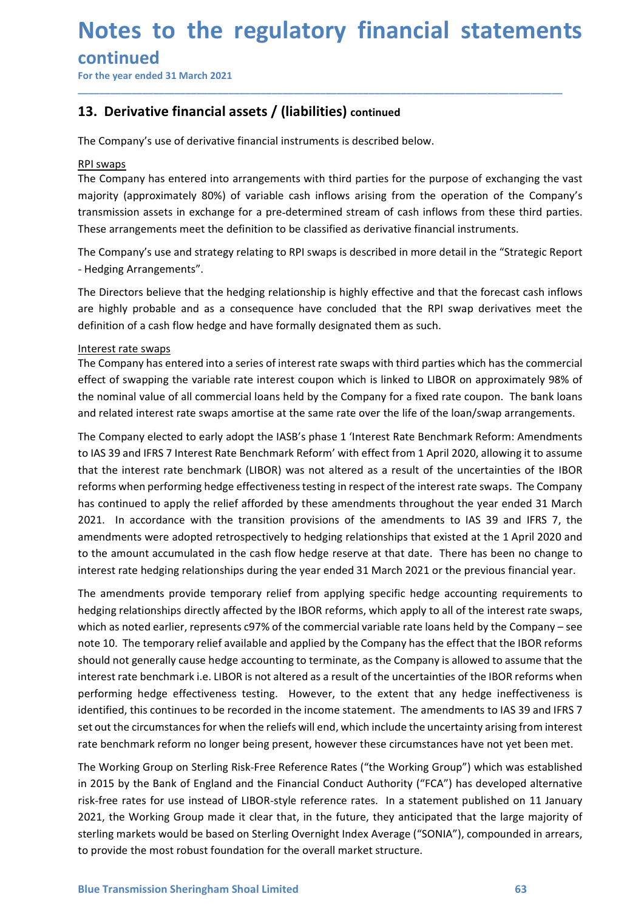# Notes to the regulatory financial statements continued

For the year ended 31 March 2021

## 13. Derivative financial assets / (liabilities) continued

The Company's use of derivative financial instruments is described below.

RPI swaps

The Company has entered into arrangements with third parties for the purpose of exchanging the vast majority (approximately 80%) of variable cash inflows arising from the operation of the Company's transmission assets in exchange for a pre-determined stream of cash inflows from these third parties. These arrangements meet the definition to be classified as derivative financial instruments.

The Company's use and strategy relating to RPI swaps is described in more detail in the "Strategic Report - Hedging Arrangements".

The Directors believe that the hedging relationship is highly effective and that the forecast cash inflows are highly probable and as a consequence have concluded that the RPI swap derivatives meet the definition of a cash flow hedge and have formally designated them as such.

Interest rate swaps

The Company has entered into a series of interest rate swaps with third parties which has the commercial effect of swapping the variable rate interest coupon which is linked to LIBOR on approximately 98% of the nominal value of all commercial loans held by the Company for a fixed rate coupon. The bank loans and related interest rate swaps amortise at the same rate over the life of the loan/swap arrangements.

The Company elected to early adopt the IASB's phase 1 'Interest Rate Benchmark Reform: Amendments to IAS 39 and IFRS 7 Interest Rate Benchmark Reform' with effect from 1 April 2020, allowing it to assume that the interest rate benchmark (LIBOR) was not altered as a result of the uncertainties of the IBOR reforms when performing hedge effectiveness testing in respect of the interest rate swaps. The Company has continued to apply the relief afforded by these amendments throughout the year ended 31 March 2021. In accordance with the transition provisions of the amendments to IAS 39 and IFRS 7, the amendments were adopted retrospectively to hedging relationships that existed at the 1 April 2020 and to the amount accumulated in the cash flow hedge reserve at that date. There has been no change to interest rate hedging relationships during the year ended 31 March 2021 or the previous financial year.

The amendments provide temporary relief from applying specific hedge accounting requirements to hedging relationships directly affected by the IBOR reforms, which apply to all of the interest rate swaps, which as noted earlier, represents c97% of the commercial variable rate loans held by the Company – see note 10. The temporary relief available and applied by the Company has the effect that the IBOR reforms should not generally cause hedge accounting to terminate, as the Company is allowed to assume that the interest rate benchmark i.e. LIBOR is not altered as a result of the uncertainties of the IBOR reforms when performing hedge effectiveness testing. However, to the extent that any hedge ineffectiveness is identified, this continues to be recorded in the income statement. The amendments to IAS 39 and IFRS 7 set out the circumstances for when the reliefs will end, which include the uncertainty arising from interest rate benchmark reform no longer being present, however these circumstances have not yet been met.

The Working Group on Sterling Risk-Free Reference Rates ("the Working Group") which was established in 2015 by the Bank of England and the Financial Conduct Authority ("FCA") has developed alternative risk-free rates for use instead of LIBOR-style reference rates. In a statement published on 11 January 2021, the Working Group made it clear that, in the future, they anticipated that the large majority of sterling markets would be based on Sterling Overnight Index Average ("SONIA"), compounded in arrears, to provide the most robust foundation for the overall market structure.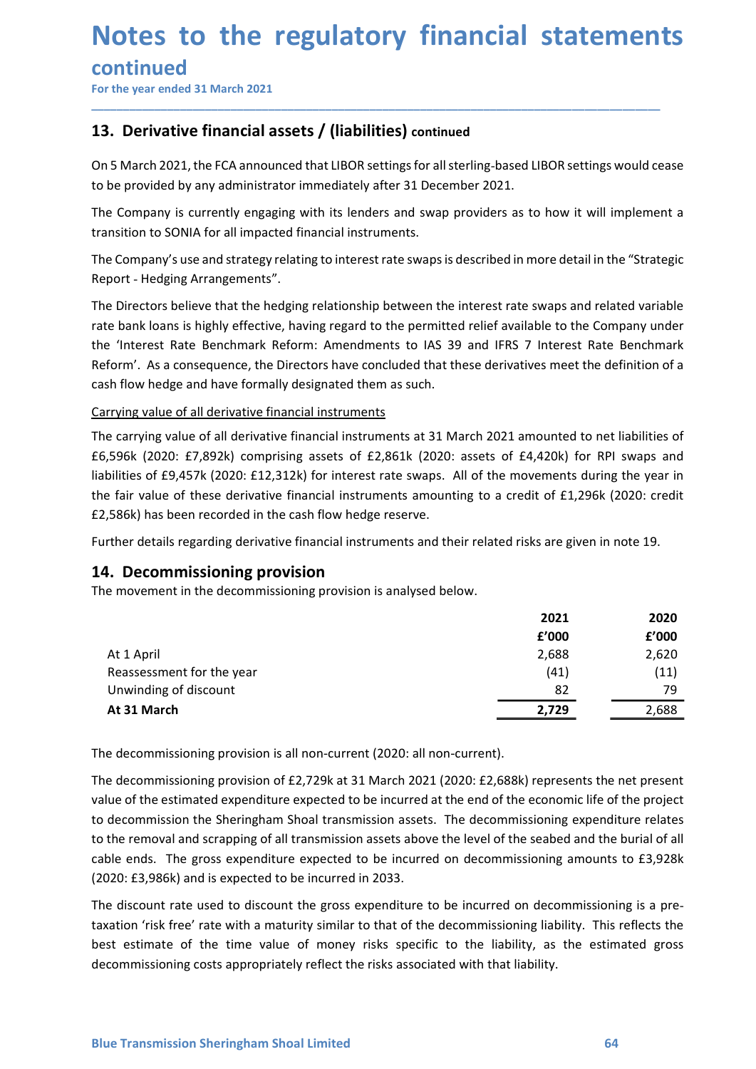# Notes to the regulatory financial statements

## continued

For the year ended 31 March 2021

## 13. Derivative financial assets / (liabilities) continued

On 5 March 2021, the FCA announced that LIBOR settings for all sterling-based LIBOR settings would cease to be provided by any administrator immediately after 31 December 2021.

The Company is currently engaging with its lenders and swap providers as to how it will implement a transition to SONIA for all impacted financial instruments.

The Company's use and strategy relating to interest rate swaps is described in more detail in the "Strategic Report - Hedging Arrangements".

The Directors believe that the hedging relationship between the interest rate swaps and related variable rate bank loans is highly effective, having regard to the permitted relief available to the Company under the 'Interest Rate Benchmark Reform: Amendments to IAS 39 and IFRS 7 Interest Rate Benchmark Reform'. As a consequence, the Directors have concluded that these derivatives meet the definition of a cash flow hedge and have formally designated them as such.

Carrying value of all derivative financial instruments

The carrying value of all derivative financial instruments at 31 March 2021 amounted to net liabilities of £6,596k (2020: £7,892k) comprising assets of £2,861k (2020: assets of £4,420k) for RPI swaps and liabilities of £9,457k (2020: £12,312k) for interest rate swaps. All of the movements during the year in the fair value of these derivative financial instruments amounting to a credit of £1,296k (2020: credit £2,586k) has been recorded in the cash flow hedge reserve.

Further details regarding derivative financial instruments and their related risks are given in note 19.

## 14. Decommissioning provision

The movement in the decommissioning provision is analysed below.

| | 2021 | 2020 |
|---|---|---|
| | £'000 | £'000 |
| At 1 April | 2,688 | 2,620 |
| Reassessment for the year | (41) | (11) |
| Unwinding of discount | 82 | 79 |
| **At 31 March** | **2,729** | 2,688 |

The decommissioning provision is all non-current (2020: all non-current).

The decommissioning provision of £2,729k at 31 March 2021 (2020: £2,688k) represents the net present value of the estimated expenditure expected to be incurred at the end of the economic life of the project to decommission the Sheringham Shoal transmission assets. The decommissioning expenditure relates to the removal and scrapping of all transmission assets above the level of the seabed and the burial of all cable ends. The gross expenditure expected to be incurred on decommissioning amounts to £3,928k (2020: £3,986k) and is expected to be incurred in 2033.

The discount rate used to discount the gross expenditure to be incurred on decommissioning is a pre-taxation 'risk free' rate with a maturity similar to that of the decommissioning liability. This reflects the best estimate of the time value of money risks specific to the liability, as the estimated gross decommissioning costs appropriately reflect the risks associated with that liability.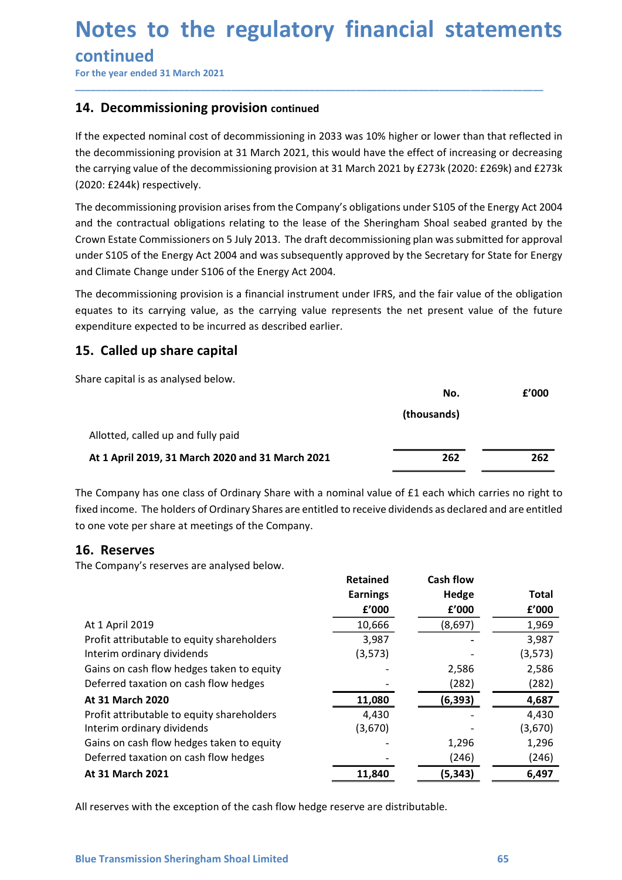# Notes to the regulatory financial statements continued

For the year ended 31 March 2021

## 14. Decommissioning provision continued

If the expected nominal cost of decommissioning in 2033 was 10% higher or lower than that reflected in the decommissioning provision at 31 March 2021, this would have the effect of increasing or decreasing the carrying value of the decommissioning provision at 31 March 2021 by £273k (2020: £269k) and £273k (2020: £244k) respectively.

The decommissioning provision arises from the Company's obligations under S105 of the Energy Act 2004 and the contractual obligations relating to the lease of the Sheringham Shoal seabed granted by the Crown Estate Commissioners on 5 July 2013. The draft decommissioning plan was submitted for approval under S105 of the Energy Act 2004 and was subsequently approved by the Secretary for State for Energy and Climate Change under S106 of the Energy Act 2004.

The decommissioning provision is a financial instrument under IFRS, and the fair value of the obligation equates to its carrying value, as the carrying value represents the net present value of the future expenditure expected to be incurred as described earlier.

## 15. Called up share capital

Share capital is as analysed below.

| | No. (thousands) | £'000 |
|---|---|---|
| Allotted, called up and fully paid | | |
| **At 1 April 2019, 31 March 2020 and 31 March 2021** | **262** | **262** |

The Company has one class of Ordinary Share with a nominal value of £1 each which carries no right to fixed income. The holders of Ordinary Shares are entitled to receive dividends as declared and are entitled to one vote per share at meetings of the Company.

## 16. Reserves

The Company's reserves are analysed below.

| | Retained Earnings £'000 | Cash flow Hedge £'000 | Total £'000 |
|---|---|---|---|
| At 1 April 2019 | 10,666 | (8,697) | 1,969 |
| Profit attributable to equity shareholders | 3,987 | - | 3,987 |
| Interim ordinary dividends | (3,573) | - | (3,573) |
| Gains on cash flow hedges taken to equity | - | 2,586 | 2,586 |
| Deferred taxation on cash flow hedges | - | (282) | (282) |
| **At 31 March 2020** | **11,080** | **(6,393)** | **4,687** |
| Profit attributable to equity shareholders | 4,430 | - | 4,430 |
| Interim ordinary dividends | (3,670) | - | (3,670) |
| Gains on cash flow hedges taken to equity | - | 1,296 | 1,296 |
| Deferred taxation on cash flow hedges | - | (246) | (246) |
| **At 31 March 2021** | **11,840** | **(5,343)** | **6,497** |

All reserves with the exception of the cash flow hedge reserve are distributable.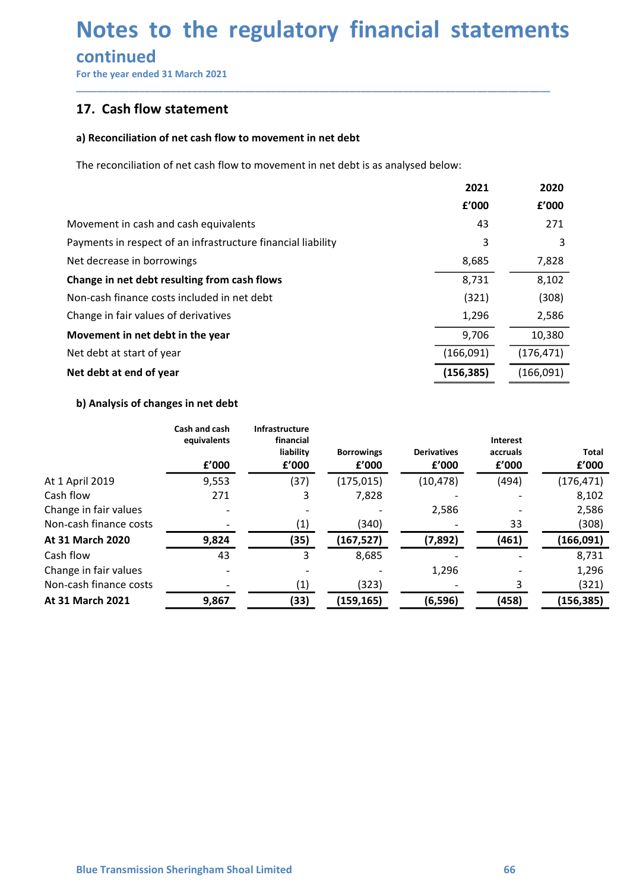# Notes to the regulatory financial statements

## continued

For the year ended 31 March 2021

## 17. Cash flow statement

### a) Reconciliation of net cash flow to movement in net debt

The reconciliation of net cash flow to movement in net debt is as analysed below:

| | 2021 | 2020 |
|---|---|---|
| | £'000 | £'000 |
| Movement in cash and cash equivalents | 43 | 271 |
| Payments in respect of an infrastructure financial liability | 3 | 3 |
| Net decrease in borrowings | 8,685 | 7,828 |
| **Change in net debt resulting from cash flows** | 8,731 | 8,102 |
| Non-cash finance costs included in net debt | (321) | (308) |
| Change in fair values of derivatives | 1,296 | 2,586 |
| **Movement in net debt in the year** | 9,706 | 10,380 |
| Net debt at start of year | (166,091) | (176,471) |
| **Net debt at end of year** | **(156,385)** | (166,091) |

### b) Analysis of changes in net debt

| | Cash and cash equivalents | Infrastructure financial liability | Borrowings | Derivatives | Interest accruals | Total |
|---|---|---|---|---|---|---|
| | £'000 | £'000 | £'000 | £'000 | £'000 | £'000 |
| At 1 April 2019 | 9,553 | (37) | (175,015) | (10,478) | (494) | (176,471) |
| Cash flow | 271 | 3 | 7,828 | - | - | 8,102 |
| Change in fair values | - | - | - | 2,586 | - | 2,586 |
| Non-cash finance costs | - | (1) | (340) | - | 33 | (308) |
| **At 31 March 2020** | **9,824** | **(35)** | **(167,527)** | **(7,892)** | **(461)** | **(166,091)** |
| Cash flow | 43 | 3 | 8,685 | - | - | 8,731 |
| Change in fair values | - | - | - | 1,296 | - | 1,296 |
| Non-cash finance costs | - | (1) | (323) | - | 3 | (321) |
| **At 31 March 2021** | **9,867** | **(33)** | **(159,165)** | **(6,596)** | **(458)** | **(156,385)** |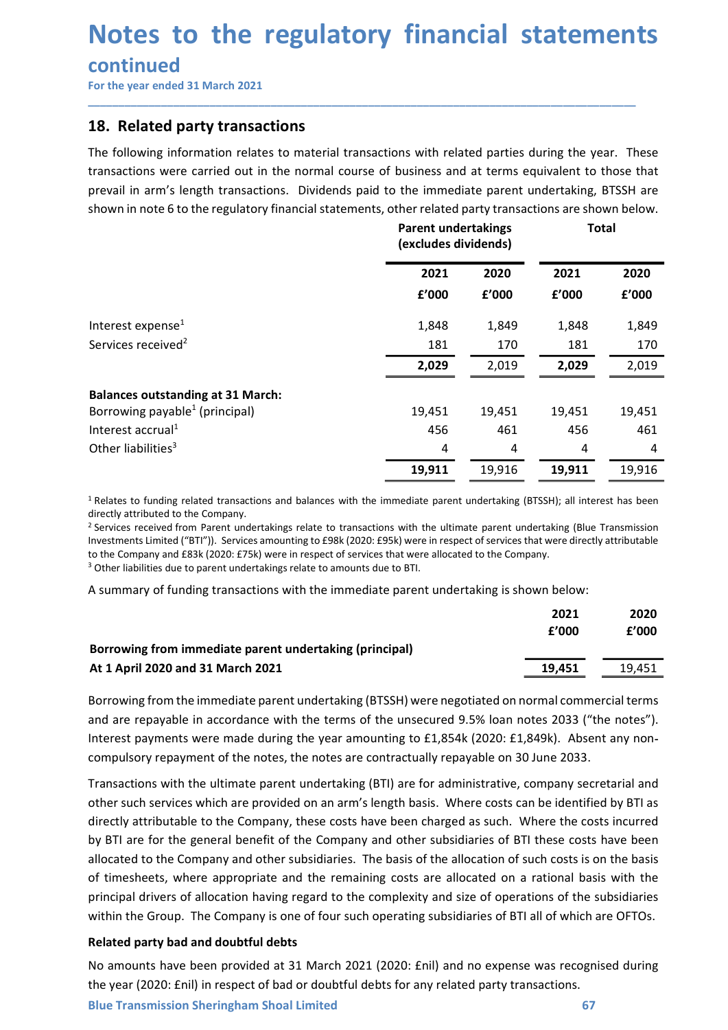# Notes to the regulatory financial statements

## continued

For the year ended 31 March 2021

## 18. Related party transactions

The following information relates to material transactions with related parties during the year. These transactions were carried out in the normal course of business and at terms equivalent to those that prevail in arm's length transactions. Dividends paid to the immediate parent undertaking, BTSSH are shown in note 6 to the regulatory financial statements, other related party transactions are shown below.

| | Parent undertakings (excludes dividends) | | Total | |
|---|---|---|---|---|
| | 2021 | 2020 | 2021 | 2020 |
| | £'000 | £'000 | £'000 | £'000 |
| Interest expense[1] | 1,848 | 1,849 | 1,848 | 1,849 |
| Services received[2] | 181 | 170 | 181 | 170 |
| | **2,029** | 2,019 | **2,029** | 2,019 |
| **Balances outstanding at 31 March:** | | | | |
| Borrowing payable[1] (principal) | 19,451 | 19,451 | 19,451 | 19,451 |
| Interest accrual[1] | 456 | 461 | 456 | 461 |
| Other liabilities[3] | 4 | 4 | 4 | 4 |
| | **19,911** | 19,916 | **19,911** | 19,916 |

[1] Relates to funding related transactions and balances with the immediate parent undertaking (BTSSH); all interest has been directly attributed to the Company.
[2] Services received from Parent undertakings relate to transactions with the ultimate parent undertaking (Blue Transmission Investments Limited ("BTI")). Services amounting to £98k (2020: £95k) were in respect of services that were directly attributable to the Company and £83k (2020: £75k) were in respect of services that were allocated to the Company.
[3] Other liabilities due to parent undertakings relate to amounts due to BTI.

A summary of funding transactions with the immediate parent undertaking is shown below:

| | 2021 | 2020 |
|---|---|---|
| | £'000 | £'000 |
| **Borrowing from immediate parent undertaking (principal)** | | |
| **At 1 April 2020 and 31 March 2021** | **19,451** | 19,451 |

Borrowing from the immediate parent undertaking (BTSSH) were negotiated on normal commercial terms and are repayable in accordance with the terms of the unsecured 9.5% loan notes 2033 ("the notes"). Interest payments were made during the year amounting to £1,854k (2020: £1,849k). Absent any non-compulsory repayment of the notes, the notes are contractually repayable on 30 June 2033.

Transactions with the ultimate parent undertaking (BTI) are for administrative, company secretarial and other such services which are provided on an arm's length basis. Where costs can be identified by BTI as directly attributable to the Company, these costs have been charged as such. Where the costs incurred by BTI are for the general benefit of the Company and other subsidiaries of BTI these costs have been allocated to the Company and other subsidiaries. The basis of the allocation of such costs is on the basis of timesheets, where appropriate and the remaining costs are allocated on a rational basis with the principal drivers of allocation having regard to the complexity and size of operations of the subsidiaries within the Group. The Company is one of four such operating subsidiaries of BTI all of which are OFTOs.

**Related party bad and doubtful debts**

No amounts have been provided at 31 March 2021 (2020: £nil) and no expense was recognised during the year (2020: £nil) in respect of bad or doubtful debts for any related party transactions.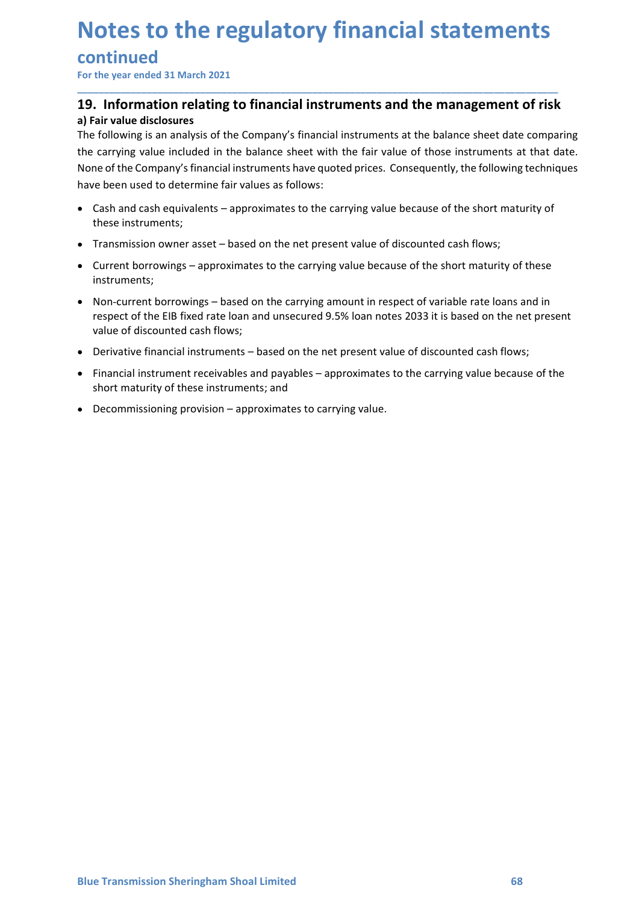# Notes to the regulatory financial statements

## continued

For the year ended 31 March 2021

## 19. Information relating to financial instruments and the management of risk

**a) Fair value disclosures**

The following is an analysis of the Company's financial instruments at the balance sheet date comparing the carrying value included in the balance sheet with the fair value of those instruments at that date. None of the Company's financial instruments have quoted prices. Consequently, the following techniques have been used to determine fair values as follows:

- Cash and cash equivalents – approximates to the carrying value because of the short maturity of these instruments;
- Transmission owner asset – based on the net present value of discounted cash flows;
- Current borrowings – approximates to the carrying value because of the short maturity of these instruments;
- Non-current borrowings – based on the carrying amount in respect of variable rate loans and in respect of the EIB fixed rate loan and unsecured 9.5% loan notes 2033 it is based on the net present value of discounted cash flows;
- Derivative financial instruments – based on the net present value of discounted cash flows;
- Financial instrument receivables and payables – approximates to the carrying value because of the short maturity of these instruments; and
- Decommissioning provision – approximates to carrying value.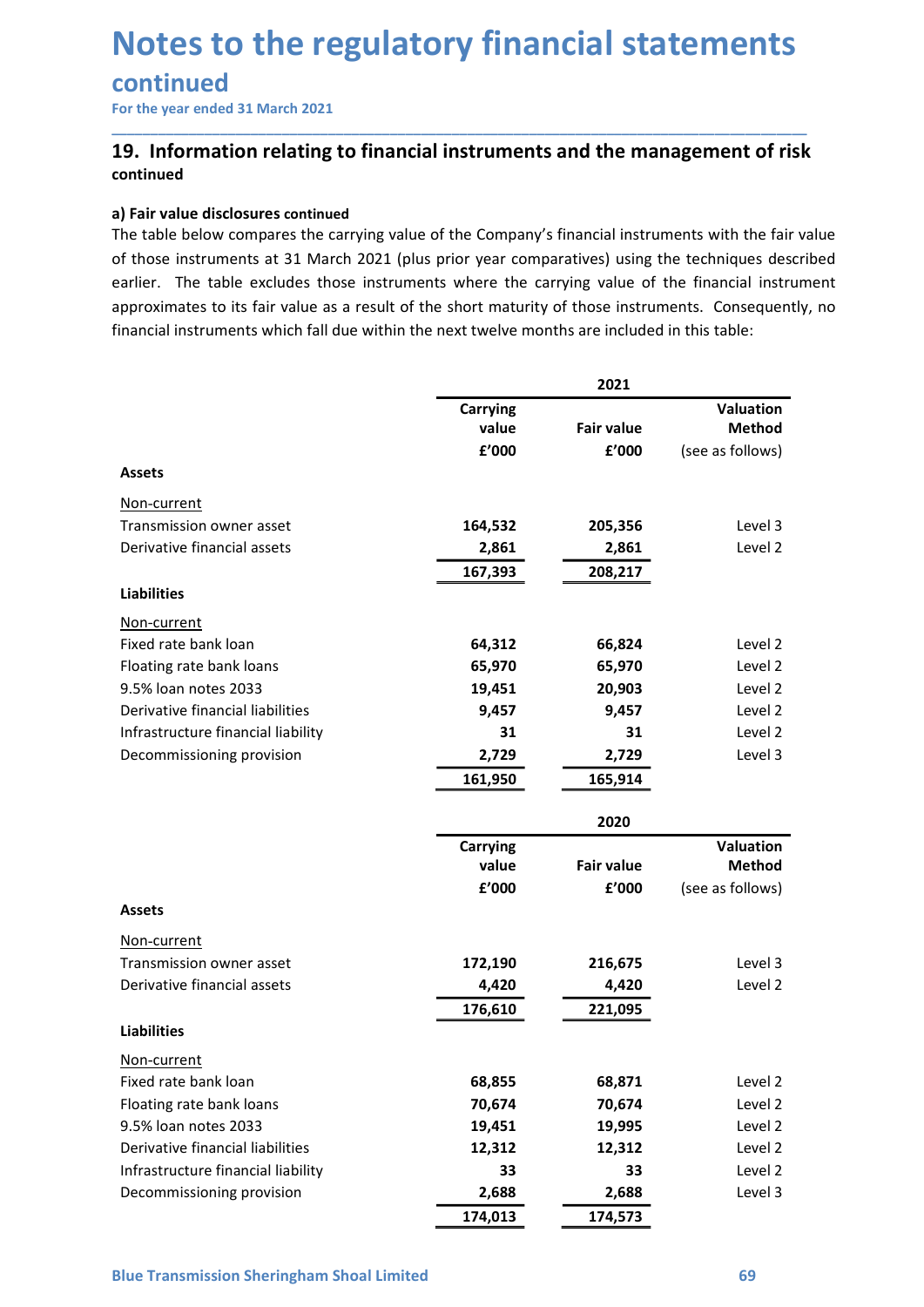# Notes to the regulatory financial statements

## continued

For the year ended 31 March 2021

### 19. Information relating to financial instruments and the management of risk

**continued**

**a) Fair value disclosures continued**

The table below compares the carrying value of the Company's financial instruments with the fair value of those instruments at 31 March 2021 (plus prior year comparatives) using the techniques described earlier. The table excludes those instruments where the carrying value of the financial instrument approximates to its fair value as a result of the short maturity of those instruments. Consequently, no financial instruments which fall due within the next twelve months are included in this table:

| | 2021 | | |
|---|---|---|---|
| | Carrying value £'000 | Fair value £'000 | Valuation Method (see as follows) |
| **Assets** | | | |
| Non-current | | | |
| Transmission owner asset | 164,532 | 205,356 | Level 3 |
| Derivative financial assets | 2,861 | 2,861 | Level 2 |
| | 167,393 | 208,217 | |
| **Liabilities** | | | |
| Non-current | | | |
| Fixed rate bank loan | 64,312 | 66,824 | Level 2 |
| Floating rate bank loans | 65,970 | 65,970 | Level 2 |
| 9.5% loan notes 2033 | 19,451 | 20,903 | Level 2 |
| Derivative financial liabilities | 9,457 | 9,457 | Level 2 |
| Infrastructure financial liability | 31 | 31 | Level 2 |
| Decommissioning provision | 2,729 | 2,729 | Level 3 |
| | 161,950 | 165,914 | |

| | 2020 | | |
|---|---|---|---|
| | Carrying value £'000 | Fair value £'000 | Valuation Method (see as follows) |
| **Assets** | | | |
| Non-current | | | |
| Transmission owner asset | 172,190 | 216,675 | Level 3 |
| Derivative financial assets | 4,420 | 4,420 | Level 2 |
| | 176,610 | 221,095 | |
| **Liabilities** | | | |
| Non-current | | | |
| Fixed rate bank loan | 68,855 | 68,871 | Level 2 |
| Floating rate bank loans | 70,674 | 70,674 | Level 2 |
| 9.5% loan notes 2033 | 19,451 | 19,995 | Level 2 |
| Derivative financial liabilities | 12,312 | 12,312 | Level 2 |
| Infrastructure financial liability | 33 | 33 | Level 2 |
| Decommissioning provision | 2,688 | 2,688 | Level 3 |
| | 174,013 | 174,573 | |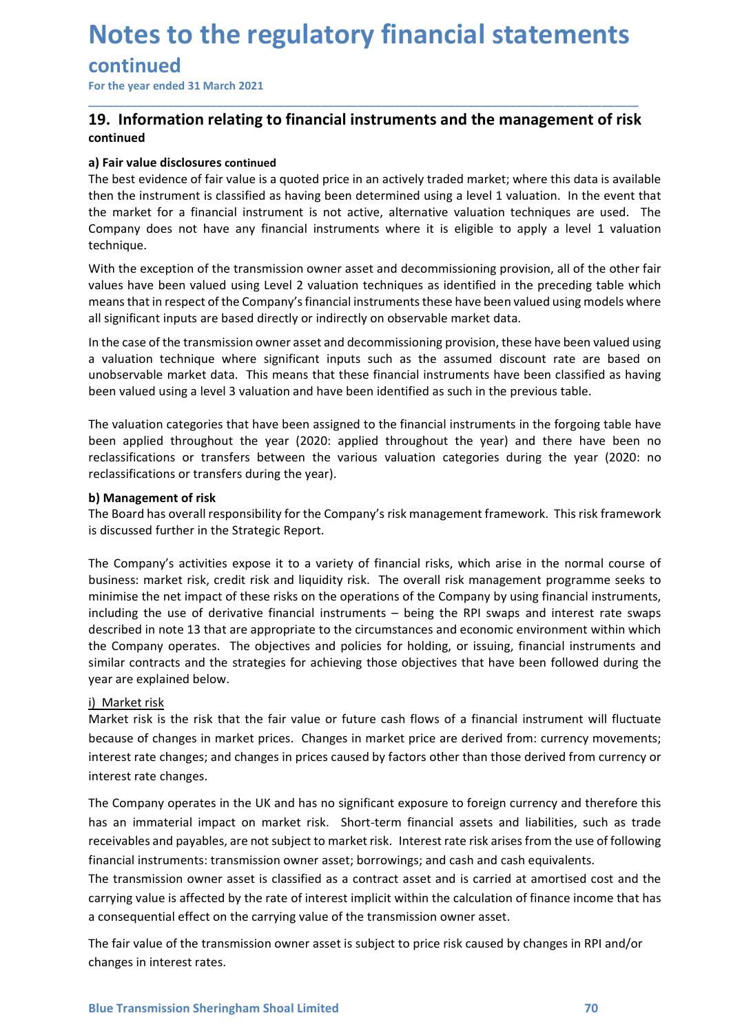# Notes to the regulatory financial statements

## continued

For the year ended 31 March 2021

## 19. Information relating to financial instruments and the management of risk

**continued**

**a) Fair value disclosures continued**

The best evidence of fair value is a quoted price in an actively traded market; where this data is available then the instrument is classified as having been determined using a level 1 valuation. In the event that the market for a financial instrument is not active, alternative valuation techniques are used. The Company does not have any financial instruments where it is eligible to apply a level 1 valuation technique.

With the exception of the transmission owner asset and decommissioning provision, all of the other fair values have been valued using Level 2 valuation techniques as identified in the preceding table which means that in respect of the Company's financial instruments these have been valued using models where all significant inputs are based directly or indirectly on observable market data.

In the case of the transmission owner asset and decommissioning provision, these have been valued using a valuation technique where significant inputs such as the assumed discount rate are based on unobservable market data. This means that these financial instruments have been classified as having been valued using a level 3 valuation and have been identified as such in the previous table.

The valuation categories that have been assigned to the financial instruments in the forgoing table have been applied throughout the year (2020: applied throughout the year) and there have been no reclassifications or transfers between the various valuation categories during the year (2020: no reclassifications or transfers during the year).

**b) Management of risk**

The Board has overall responsibility for the Company's risk management framework. This risk framework is discussed further in the Strategic Report.

The Company's activities expose it to a variety of financial risks, which arise in the normal course of business: market risk, credit risk and liquidity risk. The overall risk management programme seeks to minimise the net impact of these risks on the operations of the Company by using financial instruments, including the use of derivative financial instruments – being the RPI swaps and interest rate swaps described in note 13 that are appropriate to the circumstances and economic environment within which the Company operates. The objectives and policies for holding, or issuing, financial instruments and similar contracts and the strategies for achieving those objectives that have been followed during the year are explained below.

i) Market risk

Market risk is the risk that the fair value or future cash flows of a financial instrument will fluctuate because of changes in market prices. Changes in market price are derived from: currency movements; interest rate changes; and changes in prices caused by factors other than those derived from currency or interest rate changes.

The Company operates in the UK and has no significant exposure to foreign currency and therefore this has an immaterial impact on market risk. Short-term financial assets and liabilities, such as trade receivables and payables, are not subject to market risk. Interest rate risk arises from the use of following financial instruments: transmission owner asset; borrowings; and cash and cash equivalents.

The transmission owner asset is classified as a contract asset and is carried at amortised cost and the carrying value is affected by the rate of interest implicit within the calculation of finance income that has a consequential effect on the carrying value of the transmission owner asset.

The fair value of the transmission owner asset is subject to price risk caused by changes in RPI and/or changes in interest rates.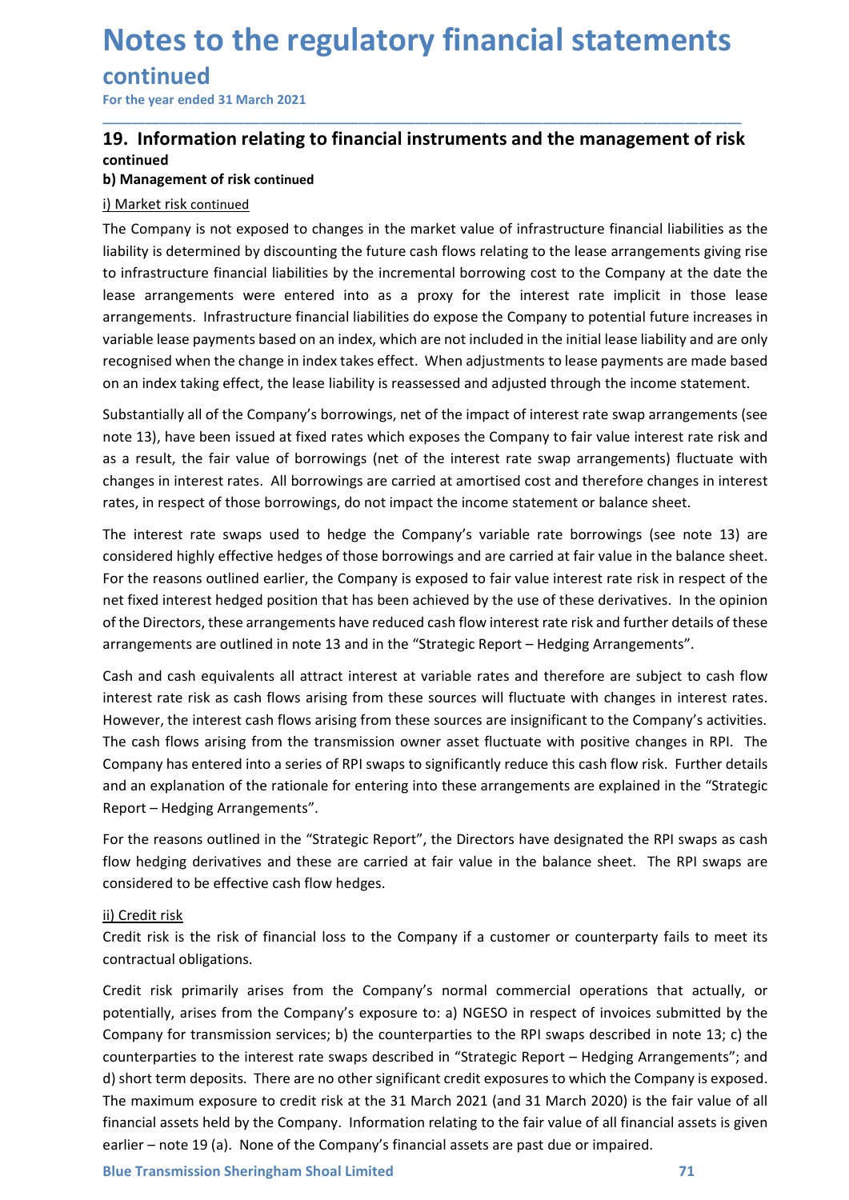# Notes to the regulatory financial statements

## continued

For the year ended 31 March 2021

## 19. Information relating to financial instruments and the management of risk continued

### b) Management of risk continued

i) Market risk continued

The Company is not exposed to changes in the market value of infrastructure financial liabilities as the liability is determined by discounting the future cash flows relating to the lease arrangements giving rise to infrastructure financial liabilities by the incremental borrowing cost to the Company at the date the lease arrangements were entered into as a proxy for the interest rate implicit in those lease arrangements. Infrastructure financial liabilities do expose the Company to potential future increases in variable lease payments based on an index, which are not included in the initial lease liability and are only recognised when the change in index takes effect. When adjustments to lease payments are made based on an index taking effect, the lease liability is reassessed and adjusted through the income statement.

Substantially all of the Company's borrowings, net of the impact of interest rate swap arrangements (see note 13), have been issued at fixed rates which exposes the Company to fair value interest rate risk and as a result, the fair value of borrowings (net of the interest rate swap arrangements) fluctuate with changes in interest rates. All borrowings are carried at amortised cost and therefore changes in interest rates, in respect of those borrowings, do not impact the income statement or balance sheet.

The interest rate swaps used to hedge the Company's variable rate borrowings (see note 13) are considered highly effective hedges of those borrowings and are carried at fair value in the balance sheet. For the reasons outlined earlier, the Company is exposed to fair value interest rate risk in respect of the net fixed interest hedged position that has been achieved by the use of these derivatives. In the opinion of the Directors, these arrangements have reduced cash flow interest rate risk and further details of these arrangements are outlined in note 13 and in the "Strategic Report – Hedging Arrangements".

Cash and cash equivalents all attract interest at variable rates and therefore are subject to cash flow interest rate risk as cash flows arising from these sources will fluctuate with changes in interest rates. However, the interest cash flows arising from these sources are insignificant to the Company's activities. The cash flows arising from the transmission owner asset fluctuate with positive changes in RPI. The Company has entered into a series of RPI swaps to significantly reduce this cash flow risk. Further details and an explanation of the rationale for entering into these arrangements are explained in the "Strategic Report – Hedging Arrangements".

For the reasons outlined in the "Strategic Report", the Directors have designated the RPI swaps as cash flow hedging derivatives and these are carried at fair value in the balance sheet. The RPI swaps are considered to be effective cash flow hedges.

ii) Credit risk

Credit risk is the risk of financial loss to the Company if a customer or counterparty fails to meet its contractual obligations.

Credit risk primarily arises from the Company's normal commercial operations that actually, or potentially, arises from the Company's exposure to: a) NGESO in respect of invoices submitted by the Company for transmission services; b) the counterparties to the RPI swaps described in note 13; c) the counterparties to the interest rate swaps described in "Strategic Report – Hedging Arrangements"; and d) short term deposits. There are no other significant credit exposures to which the Company is exposed. The maximum exposure to credit risk at the 31 March 2021 (and 31 March 2020) is the fair value of all financial assets held by the Company. Information relating to the fair value of all financial assets is given earlier – note 19 (a). None of the Company's financial assets are past due or impaired.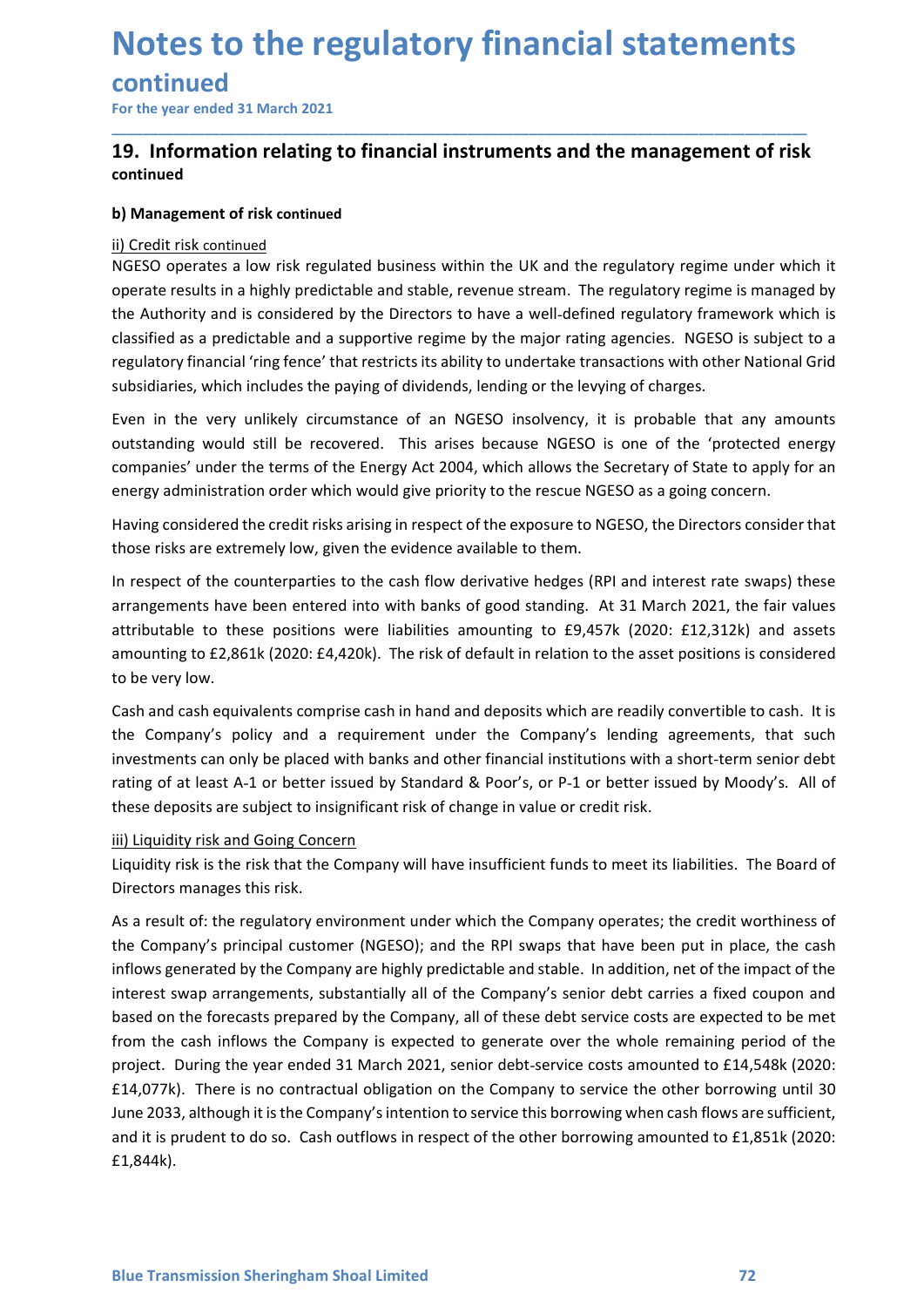# Notes to the regulatory financial statements

## continued

For the year ended 31 March 2021

## 19. Information relating to financial instruments and the management of risk

**continued**

### b) Management of risk continued

ii) Credit risk continued

NGESO operates a low risk regulated business within the UK and the regulatory regime under which it operate results in a highly predictable and stable, revenue stream. The regulatory regime is managed by the Authority and is considered by the Directors to have a well-defined regulatory framework which is classified as a predictable and a supportive regime by the major rating agencies. NGESO is subject to a regulatory financial 'ring fence' that restricts its ability to undertake transactions with other National Grid subsidiaries, which includes the paying of dividends, lending or the levying of charges.

Even in the very unlikely circumstance of an NGESO insolvency, it is probable that any amounts outstanding would still be recovered. This arises because NGESO is one of the 'protected energy companies' under the terms of the Energy Act 2004, which allows the Secretary of State to apply for an energy administration order which would give priority to the rescue NGESO as a going concern.

Having considered the credit risks arising in respect of the exposure to NGESO, the Directors consider that those risks are extremely low, given the evidence available to them.

In respect of the counterparties to the cash flow derivative hedges (RPI and interest rate swaps) these arrangements have been entered into with banks of good standing. At 31 March 2021, the fair values attributable to these positions were liabilities amounting to £9,457k (2020: £12,312k) and assets amounting to £2,861k (2020: £4,420k). The risk of default in relation to the asset positions is considered to be very low.

Cash and cash equivalents comprise cash in hand and deposits which are readily convertible to cash. It is the Company's policy and a requirement under the Company's lending agreements, that such investments can only be placed with banks and other financial institutions with a short-term senior debt rating of at least A-1 or better issued by Standard & Poor's, or P-1 or better issued by Moody's. All of these deposits are subject to insignificant risk of change in value or credit risk.

iii) Liquidity risk and Going Concern

Liquidity risk is the risk that the Company will have insufficient funds to meet its liabilities. The Board of Directors manages this risk.

As a result of: the regulatory environment under which the Company operates; the credit worthiness of the Company's principal customer (NGESO); and the RPI swaps that have been put in place, the cash inflows generated by the Company are highly predictable and stable. In addition, net of the impact of the interest swap arrangements, substantially all of the Company's senior debt carries a fixed coupon and based on the forecasts prepared by the Company, all of these debt service costs are expected to be met from the cash inflows the Company is expected to generate over the whole remaining period of the project. During the year ended 31 March 2021, senior debt-service costs amounted to £14,548k (2020: £14,077k). There is no contractual obligation on the Company to service the other borrowing until 30 June 2033, although it is the Company's intention to service this borrowing when cash flows are sufficient, and it is prudent to do so. Cash outflows in respect of the other borrowing amounted to £1,851k (2020: £1,844k).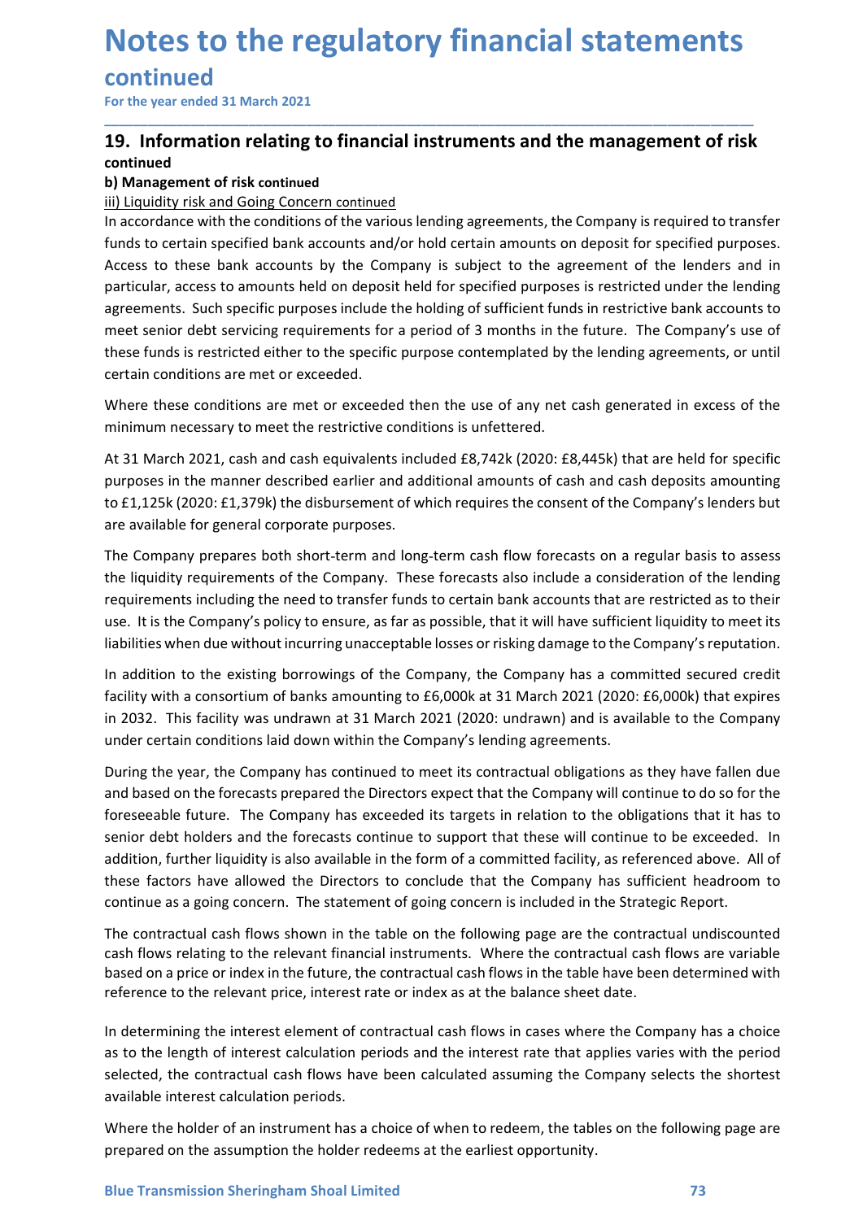# Notes to the regulatory financial statements

## continued

For the year ended 31 March 2021

## 19. Information relating to financial instruments and the management of risk

**continued**

**b) Management of risk continued**

iii) Liquidity risk and Going Concern continued

In accordance with the conditions of the various lending agreements, the Company is required to transfer funds to certain specified bank accounts and/or hold certain amounts on deposit for specified purposes. Access to these bank accounts by the Company is subject to the agreement of the lenders and in particular, access to amounts held on deposit held for specified purposes is restricted under the lending agreements. Such specific purposes include the holding of sufficient funds in restrictive bank accounts to meet senior debt servicing requirements for a period of 3 months in the future. The Company's use of these funds is restricted either to the specific purpose contemplated by the lending agreements, or until certain conditions are met or exceeded.

Where these conditions are met or exceeded then the use of any net cash generated in excess of the minimum necessary to meet the restrictive conditions is unfettered.

At 31 March 2021, cash and cash equivalents included £8,742k (2020: £8,445k) that are held for specific purposes in the manner described earlier and additional amounts of cash and cash deposits amounting to £1,125k (2020: £1,379k) the disbursement of which requires the consent of the Company's lenders but are available for general corporate purposes.

The Company prepares both short-term and long-term cash flow forecasts on a regular basis to assess the liquidity requirements of the Company. These forecasts also include a consideration of the lending requirements including the need to transfer funds to certain bank accounts that are restricted as to their use. It is the Company's policy to ensure, as far as possible, that it will have sufficient liquidity to meet its liabilities when due without incurring unacceptable losses or risking damage to the Company's reputation.

In addition to the existing borrowings of the Company, the Company has a committed secured credit facility with a consortium of banks amounting to £6,000k at 31 March 2021 (2020: £6,000k) that expires in 2032. This facility was undrawn at 31 March 2021 (2020: undrawn) and is available to the Company under certain conditions laid down within the Company's lending agreements.

During the year, the Company has continued to meet its contractual obligations as they have fallen due and based on the forecasts prepared the Directors expect that the Company will continue to do so for the foreseeable future. The Company has exceeded its targets in relation to the obligations that it has to senior debt holders and the forecasts continue to support that these will continue to be exceeded. In addition, further liquidity is also available in the form of a committed facility, as referenced above. All of these factors have allowed the Directors to conclude that the Company has sufficient headroom to continue as a going concern. The statement of going concern is included in the Strategic Report.

The contractual cash flows shown in the table on the following page are the contractual undiscounted cash flows relating to the relevant financial instruments. Where the contractual cash flows are variable based on a price or index in the future, the contractual cash flows in the table have been determined with reference to the relevant price, interest rate or index as at the balance sheet date.

In determining the interest element of contractual cash flows in cases where the Company has a choice as to the length of interest calculation periods and the interest rate that applies varies with the period selected, the contractual cash flows have been calculated assuming the Company selects the shortest available interest calculation periods.

Where the holder of an instrument has a choice of when to redeem, the tables on the following page are prepared on the assumption the holder redeems at the earliest opportunity.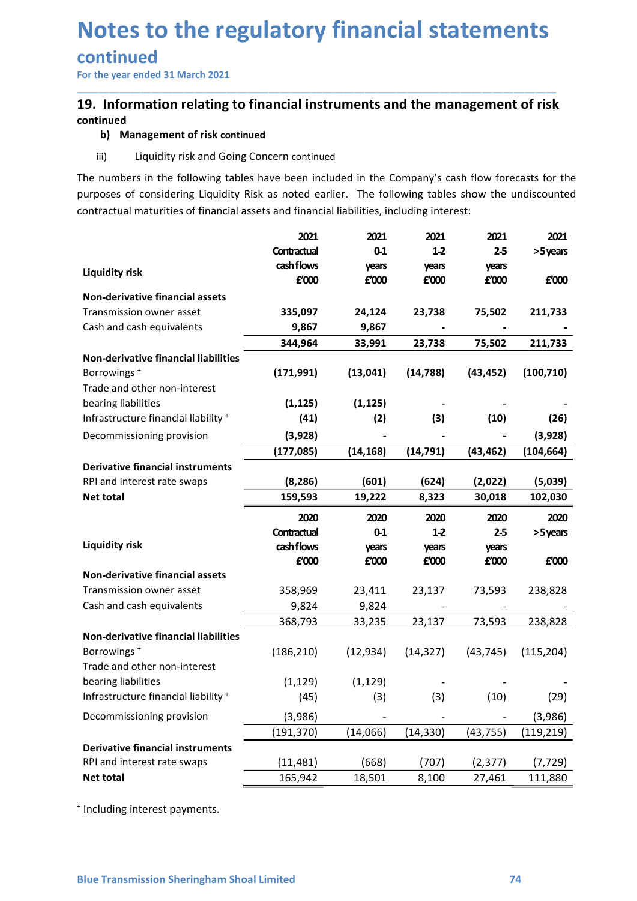# Notes to the regulatory financial statements

## continued

For the year ended 31 March 2021

## 19. Information relating to financial instruments and the management of risk

**continued**

**b) Management of risk continued**

iii) Liquidity risk and Going Concern continued

The numbers in the following tables have been included in the Company's cash flow forecasts for the purposes of considering Liquidity Risk as noted earlier. The following tables show the undiscounted contractual maturities of financial assets and financial liabilities, including interest:

| Liquidity risk | 2021 Contractual cash flows £'000 | 2021 0-1 years £'000 | 2021 1-2 years £'000 | 2021 2-5 years £'000 | 2021 >5 years £'000 |
|---|---|---|---|---|---|
| **Non-derivative financial assets** | | | | | |
| Transmission owner asset | 335,097 | 24,124 | 23,738 | 75,502 | 211,733 |
| Cash and cash equivalents | 9,867 | 9,867 | - | - | - |
| | 344,964 | 33,991 | 23,738 | 75,502 | 211,733 |
| **Non-derivative financial liabilities** | | | | | |
| Borrowings + | (171,991) | (13,041) | (14,788) | (43,452) | (100,710) |
| Trade and other non-interest bearing liabilities | (1,125) | (1,125) | - | - | - |
| Infrastructure financial liability + | (41) | (2) | (3) | (10) | (26) |
| Decommissioning provision | (3,928) | - | - | - | (3,928) |
| | (177,085) | (14,168) | (14,791) | (43,462) | (104,664) |
| **Derivative financial instruments** | | | | | |
| RPI and interest rate swaps | (8,286) | (601) | (624) | (2,022) | (5,039) |
| **Net total** | 159,593 | 19,222 | 8,323 | 30,018 | 102,030 |

| Liquidity risk | 2020 Contractual cash flows £'000 | 2020 0-1 years £'000 | 2020 1-2 years £'000 | 2020 2-5 years £'000 | 2020 >5 years £'000 |
|---|---|---|---|---|---|
| **Non-derivative financial assets** | | | | | |
| Transmission owner asset | 358,969 | 23,411 | 23,137 | 73,593 | 238,828 |
| Cash and cash equivalents | 9,824 | 9,824 | - | - | - |
| | 368,793 | 33,235 | 23,137 | 73,593 | 238,828 |
| **Non-derivative financial liabilities** | | | | | |
| Borrowings + | (186,210) | (12,934) | (14,327) | (43,745) | (115,204) |
| Trade and other non-interest bearing liabilities | (1,129) | (1,129) | - | - | - |
| Infrastructure financial liability + | (45) | (3) | (3) | (10) | (29) |
| Decommissioning provision | (3,986) | - | - | - | (3,986) |
| | (191,370) | (14,066) | (14,330) | (43,755) | (119,219) |
| **Derivative financial instruments** | | | | | |
| RPI and interest rate swaps | (11,481) | (668) | (707) | (2,377) | (7,729) |
| **Net total** | 165,942 | 18,501 | 8,100 | 27,461 | 111,880 |

+ Including interest payments.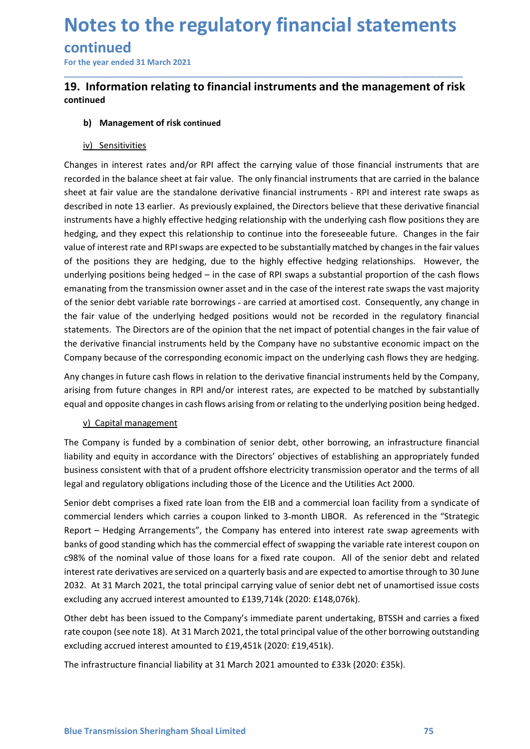# Notes to the regulatory financial statements

## continued

For the year ended 31 March 2021

## 19. Information relating to financial instruments and the management of risk

**continued**

### b) Management of risk continued

#### iv) Sensitivities

Changes in interest rates and/or RPI affect the carrying value of those financial instruments that are recorded in the balance sheet at fair value. The only financial instruments that are carried in the balance sheet at fair value are the standalone derivative financial instruments - RPI and interest rate swaps as described in note 13 earlier. As previously explained, the Directors believe that these derivative financial instruments have a highly effective hedging relationship with the underlying cash flow positions they are hedging, and they expect this relationship to continue into the foreseeable future. Changes in the fair value of interest rate and RPI swaps are expected to be substantially matched by changes in the fair values of the positions they are hedging, due to the highly effective hedging relationships. However, the underlying positions being hedged – in the case of RPI swaps a substantial proportion of the cash flows emanating from the transmission owner asset and in the case of the interest rate swaps the vast majority of the senior debt variable rate borrowings - are carried at amortised cost. Consequently, any change in the fair value of the underlying hedged positions would not be recorded in the regulatory financial statements. The Directors are of the opinion that the net impact of potential changes in the fair value of the derivative financial instruments held by the Company have no substantive economic impact on the Company because of the corresponding economic impact on the underlying cash flows they are hedging.

Any changes in future cash flows in relation to the derivative financial instruments held by the Company, arising from future changes in RPI and/or interest rates, are expected to be matched by substantially equal and opposite changes in cash flows arising from or relating to the underlying position being hedged.

#### v) Capital management

The Company is funded by a combination of senior debt, other borrowing, an infrastructure financial liability and equity in accordance with the Directors' objectives of establishing an appropriately funded business consistent with that of a prudent offshore electricity transmission operator and the terms of all legal and regulatory obligations including those of the Licence and the Utilities Act 2000.

Senior debt comprises a fixed rate loan from the EIB and a commercial loan facility from a syndicate of commercial lenders which carries a coupon linked to 3-month LIBOR. As referenced in the "Strategic Report – Hedging Arrangements", the Company has entered into interest rate swap agreements with banks of good standing which has the commercial effect of swapping the variable rate interest coupon on c98% of the nominal value of those loans for a fixed rate coupon. All of the senior debt and related interest rate derivatives are serviced on a quarterly basis and are expected to amortise through to 30 June 2032. At 31 March 2021, the total principal carrying value of senior debt net of unamortised issue costs excluding any accrued interest amounted to £139,714k (2020: £148,076k).

Other debt has been issued to the Company's immediate parent undertaking, BTSSH and carries a fixed rate coupon (see note 18). At 31 March 2021, the total principal value of the other borrowing outstanding excluding accrued interest amounted to £19,451k (2020: £19,451k).

The infrastructure financial liability at 31 March 2021 amounted to £33k (2020: £35k).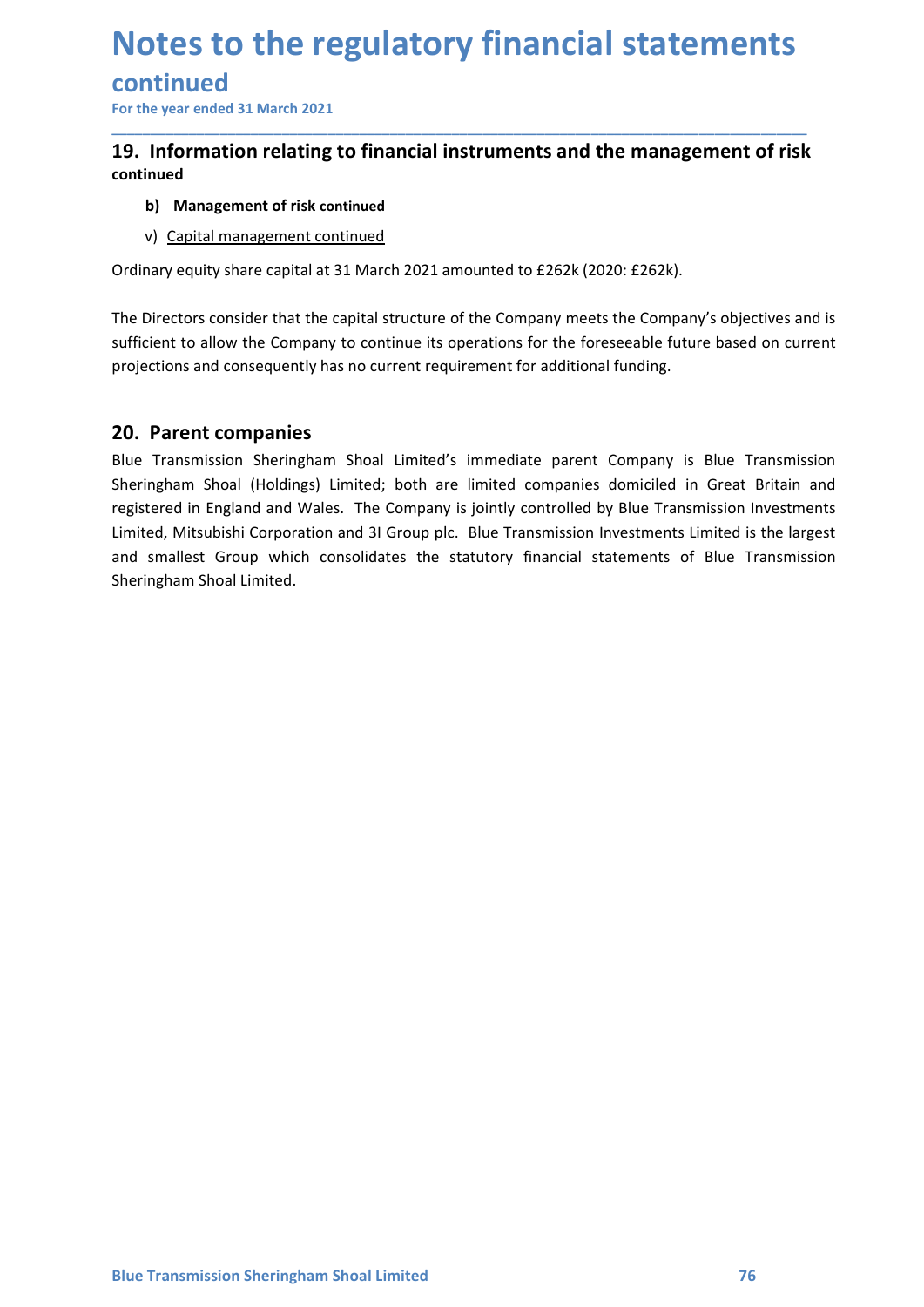# Notes to the regulatory financial statements

## continued

For the year ended 31 March 2021

## 19. Information relating to financial instruments and the management of risk

**continued**

**b) Management of risk continued**

v) Capital management continued

Ordinary equity share capital at 31 March 2021 amounted to £262k (2020: £262k).

The Directors consider that the capital structure of the Company meets the Company's objectives and is sufficient to allow the Company to continue its operations for the foreseeable future based on current projections and consequently has no current requirement for additional funding.

## 20. Parent companies

Blue Transmission Sheringham Shoal Limited's immediate parent Company is Blue Transmission Sheringham Shoal (Holdings) Limited; both are limited companies domiciled in Great Britain and registered in England and Wales. The Company is jointly controlled by Blue Transmission Investments Limited, Mitsubishi Corporation and 3I Group plc. Blue Transmission Investments Limited is the largest and smallest Group which consolidates the statutory financial statements of Blue Transmission Sheringham Shoal Limited.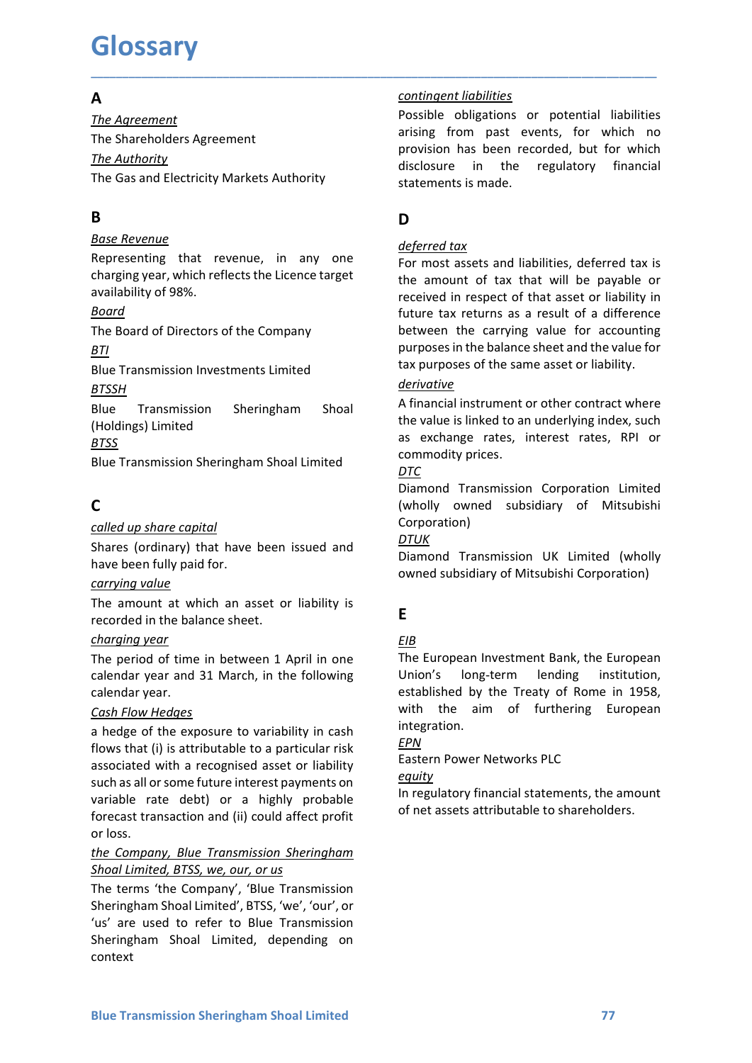# Glossary

## A

*The Agreement*

The Shareholders Agreement

*The Authority*

The Gas and Electricity Markets Authority

## B

*Base Revenue*

Representing that revenue, in any one charging year, which reflects the Licence target availability of 98%.

*Board*

The Board of Directors of the Company

*BTI*

Blue Transmission Investments Limited

*BTSSH*

Blue Transmission Sheringham Shoal (Holdings) Limited

*BTSS*

Blue Transmission Sheringham Shoal Limited

## C

*called up share capital*

Shares (ordinary) that have been issued and have been fully paid for.

*carrying value*

The amount at which an asset or liability is recorded in the balance sheet.

*charging year*

The period of time in between 1 April in one calendar year and 31 March, in the following calendar year.

*Cash Flow Hedges*

a hedge of the exposure to variability in cash flows that (i) is attributable to a particular risk associated with a recognised asset or liability such as all or some future interest payments on variable rate debt) or a highly probable forecast transaction and (ii) could affect profit or loss.

*the Company, Blue Transmission Sheringham Shoal Limited, BTSS, we, our, or us*

The terms 'the Company', 'Blue Transmission Sheringham Shoal Limited', BTSS, 'we', 'our', or 'us' are used to refer to Blue Transmission Sheringham Shoal Limited, depending on context

*contingent liabilities*

Possible obligations or potential liabilities arising from past events, for which no provision has been recorded, but for which disclosure in the regulatory financial statements is made.

## D

*deferred tax*

For most assets and liabilities, deferred tax is the amount of tax that will be payable or received in respect of that asset or liability in future tax returns as a result of a difference between the carrying value for accounting purposes in the balance sheet and the value for tax purposes of the same asset or liability.

*derivative*

A financial instrument or other contract where the value is linked to an underlying index, such as exchange rates, interest rates, RPI or commodity prices.

*DTC*

Diamond Transmission Corporation Limited (wholly owned subsidiary of Mitsubishi Corporation)

*DTUK*

Diamond Transmission UK Limited (wholly owned subsidiary of Mitsubishi Corporation)

## E

*EIB*

The European Investment Bank, the European Union's long-term lending institution, established by the Treaty of Rome in 1958, with the aim of furthering European integration.

*EPN*

Eastern Power Networks PLC

*equity*

In regulatory financial statements, the amount of net assets attributable to shareholders.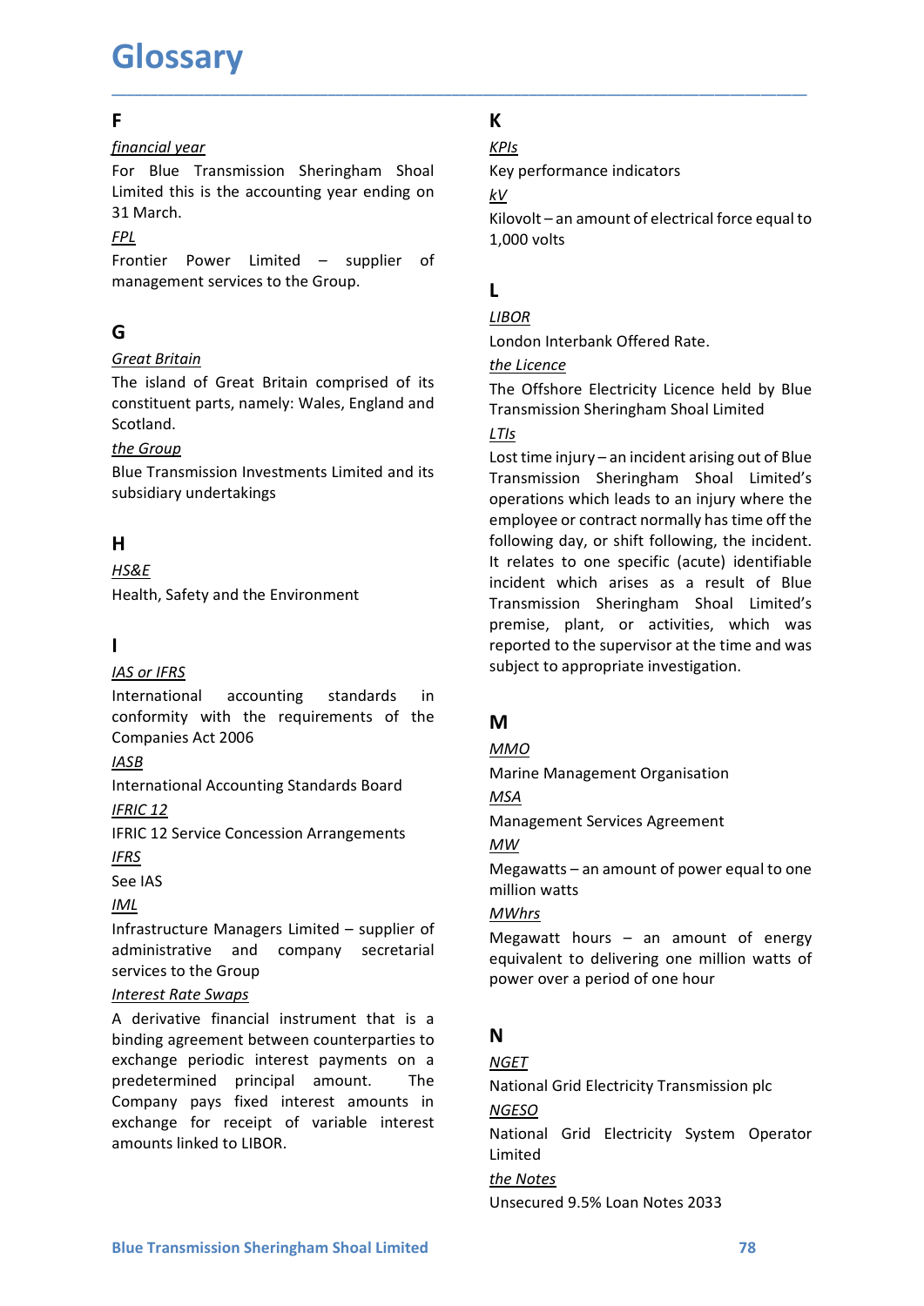# Glossary

## F

*financial year*

For Blue Transmission Sheringham Shoal Limited this is the accounting year ending on 31 March.

*FPL*

Frontier Power Limited – supplier of management services to the Group.

## G

*Great Britain*

The island of Great Britain comprised of its constituent parts, namely: Wales, England and Scotland.

*the Group*

Blue Transmission Investments Limited and its subsidiary undertakings

## H

*HS&E*

Health, Safety and the Environment

## I

*IAS or IFRS*

International accounting standards in conformity with the requirements of the Companies Act 2006

*IASB*

International Accounting Standards Board

*IFRIC 12*

IFRIC 12 Service Concession Arrangements

*IFRS*

See IAS

*IML*

Infrastructure Managers Limited – supplier of administrative and company secretarial services to the Group

*Interest Rate Swaps*

A derivative financial instrument that is a binding agreement between counterparties to exchange periodic interest payments on a predetermined principal amount. The Company pays fixed interest amounts in exchange for receipt of variable interest amounts linked to LIBOR.

## K

*KPIs*

Key performance indicators

*kV*

Kilovolt – an amount of electrical force equal to 1,000 volts

## L

*LIBOR*

London Interbank Offered Rate.

*the Licence*

The Offshore Electricity Licence held by Blue Transmission Sheringham Shoal Limited

*LTIs*

Lost time injury – an incident arising out of Blue Transmission Sheringham Shoal Limited's operations which leads to an injury where the employee or contract normally has time off the following day, or shift following, the incident. It relates to one specific (acute) identifiable incident which arises as a result of Blue Transmission Sheringham Shoal Limited's premise, plant, or activities, which was reported to the supervisor at the time and was subject to appropriate investigation.

## M

*MMO*

Marine Management Organisation

*MSA*

Management Services Agreement

*MW*

Megawatts – an amount of power equal to one million watts

*MWhrs*

Megawatt hours – an amount of energy equivalent to delivering one million watts of power over a period of one hour

## N

*NGET*

National Grid Electricity Transmission plc

*NGESO*

National Grid Electricity System Operator Limited

*the Notes*

Unsecured 9.5% Loan Notes 2033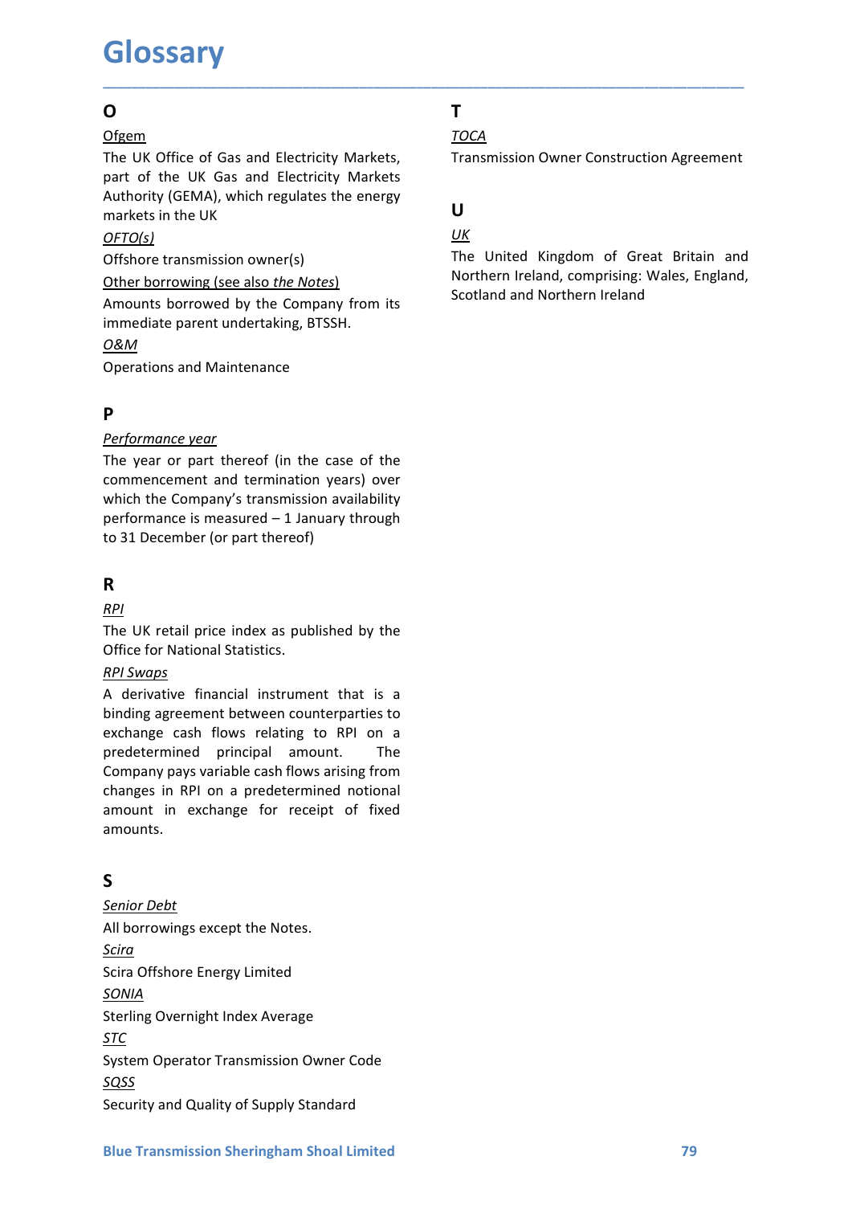# Glossary

## O

Ofgem

The UK Office of Gas and Electricity Markets, part of the UK Gas and Electricity Markets Authority (GEMA), which regulates the energy markets in the UK

*OFTO(s)*

Offshore transmission owner(s)

Other borrowing (see also *the Notes*)

Amounts borrowed by the Company from its immediate parent undertaking, BTSSH.

*O&M*

Operations and Maintenance

## P

*Performance year*

The year or part thereof (in the case of the commencement and termination years) over which the Company's transmission availability performance is measured – 1 January through to 31 December (or part thereof)

## R

*RPI*

The UK retail price index as published by the Office for National Statistics.

*RPI Swaps*

A derivative financial instrument that is a binding agreement between counterparties to exchange cash flows relating to RPI on a predetermined principal amount. The Company pays variable cash flows arising from changes in RPI on a predetermined notional amount in exchange for receipt of fixed amounts.

## S

*Senior Debt*

All borrowings except the Notes.

*Scira*

Scira Offshore Energy Limited

*SONIA*

Sterling Overnight Index Average

*STC*

System Operator Transmission Owner Code

*SQSS*

Security and Quality of Supply Standard

## T

*TOCA*

Transmission Owner Construction Agreement

## U

*UK*

The United Kingdom of Great Britain and Northern Ireland, comprising: Wales, England, Scotland and Northern Ireland